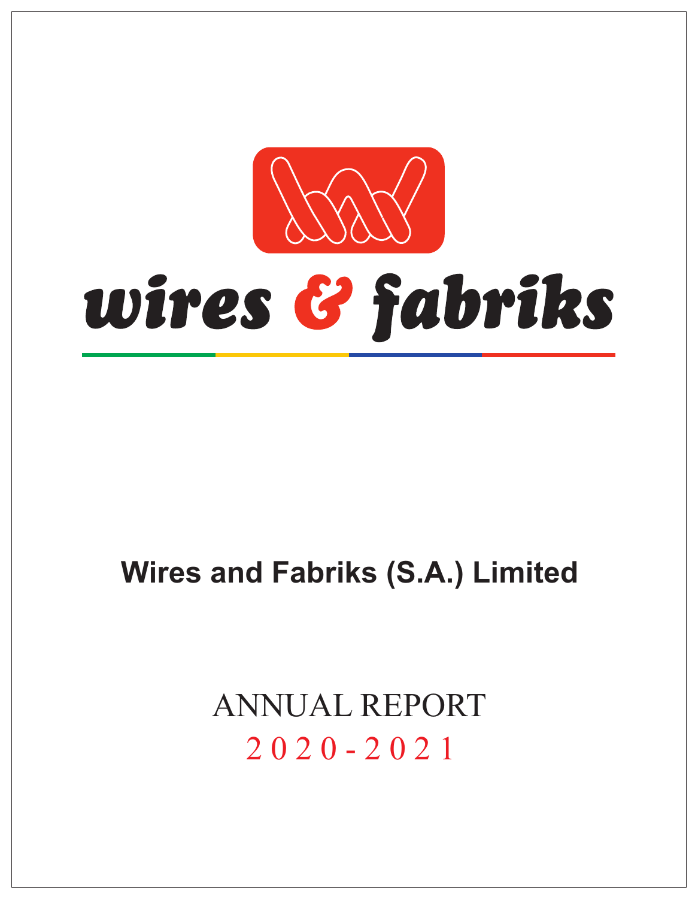wires & fabriks

# Wires and Fabriks (S.A.) Limited

## ANNUAL REPORT
## 2020-2021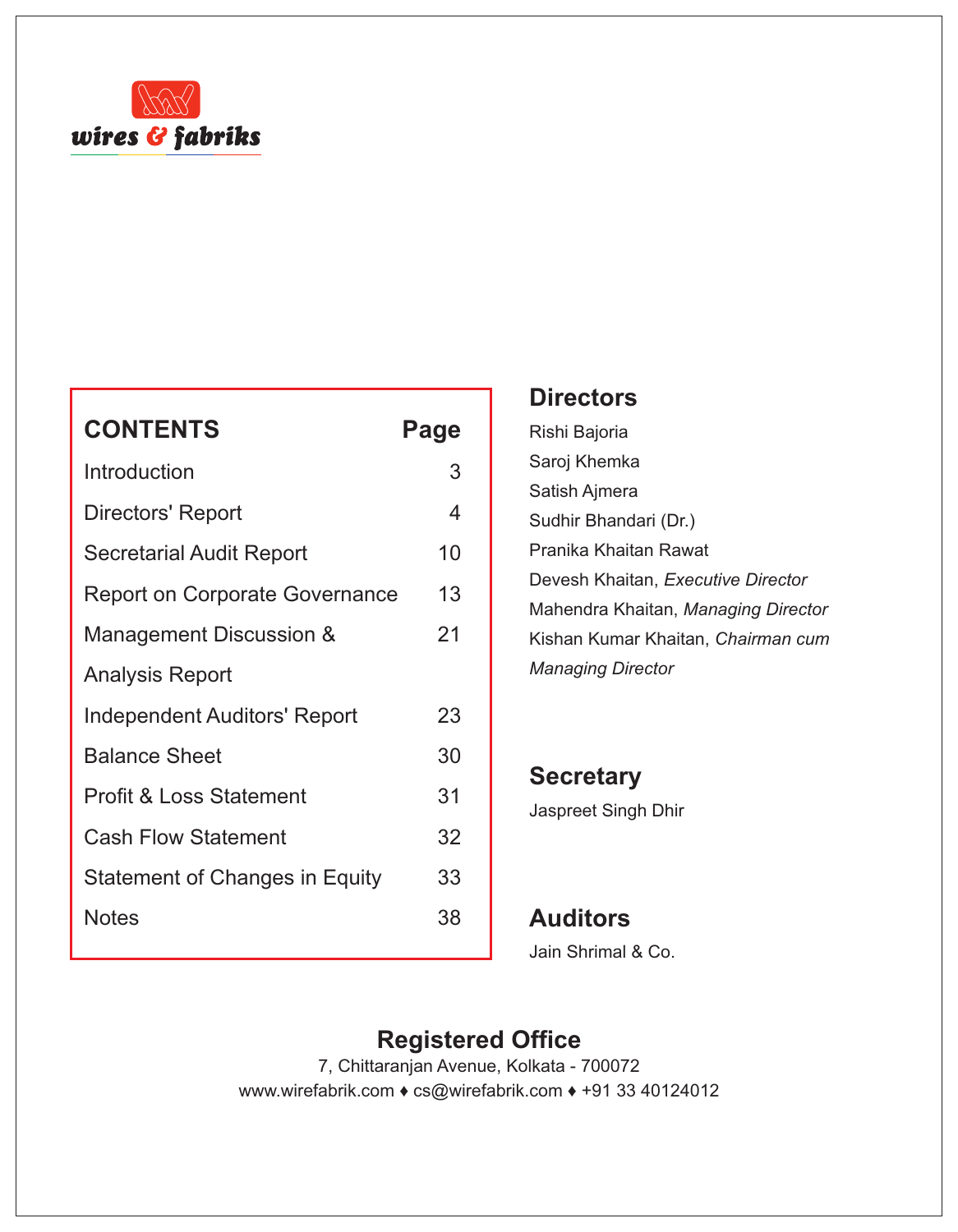wires & fabriks

## CONTENTS

| CONTENTS | Page |
|---|---|
| Introduction | 3 |
| Directors' Report | 4 |
| Secretarial Audit Report | 10 |
| Report on Corporate Governance | 13 |
| Management Discussion & Analysis Report | 21 |
| Independent Auditors' Report | 23 |
| Balance Sheet | 30 |
| Profit & Loss Statement | 31 |
| Cash Flow Statement | 32 |
| Statement of Changes in Equity | 33 |
| Notes | 38 |

## Directors

Rishi Bajoria
Saroj Khemka
Satish Ajmera
Sudhir Bhandari (Dr.)
Pranika Khaitan Rawat
Devesh Khaitan, *Executive Director*
Mahendra Khaitan, *Managing Director*
Kishan Kumar Khaitan, *Chairman cum Managing Director*

## Secretary

Jaspreet Singh Dhir

## Auditors

Jain Shrimal & Co.

## Registered Office

7, Chittaranjan Avenue, Kolkata - 700072
www.wirefabrik.com ♦ cs@wirefabrik.com ♦ +91 33 40124012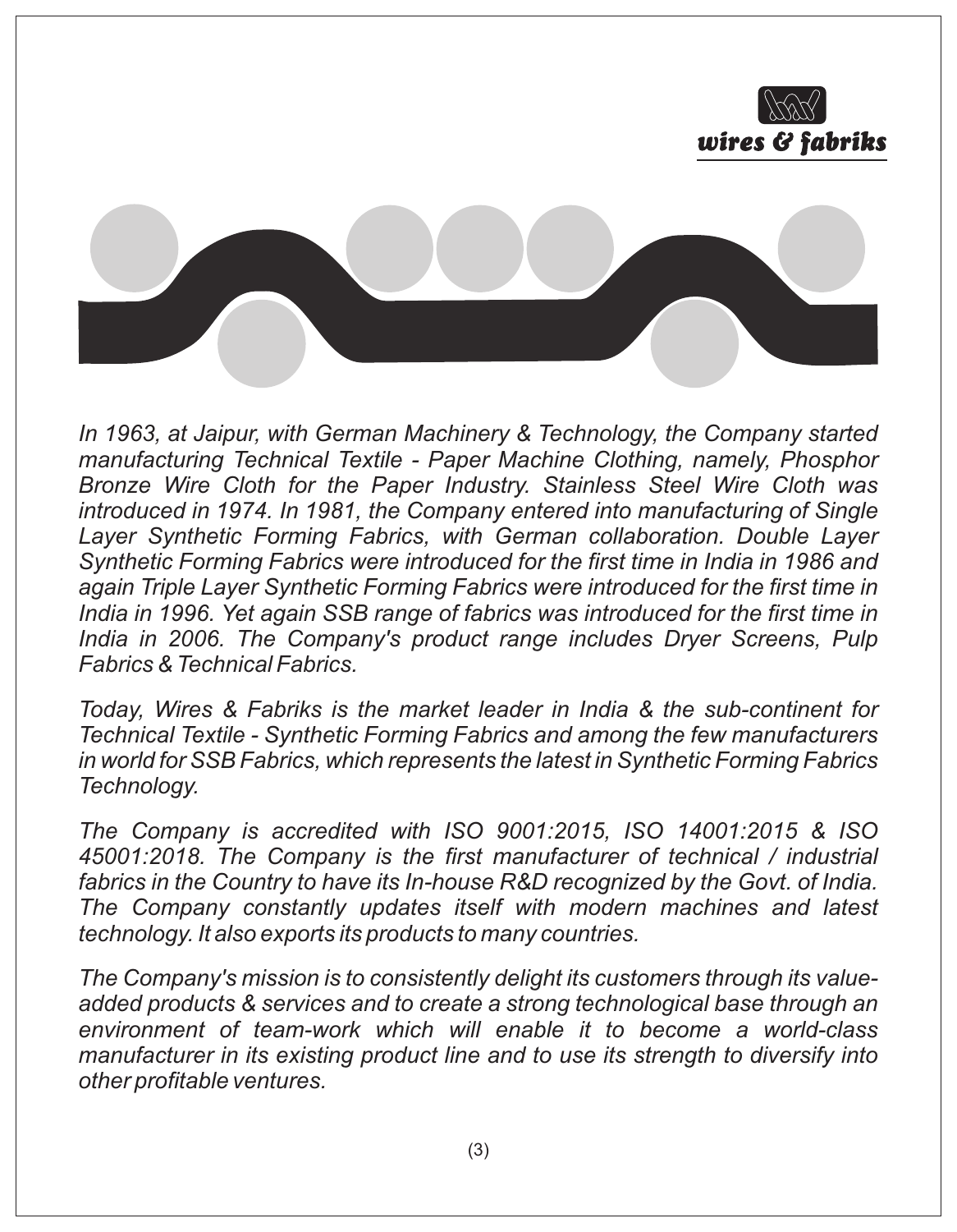*In 1963, at Jaipur, with German Machinery & Technology, the Company started manufacturing Technical Textile - Paper Machine Clothing, namely, Phosphor Bronze Wire Cloth for the Paper Industry. Stainless Steel Wire Cloth was introduced in 1974. In 1981, the Company entered into manufacturing of Single Layer Synthetic Forming Fabrics, with German collaboration. Double Layer Synthetic Forming Fabrics were introduced for the first time in India in 1986 and again Triple Layer Synthetic Forming Fabrics were introduced for the first time in India in 1996. Yet again SSB range of fabrics was introduced for the first time in India in 2006. The Company's product range includes Dryer Screens, Pulp Fabrics & Technical Fabrics.*

*Today, Wires & Fabriks is the market leader in India & the sub-continent for Technical Textile - Synthetic Forming Fabrics and among the few manufacturers in world for SSB Fabrics, which represents the latest in Synthetic Forming Fabrics Technology.*

*The Company is accredited with ISO 9001:2015, ISO 14001:2015 & ISO 45001:2018. The Company is the first manufacturer of technical / industrial fabrics in the Country to have its In-house R&D recognized by the Govt. of India. The Company constantly updates itself with modern machines and latest technology. It also exports its products to many countries.*

*The Company's mission is to consistently delight its customers through its value-added products & services and to create a strong technological base through an environment of team-work which will enable it to become a world-class manufacturer in its existing product line and to use its strength to diversify into other profitable ventures.*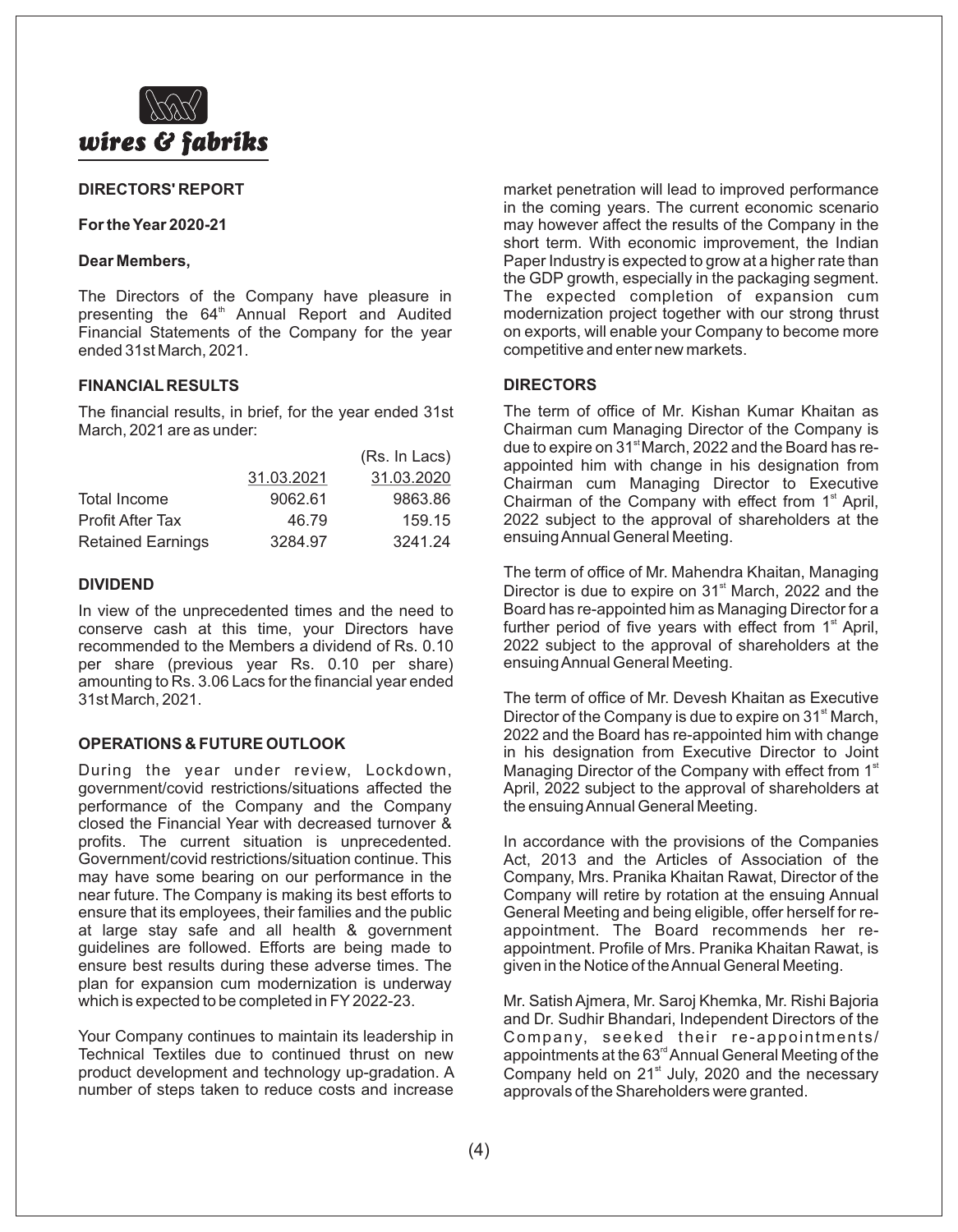## DIRECTORS' REPORT

**For the Year 2020-21**

**Dear Members,**

The Directors of the Company have pleasure in presenting the 64th Annual Report and Audited Financial Statements of the Company for the year ended 31st March, 2021.

### FINANCIAL RESULTS

The financial results, in brief, for the year ended 31st March, 2021 are as under:

| | 31.03.2021 | 31.03.2020 |
|---|---|---|
| | | (Rs. In Lacs) |
| Total Income | 9062.61 | 9863.86 |
| Profit After Tax | 46.79 | 159.15 |
| Retained Earnings | 3284.97 | 3241.24 |

### DIVIDEND

In view of the unprecedented times and the need to conserve cash at this time, your Directors have recommended to the Members a dividend of Rs. 0.10 per share (previous year Rs. 0.10 per share) amounting to Rs. 3.06 Lacs for the financial year ended 31st March, 2021.

### OPERATIONS & FUTURE OUTLOOK

During the year under review, Lockdown, government/covid restrictions/situations affected the performance of the Company and the Company closed the Financial Year with decreased turnover & profits. The current situation is unprecedented. Government/covid restrictions/situation continue. This may have some bearing on our performance in the near future. The Company is making its best efforts to ensure that its employees, their families and the public at large stay safe and all health & government guidelines are followed. Efforts are being made to ensure best results during these adverse times. The plan for expansion cum modernization is underway which is expected to be completed in FY 2022-23.

Your Company continues to maintain its leadership in Technical Textiles due to continued thrust on new product development and technology up-gradation. A number of steps taken to reduce costs and increase market penetration will lead to improved performance in the coming years. The current economic scenario may however affect the results of the Company in the short term. With economic improvement, the Indian Paper Industry is expected to grow at a higher rate than the GDP growth, especially in the packaging segment. The expected completion of expansion cum modernization project together with our strong thrust on exports, will enable your Company to become more competitive and enter new markets.

### DIRECTORS

The term of office of Mr. Kishan Kumar Khaitan as Chairman cum Managing Director of the Company is due to expire on 31st March, 2022 and the Board has re-appointed him with change in his designation from Chairman cum Managing Director to Executive Chairman of the Company with effect from 1st April, 2022 subject to the approval of shareholders at the ensuing Annual General Meeting.

The term of office of Mr. Mahendra Khaitan, Managing Director is due to expire on 31st March, 2022 and the Board has re-appointed him as Managing Director for a further period of five years with effect from 1st April, 2022 subject to the approval of shareholders at the ensuing Annual General Meeting.

The term of office of Mr. Devesh Khaitan as Executive Director of the Company is due to expire on 31st March, 2022 and the Board has re-appointed him with change in his designation from Executive Director to Joint Managing Director of the Company with effect from 1st April, 2022 subject to the approval of shareholders at the ensuing Annual General Meeting.

In accordance with the provisions of the Companies Act, 2013 and the Articles of Association of the Company, Mrs. Pranika Khaitan Rawat, Director of the Company will retire by rotation at the ensuing Annual General Meeting and being eligible, offer herself for re-appointment. The Board recommends her re-appointment. Profile of Mrs. Pranika Khaitan Rawat, is given in the Notice of the Annual General Meeting.

Mr. Satish Ajmera, Mr. Saroj Khemka, Mr. Rishi Bajoria and Dr. Sudhir Bhandari, Independent Directors of the Company, seeked their re-appointments/appointments at the 63rd Annual General Meeting of the Company held on 21st July, 2020 and the necessary approvals of the Shareholders were granted.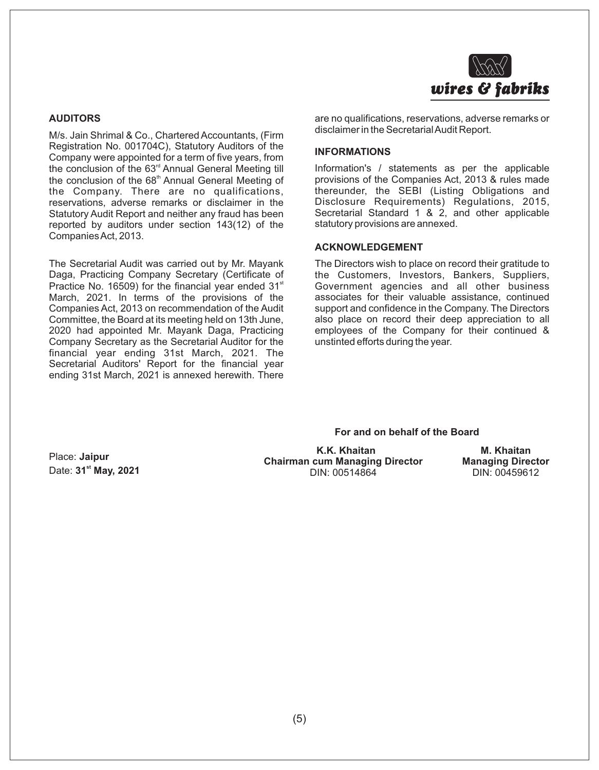## AUDITORS

M/s. Jain Shrimal & Co., Chartered Accountants, (Firm Registration No. 001704C), Statutory Auditors of the Company were appointed for a term of five years, from the conclusion of the 63rd Annual General Meeting till the conclusion of the 68th Annual General Meeting of the Company. There are no qualifications, reservations, adverse remarks or disclaimer in the Statutory Audit Report and neither any fraud has been reported by auditors under section 143(12) of the Companies Act, 2013.

The Secretarial Audit was carried out by Mr. Mayank Daga, Practicing Company Secretary (Certificate of Practice No. 16509) for the financial year ended 31st March, 2021. In terms of the provisions of the Companies Act, 2013 on recommendation of the Audit Committee, the Board at its meeting held on 13th June, 2020 had appointed Mr. Mayank Daga, Practicing Company Secretary as the Secretarial Auditor for the financial year ending 31st March, 2021. The Secretarial Auditors' Report for the financial year ending 31st March, 2021 is annexed herewith. There are no qualifications, reservations, adverse remarks or disclaimer in the Secretarial Audit Report.

## INFORMATIONS

Information's / statements as per the applicable provisions of the Companies Act, 2013 & rules made thereunder, the SEBI (Listing Obligations and Disclosure Requirements) Regulations, 2015, Secretarial Standard 1 & 2, and other applicable statutory provisions are annexed.

## ACKNOWLEDGEMENT

The Directors wish to place on record their gratitude to the Customers, Investors, Bankers, Suppliers, Government agencies and all other business associates for their valuable assistance, continued support and confidence in the Company. The Directors also place on record their deep appreciation to all employees of the Company for their continued & unstinted efforts during the year.

**For and on behalf of the Board**

Place: **Jaipur**
Date: **31st May, 2021**

**K.K. Khaitan**
**Chairman cum Managing Director**
DIN: 00514864

**M. Khaitan**
**Managing Director**
DIN: 00459612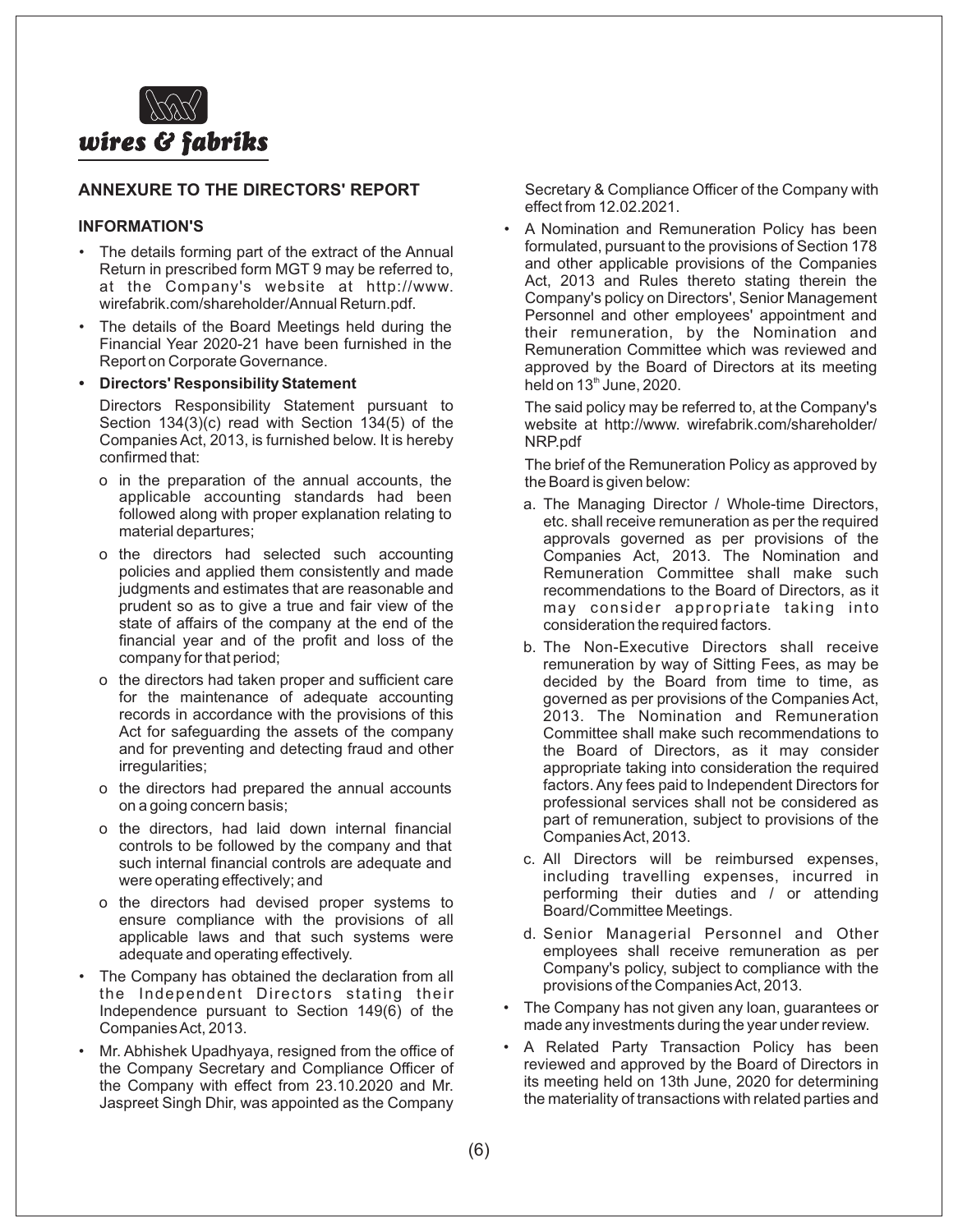## ANNEXURE TO THE DIRECTORS' REPORT

### INFORMATION'S

- The details forming part of the extract of the Annual Return in prescribed form MGT 9 may be referred to, at the Company's website at http://www. wirefabrik.com/shareholder/Annual Return.pdf.
- The details of the Board Meetings held during the Financial Year 2020-21 have been furnished in the Report on Corporate Governance.
- **Directors' Responsibility Statement**

  Directors Responsibility Statement pursuant to Section 134(3)(c) read with Section 134(5) of the Companies Act, 2013, is furnished below. It is hereby confirmed that:

  - o in the preparation of the annual accounts, the applicable accounting standards had been followed along with proper explanation relating to material departures;
  - o the directors had selected such accounting policies and applied them consistently and made judgments and estimates that are reasonable and prudent so as to give a true and fair view of the state of affairs of the company at the end of the financial year and of the profit and loss of the company for that period;
  - o the directors had taken proper and sufficient care for the maintenance of adequate accounting records in accordance with the provisions of this Act for safeguarding the assets of the company and for preventing and detecting fraud and other irregularities;
  - o the directors had prepared the annual accounts on a going concern basis;
  - o the directors, had laid down internal financial controls to be followed by the company and that such internal financial controls are adequate and were operating effectively; and
  - o the directors had devised proper systems to ensure compliance with the provisions of all applicable laws and that such systems were adequate and operating effectively.
- The Company has obtained the declaration from all the Independent Directors stating their Independence pursuant to Section 149(6) of the Companies Act, 2013.
- Mr. Abhishek Upadhyaya, resigned from the office of the Company Secretary and Compliance Officer of the Company with effect from 23.10.2020 and Mr. Jaspreet Singh Dhir, was appointed as the Company Secretary & Compliance Officer of the Company with effect from 12.02.2021.
- A Nomination and Remuneration Policy has been formulated, pursuant to the provisions of Section 178 and other applicable provisions of the Companies Act, 2013 and Rules thereto stating therein the Company's policy on Directors', Senior Management Personnel and other employees' appointment and their remuneration, by the Nomination and Remuneration Committee which was reviewed and approved by the Board of Directors at its meeting held on 13th June, 2020.

  The said policy may be referred to, at the Company's website at http://www. wirefabrik.com/shareholder/ NRP.pdf

  The brief of the Remuneration Policy as approved by the Board is given below:

  a. The Managing Director / Whole-time Directors, etc. shall receive remuneration as per the required approvals governed as per provisions of the Companies Act, 2013. The Nomination and Remuneration Committee shall make such recommendations to the Board of Directors, as it may consider appropriate taking into consideration the required factors.

  b. The Non-Executive Directors shall receive remuneration by way of Sitting Fees, as may be decided by the Board from time to time, as governed as per provisions of the Companies Act, 2013. The Nomination and Remuneration Committee shall make such recommendations to the Board of Directors, as it may consider appropriate taking into consideration the required factors. Any fees paid to Independent Directors for professional services shall not be considered as part of remuneration, subject to provisions of the Companies Act, 2013.

  c. All Directors will be reimbursed expenses, including travelling expenses, incurred in performing their duties and / or attending Board/Committee Meetings.

  d. Senior Managerial Personnel and Other employees shall receive remuneration as per Company's policy, subject to compliance with the provisions of the Companies Act, 2013.
- The Company has not given any loan, guarantees or made any investments during the year under review.
- A Related Party Transaction Policy has been reviewed and approved by the Board of Directors in its meeting held on 13th June, 2020 for determining the materiality of transactions with related parties and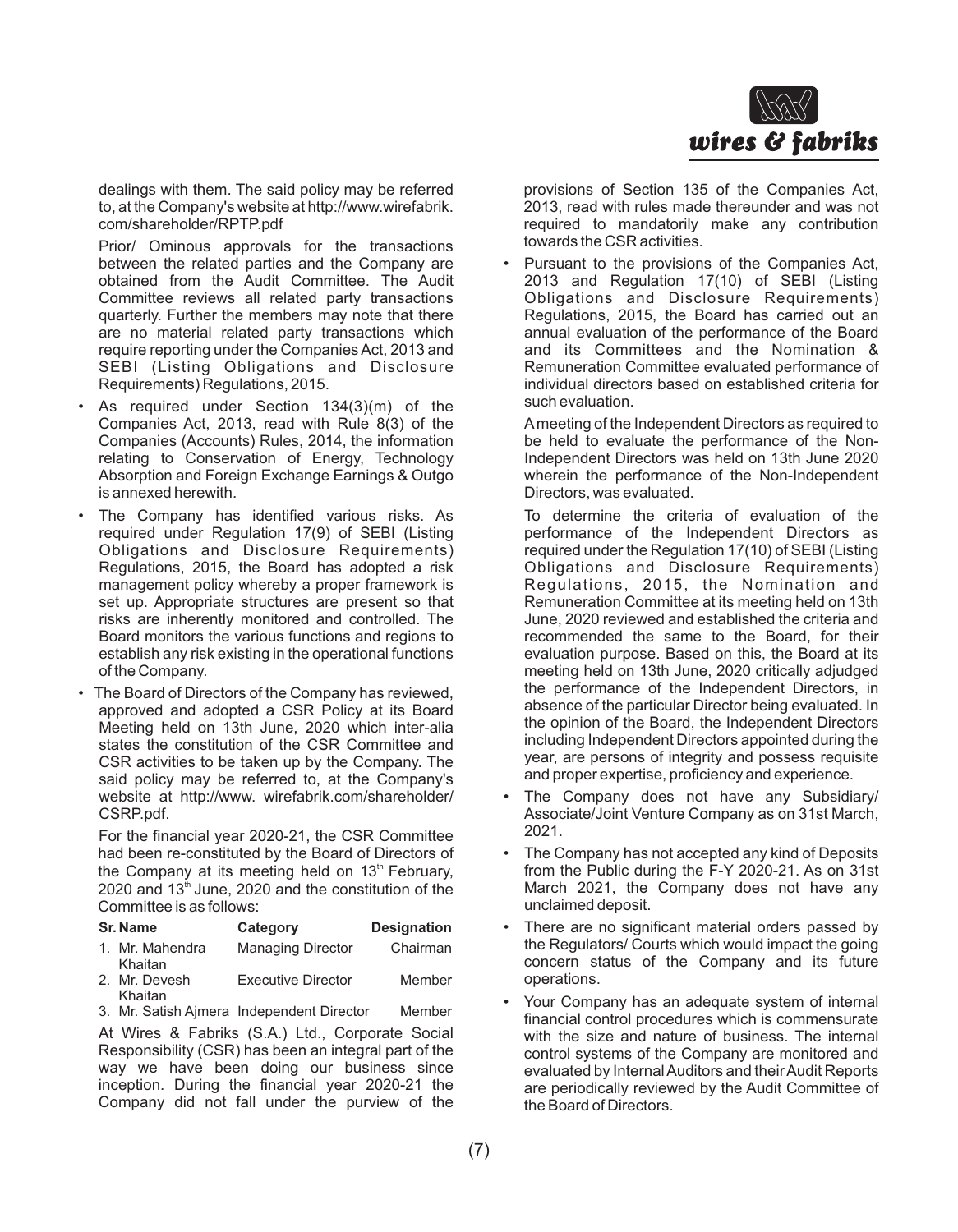dealings with them. The said policy may be referred to, at the Company's website at http://www.wirefabrik.com/shareholder/RPTP.pdf

Prior/ Ominous approvals for the transactions between the related parties and the Company are obtained from the Audit Committee. The Audit Committee reviews all related party transactions quarterly. Further the members may note that there are no material related party transactions which require reporting under the Companies Act, 2013 and SEBI (Listing Obligations and Disclosure Requirements) Regulations, 2015.

- As required under Section 134(3)(m) of the Companies Act, 2013, read with Rule 8(3) of the Companies (Accounts) Rules, 2014, the information relating to Conservation of Energy, Technology Absorption and Foreign Exchange Earnings & Outgo is annexed herewith.
- The Company has identified various risks. As required under Regulation 17(9) of SEBI (Listing Obligations and Disclosure Requirements) Regulations, 2015, the Board has adopted a risk management policy whereby a proper framework is set up. Appropriate structures are present so that risks are inherently monitored and controlled. The Board monitors the various functions and regions to establish any risk existing in the operational functions of the Company.
- The Board of Directors of the Company has reviewed, approved and adopted a CSR Policy at its Board Meeting held on 13th June, 2020 which inter-alia states the constitution of the CSR Committee and CSR activities to be taken up by the Company. The said policy may be referred to, at the Company's website at http://www. wirefabrik.com/shareholder/CSRP.pdf.

For the financial year 2020-21, the CSR Committee had been re-constituted by the Board of Directors of the Company at its meeting held on 13th February, 2020 and 13th June, 2020 and the constitution of the Committee is as follows:

| Sr. | Name | Category | Designation |
|---|---|---|---|
| 1. | Mr. Mahendra Khaitan | Managing Director | Chairman |
| 2. | Mr. Devesh Khaitan | Executive Director | Member |
| 3. | Mr. Satish Ajmera | Independent Director | Member |

At Wires & Fabriks (S.A.) Ltd., Corporate Social Responsibility (CSR) has been an integral part of the way we have been doing our business since inception. During the financial year 2020-21 the Company did not fall under the purview of the provisions of Section 135 of the Companies Act, 2013, read with rules made thereunder and was not required to mandatorily make any contribution towards the CSR activities.

- Pursuant to the provisions of the Companies Act, 2013 and Regulation 17(10) of SEBI (Listing Obligations and Disclosure Requirements) Regulations, 2015, the Board has carried out an annual evaluation of the performance of the Board and its Committees and the Nomination & Remuneration Committee evaluated performance of individual directors based on established criteria for such evaluation.

A meeting of the Independent Directors as required to be held to evaluate the performance of the Non-Independent Directors was held on 13th June 2020 wherein the performance of the Non-Independent Directors, was evaluated.

To determine the criteria of evaluation of the performance of the Independent Directors as required under the Regulation 17(10) of SEBI (Listing Obligations and Disclosure Requirements) Regulations, 2015, the Nomination and Remuneration Committee at its meeting held on 13th June, 2020 reviewed and established the criteria and recommended the same to the Board, for their evaluation purpose. Based on this, the Board at its meeting held on 13th June, 2020 critically adjudged the performance of the Independent Directors, in absence of the particular Director being evaluated. In the opinion of the Board, the Independent Directors including Independent Directors appointed during the year, are persons of integrity and possess requisite and proper expertise, proficiency and experience.

- The Company does not have any Subsidiary/ Associate/Joint Venture Company as on 31st March, 2021.
- The Company has not accepted any kind of Deposits from the Public during the F-Y 2020-21. As on 31st March 2021, the Company does not have any unclaimed deposit.
- There are no significant material orders passed by the Regulators/ Courts which would impact the going concern status of the Company and its future operations.
- Your Company has an adequate system of internal financial control procedures which is commensurate with the size and nature of business. The internal control systems of the Company are monitored and evaluated by Internal Auditors and their Audit Reports are periodically reviewed by the Audit Committee of the Board of Directors.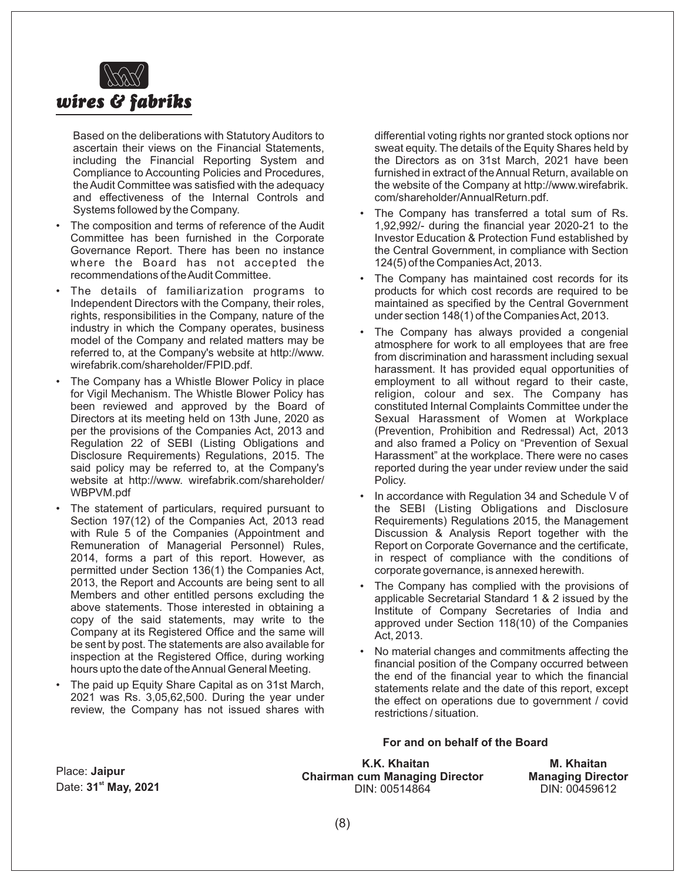Based on the deliberations with Statutory Auditors to ascertain their views on the Financial Statements, including the Financial Reporting System and Compliance to Accounting Policies and Procedures, the Audit Committee was satisfied with the adequacy and effectiveness of the Internal Controls and Systems followed by the Company.

- The composition and terms of reference of the Audit Committee has been furnished in the Corporate Governance Report. There has been no instance where the Board has not accepted the recommendations of the Audit Committee.
- The details of familiarization programs to Independent Directors with the Company, their roles, rights, responsibilities in the Company, nature of the industry in which the Company operates, business model of the Company and related matters may be referred to, at the Company's website at http://www.wirefabrik.com/shareholder/FPID.pdf.
- The Company has a Whistle Blower Policy in place for Vigil Mechanism. The Whistle Blower Policy has been reviewed and approved by the Board of Directors at its meeting held on 13th June, 2020 as per the provisions of the Companies Act, 2013 and Regulation 22 of SEBI (Listing Obligations and Disclosure Requirements) Regulations, 2015. The said policy may be referred to, at the Company's website at http://www. wirefabrik.com/shareholder/WBPVM.pdf
- The statement of particulars, required pursuant to Section 197(12) of the Companies Act, 2013 read with Rule 5 of the Companies (Appointment and Remuneration of Managerial Personnel) Rules, 2014, forms a part of this report. However, as permitted under Section 136(1) the Companies Act, 2013, the Report and Accounts are being sent to all Members and other entitled persons excluding the above statements. Those interested in obtaining a copy of the said statements, may write to the Company at its Registered Office and the same will be sent by post. The statements are also available for inspection at the Registered Office, during working hours upto the date of the Annual General Meeting.
- The paid up Equity Share Capital as on 31st March, 2021 was Rs. 3,05,62,500. During the year under review, the Company has not issued shares with differential voting rights nor granted stock options nor sweat equity. The details of the Equity Shares held by the Directors as on 31st March, 2021 have been furnished in extract of the Annual Return, available on the website of the Company at http://www.wirefabrik.com/shareholder/AnnualReturn.pdf.
- The Company has transferred a total sum of Rs. 1,92,992/- during the financial year 2020-21 to the Investor Education & Protection Fund established by the Central Government, in compliance with Section 124(5) of the Companies Act, 2013.
- The Company has maintained cost records for its products for which cost records are required to be maintained as specified by the Central Government under section 148(1) of the Companies Act, 2013.
- The Company has always provided a congenial atmosphere for work to all employees that are free from discrimination and harassment including sexual harassment. It has provided equal opportunities of employment to all without regard to their caste, religion, colour and sex. The Company has constituted Internal Complaints Committee under the Sexual Harassment of Women at Workplace (Prevention, Prohibition and Redressal) Act, 2013 and also framed a Policy on "Prevention of Sexual Harassment" at the workplace. There were no cases reported during the year under review under the said Policy.
- In accordance with Regulation 34 and Schedule V of the SEBI (Listing Obligations and Disclosure Requirements) Regulations 2015, the Management Discussion & Analysis Report together with the Report on Corporate Governance and the certificate, in respect of compliance with the conditions of corporate governance, is annexed herewith.
- The Company has complied with the provisions of applicable Secretarial Standard 1 & 2 issued by the Institute of Company Secretaries of India and approved under Section 118(10) of the Companies Act, 2013.
- No material changes and commitments affecting the financial position of the Company occurred between the end of the financial year to which the financial statements relate and the date of this report, except the effect on operations due to government / covid restrictions / situation.

**For and on behalf of the Board**

Place: **Jaipur**
Date: **31st May, 2021**

**K.K. Khaitan**
**Chairman cum Managing Director**
DIN: 00514864

**M. Khaitan**
**Managing Director**
DIN: 00459612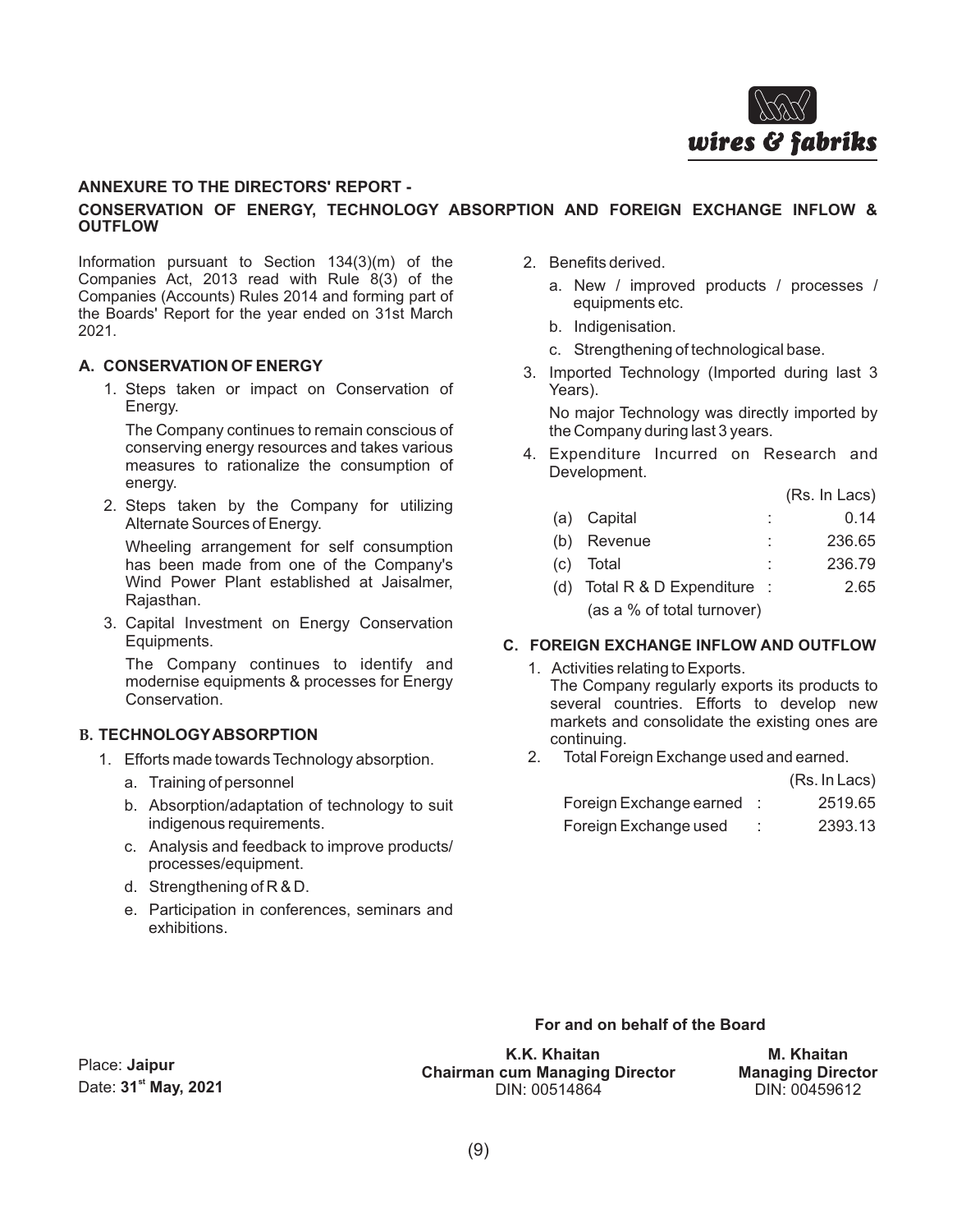## ANNEXURE TO THE DIRECTORS' REPORT -

## CONSERVATION OF ENERGY, TECHNOLOGY ABSORPTION AND FOREIGN EXCHANGE INFLOW & OUTFLOW

Information pursuant to Section 134(3)(m) of the Companies Act, 2013 read with Rule 8(3) of the Companies (Accounts) Rules 2014 and forming part of the Boards' Report for the year ended on 31st March 2021.

### A. CONSERVATION OF ENERGY

1. Steps taken or impact on Conservation of Energy.

   The Company continues to remain conscious of conserving energy resources and takes various measures to rationalize the consumption of energy.

2. Steps taken by the Company for utilizing Alternate Sources of Energy.

   Wheeling arrangement for self consumption has been made from one of the Company's Wind Power Plant established at Jaisalmer, Rajasthan.

3. Capital Investment on Energy Conservation Equipments.

   The Company continues to identify and modernise equipments & processes for Energy Conservation.

### B. TECHNOLOGY ABSORPTION

1. Efforts made towards Technology absorption.
   a. Training of personnel
   b. Absorption/adaptation of technology to suit indigenous requirements.
   c. Analysis and feedback to improve products/ processes/equipment.
   d. Strengthening of R & D.
   e. Participation in conferences, seminars and exhibitions.
2. Benefits derived.
   a. New / improved products / processes / equipments etc.
   b. Indigenisation.
   c. Strengthening of technological base.
3. Imported Technology (Imported during last 3 Years).

   No major Technology was directly imported by the Company during last 3 years.

4. Expenditure Incurred on Research and Development.

| | | (Rs. In Lacs) |
|---|---|---|
| (a) | Capital | 0.14 |
| (b) | Revenue | 236.65 |
| (c) | Total | 236.79 |
| (d) | Total R & D Expenditure (as a % of total turnover) | 2.65 |

### C. FOREIGN EXCHANGE INFLOW AND OUTFLOW

1. Activities relating to Exports.
   The Company regularly exports its products to several countries. Efforts to develop new markets and consolidate the existing ones are continuing.
2. Total Foreign Exchange used and earned.

| | (Rs. In Lacs) |
|---|---|
| Foreign Exchange earned | 2519.65 |
| Foreign Exchange used | 2393.13 |

**For and on behalf of the Board**

Place: **Jaipur**
Date: **31st May, 2021**

**K.K. Khaitan**
**Chairman cum Managing Director**
DIN: 00514864

**M. Khaitan**
**Managing Director**
DIN: 00459612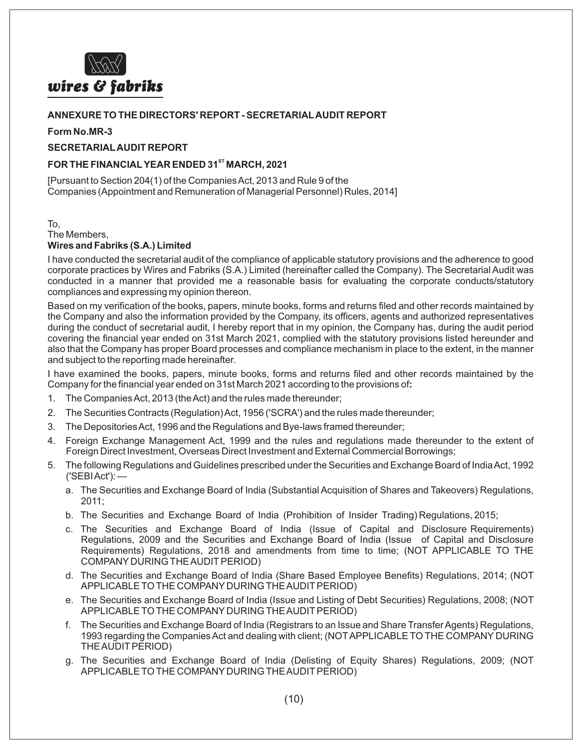**ANNEXURE TO THE DIRECTORS' REPORT - SECRETARIAL AUDIT REPORT**

**Form No.MR-3**

**SECRETARIAL AUDIT REPORT**

**FOR THE FINANCIAL YEAR ENDED 31$^{ST}$ MARCH, 2021**

[Pursuant to Section 204(1) of the Companies Act, 2013 and Rule 9 of the Companies (Appointment and Remuneration of Managerial Personnel) Rules, 2014]

To,
The Members,
**Wires and Fabriks (S.A.) Limited**

I have conducted the secretarial audit of the compliance of applicable statutory provisions and the adherence to good corporate practices by Wires and Fabriks (S.A.) Limited (hereinafter called the Company). The Secretarial Audit was conducted in a manner that provided me a reasonable basis for evaluating the corporate conducts/statutory compliances and expressing my opinion thereon.

Based on my verification of the books, papers, minute books, forms and returns filed and other records maintained by the Company and also the information provided by the Company, its officers, agents and authorized representatives during the conduct of secretarial audit, I hereby report that in my opinion, the Company has, during the audit period covering the financial year ended on 31st March 2021, complied with the statutory provisions listed hereunder and also that the Company has proper Board processes and compliance mechanism in place to the extent, in the manner and subject to the reporting made hereinafter.

I have examined the books, papers, minute books, forms and returns filed and other records maintained by the Company for the financial year ended on 31st March 2021 according to the provisions of**:**

1. The Companies Act, 2013 (the Act) and the rules made thereunder;
2. The Securities Contracts (Regulation) Act, 1956 ('SCRA') and the rules made thereunder;
3. The Depositories Act, 1996 and the Regulations and Bye-laws framed thereunder;
4. Foreign Exchange Management Act, 1999 and the rules and regulations made thereunder to the extent of Foreign Direct Investment, Overseas Direct Investment and External Commercial Borrowings;
5. The following Regulations and Guidelines prescribed under the Securities and Exchange Board of India Act, 1992 ('SEBI Act'): —
   a. The Securities and Exchange Board of India (Substantial Acquisition of Shares and Takeovers) Regulations, 2011;
   b. The Securities and Exchange Board of India (Prohibition of Insider Trading) Regulations, 2015;
   c. The Securities and Exchange Board of India (Issue of Capital and Disclosure Requirements) Regulations, 2009 and the Securities and Exchange Board of India (Issue of Capital and Disclosure Requirements) Regulations, 2018 and amendments from time to time; (NOT APPLICABLE TO THE COMPANY DURING THE AUDIT PERIOD)
   d. The Securities and Exchange Board of India (Share Based Employee Benefits) Regulations, 2014; (NOT APPLICABLE TO THE COMPANY DURING THE AUDIT PERIOD)
   e. The Securities and Exchange Board of India (Issue and Listing of Debt Securities) Regulations, 2008; (NOT APPLICABLE TO THE COMPANY DURING THE AUDIT PERIOD)
   f. The Securities and Exchange Board of India (Registrars to an Issue and Share Transfer Agents) Regulations, 1993 regarding the Companies Act and dealing with client; (NOT APPLICABLE TO THE COMPANY DURING THE AUDIT PERIOD)
   g. The Securities and Exchange Board of India (Delisting of Equity Shares) Regulations, 2009; (NOT APPLICABLE TO THE COMPANY DURING THE AUDIT PERIOD)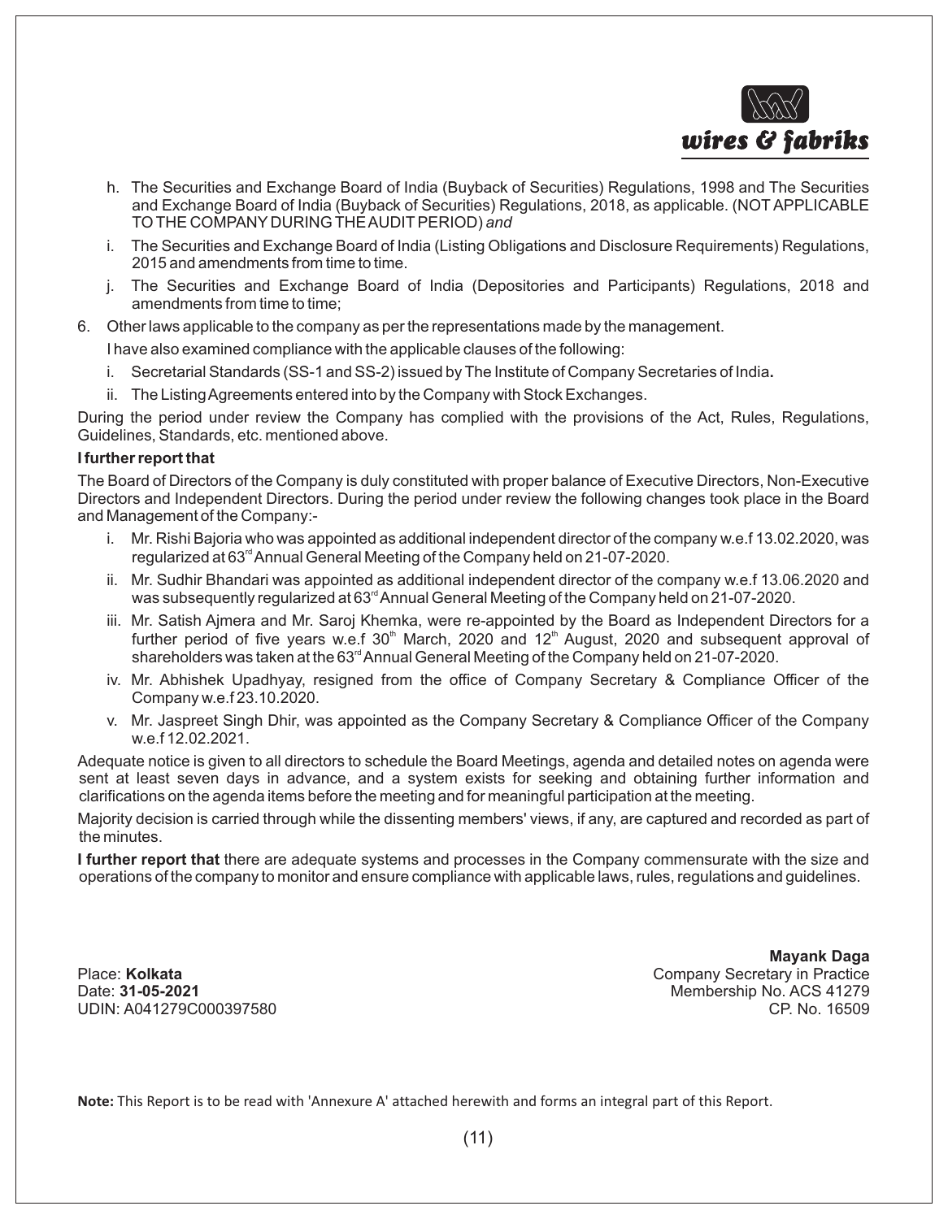h. The Securities and Exchange Board of India (Buyback of Securities) Regulations, 1998 and The Securities and Exchange Board of India (Buyback of Securities) Regulations, 2018, as applicable. (NOT APPLICABLE TO THE COMPANY DURING THE AUDIT PERIOD) *and*

i. The Securities and Exchange Board of India (Listing Obligations and Disclosure Requirements) Regulations, 2015 and amendments from time to time.

j. The Securities and Exchange Board of India (Depositories and Participants) Regulations, 2018 and amendments from time to time;

6. Other laws applicable to the company as per the representations made by the management.

I have also examined compliance with the applicable clauses of the following:

i. Secretarial Standards (SS-1 and SS-2) issued by The Institute of Company Secretaries of India**.**

ii. The Listing Agreements entered into by the Company with Stock Exchanges.

During the period under review the Company has complied with the provisions of the Act, Rules, Regulations, Guidelines, Standards, etc. mentioned above.

**I further report that**

The Board of Directors of the Company is duly constituted with proper balance of Executive Directors, Non-Executive Directors and Independent Directors. During the period under review the following changes took place in the Board and Management of the Company:-

i. Mr. Rishi Bajoria who was appointed as additional independent director of the company w.e.f 13.02.2020, was regularized at 63rd Annual General Meeting of the Company held on 21-07-2020.

ii. Mr. Sudhir Bhandari was appointed as additional independent director of the company w.e.f 13.06.2020 and was subsequently regularized at 63rd Annual General Meeting of the Company held on 21-07-2020.

iii. Mr. Satish Ajmera and Mr. Saroj Khemka, were re-appointed by the Board as Independent Directors for a further period of five years w.e.f 30th March, 2020 and 12th August, 2020 and subsequent approval of shareholders was taken at the 63rd Annual General Meeting of the Company held on 21-07-2020.

iv. Mr. Abhishek Upadhyay, resigned from the office of Company Secretary & Compliance Officer of the Company w.e.f 23.10.2020.

v. Mr. Jaspreet Singh Dhir, was appointed as the Company Secretary & Compliance Officer of the Company w.e.f 12.02.2021.

Adequate notice is given to all directors to schedule the Board Meetings, agenda and detailed notes on agenda were sent at least seven days in advance, and a system exists for seeking and obtaining further information and clarifications on the agenda items before the meeting and for meaningful participation at the meeting.

Majority decision is carried through while the dissenting members' views, if any, are captured and recorded as part of the minutes.

**I further report that** there are adequate systems and processes in the Company commensurate with the size and operations of the company to monitor and ensure compliance with applicable laws, rules, regulations and guidelines.

Place: **Kolkata**
Date: **31-05-2021**
UDIN: A041279C000397580

**Mayank Daga**
Company Secretary in Practice
Membership No. ACS 41279
CP. No. 16509

**Note:** This Report is to be read with 'Annexure A' attached herewith and forms an integral part of this Report.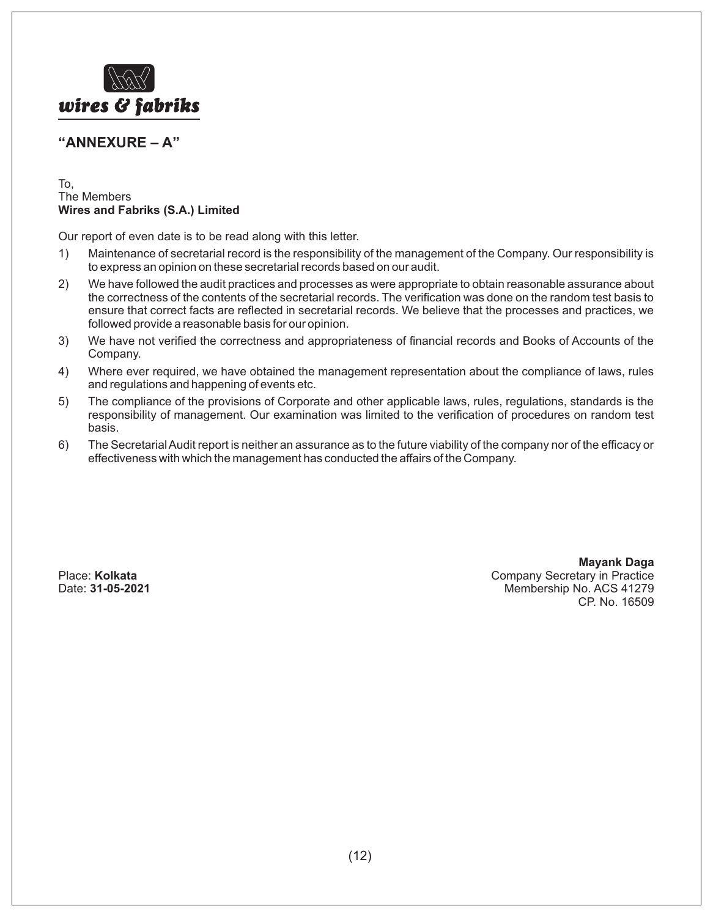## "ANNEXURE – A"

To,
The Members
**Wires and Fabriks (S.A.) Limited**

Our report of even date is to be read along with this letter.

1) Maintenance of secretarial record is the responsibility of the management of the Company. Our responsibility is to express an opinion on these secretarial records based on our audit.
2) We have followed the audit practices and processes as were appropriate to obtain reasonable assurance about the correctness of the contents of the secretarial records. The verification was done on the random test basis to ensure that correct facts are reflected in secretarial records. We believe that the processes and practices, we followed provide a reasonable basis for our opinion.
3) We have not verified the correctness and appropriateness of financial records and Books of Accounts of the Company.
4) Where ever required, we have obtained the management representation about the compliance of laws, rules and regulations and happening of events etc.
5) The compliance of the provisions of Corporate and other applicable laws, rules, regulations, standards is the responsibility of management. Our examination was limited to the verification of procedures on random test basis.
6) The Secretarial Audit report is neither an assurance as to the future viability of the company nor of the efficacy or effectiveness with which the management has conducted the affairs of the Company.

Place: **Kolkata**
Date: **31-05-2021**

**Mayank Daga**
Company Secretary in Practice
Membership No. ACS 41279
CP. No. 16509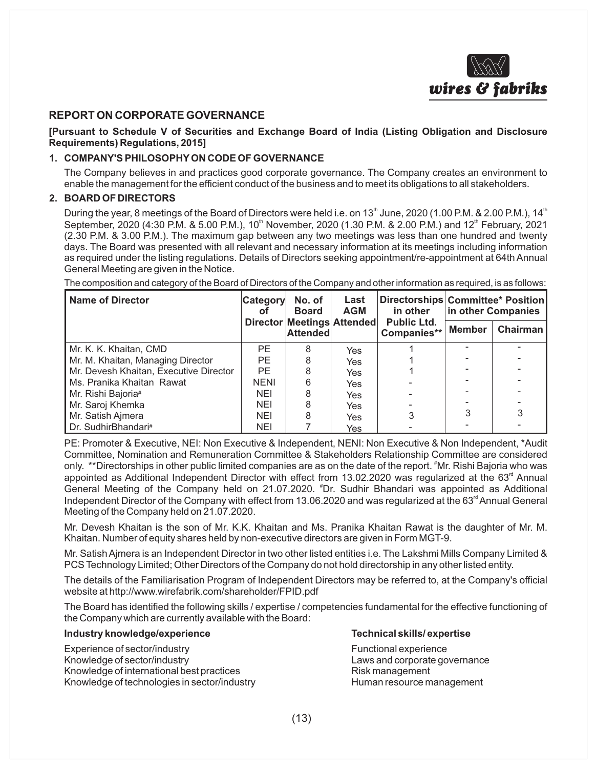## REPORT ON CORPORATE GOVERNANCE

**[Pursuant to Schedule V of Securities and Exchange Board of India (Listing Obligation and Disclosure Requirements) Regulations, 2015]**

### 1. COMPANY'S PHILOSOPHY ON CODE OF GOVERNANCE

The Company believes in and practices good corporate governance. The Company creates an environment to enable the management for the efficient conduct of the business and to meet its obligations to all stakeholders.

### 2. BOARD OF DIRECTORS

During the year, 8 meetings of the Board of Directors were held i.e. on 13th June, 2020 (1.00 P.M. & 2.00 P.M.), 14th September, 2020 (4:30 P.M. & 5.00 P.M.), 10th November, 2020 (1.30 P.M. & 2.00 P.M.) and 12th February, 2021 (2.30 P.M. & 3.00 P.M.). The maximum gap between any two meetings was less than one hundred and twenty days. The Board was presented with all relevant and necessary information at its meetings including information as required under the listing regulations. Details of Directors seeking appointment/re-appointment at 64th Annual General Meeting are given in the Notice.

The composition and category of the Board of Directors of the Company and other information as required, is as follows:

| Name of Director | Category of Director | No. of Board Meetings Attended | Last AGM Attended | Directorships in other Public Ltd. Companies** | Committee* Position in other Companies | |
|---|---|---|---|---|---|---|
| | | | | | Member | Chairman |
| Mr. K. K. Khaitan, CMD | PE | 8 | Yes | 1 | - | - |
| Mr. M. Khaitan, Managing Director | PE | 8 | Yes | 1 | - | - |
| Mr. Devesh Khaitan, Executive Director | PE | 8 | Yes | 1 | - | - |
| Ms. Pranika Khaitan Rawat | NENI | 6 | Yes | - | - | - |
| Mr. Rishi Bajoria# | NEI | 8 | Yes | - | - | - |
| Mr. Saroj Khemka | NEI | 8 | Yes | - | - | - |
| Mr. Satish Ajmera | NEI | 8 | Yes | 3 | 3 | 3 |
| Dr. SudhirBhandari# | NEI | 7 | Yes | - | - | - |

PE: Promoter & Executive, NEI: Non Executive & Independent, NENI: Non Executive & Non Independent, *Audit Committee, Nomination and Remuneration Committee & Stakeholders Relationship Committee are considered only. **Directorships in other public limited companies are as on the date of the report. #Mr. Rishi Bajoria who was appointed as Additional Independent Director with effect from 13.02.2020 was regularized at the 63rd Annual General Meeting of the Company held on 21.07.2020. #Dr. Sudhir Bhandari was appointed as Additional Independent Director of the Company with effect from 13.06.2020 and was regularized at the 63rd Annual General Meeting of the Company held on 21.07.2020.

Mr. Devesh Khaitan is the son of Mr. K.K. Khaitan and Ms. Pranika Khaitan Rawat is the daughter of Mr. M. Khaitan. Number of equity shares held by non-executive directors are given in Form MGT-9.

Mr. Satish Ajmera is an Independent Director in two other listed entities i.e. The Lakshmi Mills Company Limited & PCS Technology Limited; Other Directors of the Company do not hold directorship in any other listed entity.

The details of the Familiarisation Program of Independent Directors may be referred to, at the Company's official website at http://www.wirefabrik.com/shareholder/FPID.pdf

The Board has identified the following skills / expertise / competencies fundamental for the effective functioning of the Company which are currently available with the Board:

**Industry knowledge/experience**

Experience of sector/industry
Knowledge of sector/industry
Knowledge of international best practices
Knowledge of technologies in sector/industry

**Technical skills/ expertise**

Functional experience
Laws and corporate governance
Risk management
Human resource management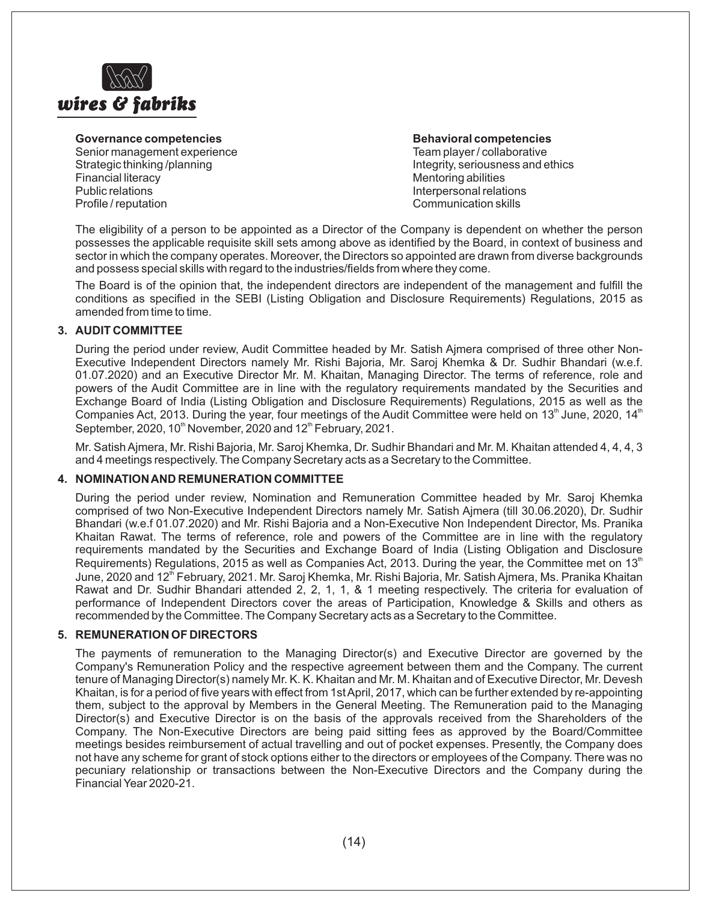**Governance competencies**
Senior management experience
Strategic thinking /planning
Financial literacy
Public relations
Profile / reputation

**Behavioral competencies**
Team player / collaborative
Integrity, seriousness and ethics
Mentoring abilities
Interpersonal relations
Communication skills

The eligibility of a person to be appointed as a Director of the Company is dependent on whether the person possesses the applicable requisite skill sets among above as identified by the Board, in context of business and sector in which the company operates. Moreover, the Directors so appointed are drawn from diverse backgrounds and possess special skills with regard to the industries/fields from where they come.

The Board is of the opinion that, the independent directors are independent of the management and fulfill the conditions as specified in the SEBI (Listing Obligation and Disclosure Requirements) Regulations, 2015 as amended from time to time.

## 3. AUDIT COMMITTEE

During the period under review, Audit Committee headed by Mr. Satish Ajmera comprised of three other Non-Executive Independent Directors namely Mr. Rishi Bajoria, Mr. Saroj Khemka & Dr. Sudhir Bhandari (w.e.f. 01.07.2020) and an Executive Director Mr. M. Khaitan, Managing Director. The terms of reference, role and powers of the Audit Committee are in line with the regulatory requirements mandated by the Securities and Exchange Board of India (Listing Obligation and Disclosure Requirements) Regulations, 2015 as well as the Companies Act, 2013. During the year, four meetings of the Audit Committee were held on 13th June, 2020, 14th September, 2020, 10th November, 2020 and 12th February, 2021.

Mr. Satish Ajmera, Mr. Rishi Bajoria, Mr. Saroj Khemka, Dr. Sudhir Bhandari and Mr. M. Khaitan attended 4, 4, 4, 3 and 4 meetings respectively. The Company Secretary acts as a Secretary to the Committee.

## 4. NOMINATION AND REMUNERATION COMMITTEE

During the period under review, Nomination and Remuneration Committee headed by Mr. Saroj Khemka comprised of two Non-Executive Independent Directors namely Mr. Satish Ajmera (till 30.06.2020), Dr. Sudhir Bhandari (w.e.f 01.07.2020) and Mr. Rishi Bajoria and a Non-Executive Non Independent Director, Ms. Pranika Khaitan Rawat. The terms of reference, role and powers of the Committee are in line with the regulatory requirements mandated by the Securities and Exchange Board of India (Listing Obligation and Disclosure Requirements) Regulations, 2015 as well as Companies Act, 2013. During the year, the Committee met on 13th June, 2020 and 12th February, 2021. Mr. Saroj Khemka, Mr. Rishi Bajoria, Mr. Satish Ajmera, Ms. Pranika Khaitan Rawat and Dr. Sudhir Bhandari attended 2, 2, 1, 1, & 1 meeting respectively. The criteria for evaluation of performance of Independent Directors cover the areas of Participation, Knowledge & Skills and others as recommended by the Committee. The Company Secretary acts as a Secretary to the Committee.

## 5. REMUNERATION OF DIRECTORS

The payments of remuneration to the Managing Director(s) and Executive Director are governed by the Company's Remuneration Policy and the respective agreement between them and the Company. The current tenure of Managing Director(s) namely Mr. K. K. Khaitan and Mr. M. Khaitan and of Executive Director, Mr. Devesh Khaitan, is for a period of five years with effect from 1st April, 2017, which can be further extended by re-appointing them, subject to the approval by Members in the General Meeting. The Remuneration paid to the Managing Director(s) and Executive Director is on the basis of the approvals received from the Shareholders of the Company. The Non-Executive Directors are being paid sitting fees as approved by the Board/Committee meetings besides reimbursement of actual travelling and out of pocket expenses. Presently, the Company does not have any scheme for grant of stock options either to the directors or employees of the Company. There was no pecuniary relationship or transactions between the Non-Executive Directors and the Company during the Financial Year 2020-21.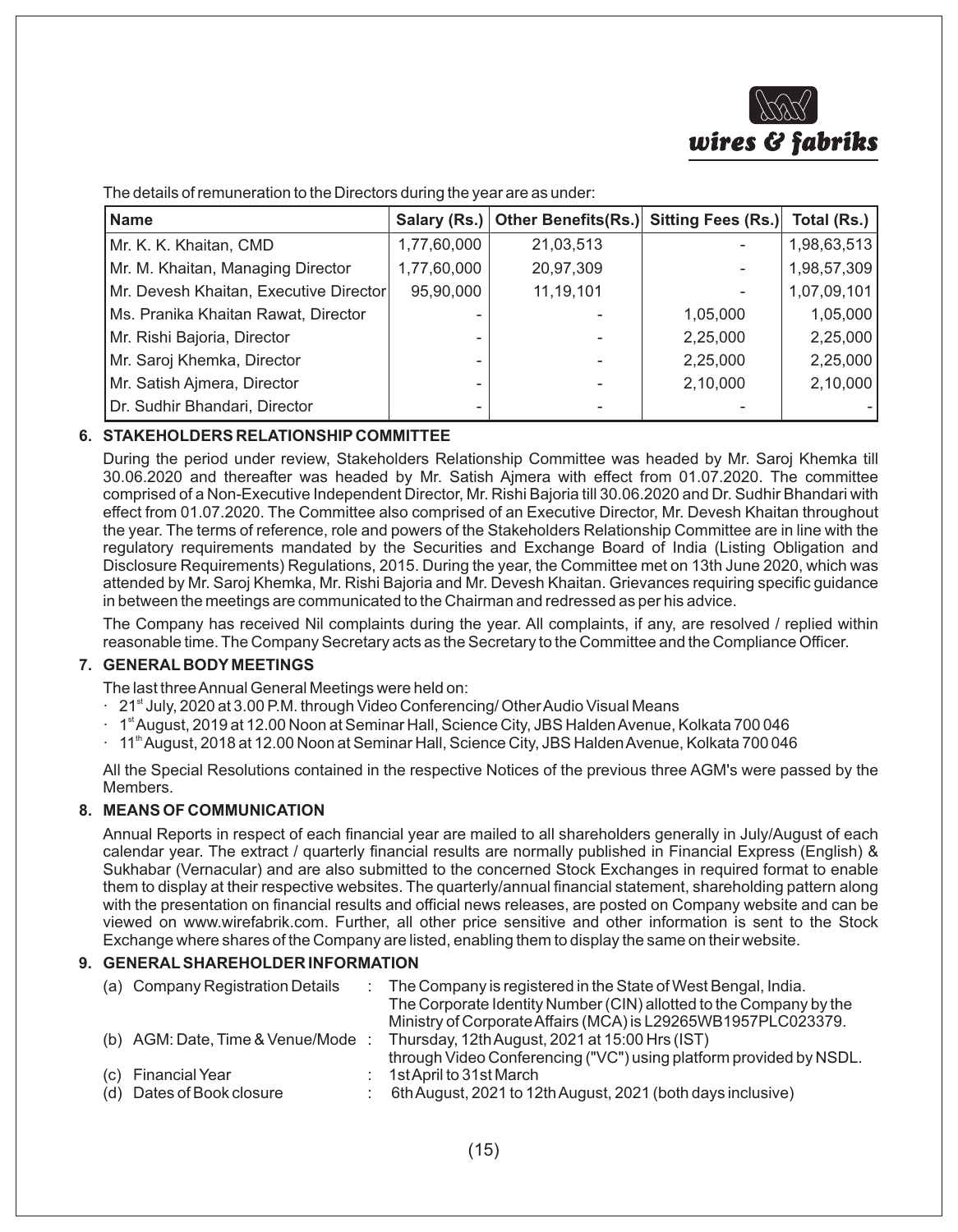The details of remuneration to the Directors during the year are as under:

| Name | Salary (Rs.) | Other Benefits(Rs.) | Sitting Fees (Rs.) | Total (Rs.) |
|---|---|---|---|---|
| Mr. K. K. Khaitan, CMD | 1,77,60,000 | 21,03,513 | - | 1,98,63,513 |
| Mr. M. Khaitan, Managing Director | 1,77,60,000 | 20,97,309 | - | 1,98,57,309 |
| Mr. Devesh Khaitan, Executive Director | 95,90,000 | 11,19,101 | - | 1,07,09,101 |
| Ms. Pranika Khaitan Rawat, Director | - | - | 1,05,000 | 1,05,000 |
| Mr. Rishi Bajoria, Director | - | - | 2,25,000 | 2,25,000 |
| Mr. Saroj Khemka, Director | - | - | 2,25,000 | 2,25,000 |
| Mr. Satish Ajmera, Director | - | - | 2,10,000 | 2,10,000 |
| Dr. Sudhir Bhandari, Director | - | - | - | - |

## 6. STAKEHOLDERS RELATIONSHIP COMMITTEE

During the period under review, Stakeholders Relationship Committee was headed by Mr. Saroj Khemka till 30.06.2020 and thereafter was headed by Mr. Satish Ajmera with effect from 01.07.2020. The committee comprised of a Non-Executive Independent Director, Mr. Rishi Bajoria till 30.06.2020 and Dr. Sudhir Bhandari with effect from 01.07.2020. The Committee also comprised of an Executive Director, Mr. Devesh Khaitan throughout the year. The terms of reference, role and powers of the Stakeholders Relationship Committee are in line with the regulatory requirements mandated by the Securities and Exchange Board of India (Listing Obligation and Disclosure Requirements) Regulations, 2015. During the year, the Committee met on 13th June 2020, which was attended by Mr. Saroj Khemka, Mr. Rishi Bajoria and Mr. Devesh Khaitan. Grievances requiring specific guidance in between the meetings are communicated to the Chairman and redressed as per his advice.

The Company has received Nil complaints during the year. All complaints, if any, are resolved / replied within reasonable time. The Company Secretary acts as the Secretary to the Committee and the Compliance Officer.

## 7. GENERAL BODY MEETINGS

The last three Annual General Meetings were held on:

- 21st July, 2020 at 3.00 P.M. through Video Conferencing/ Other Audio Visual Means
- 1st August, 2019 at 12.00 Noon at Seminar Hall, Science City, JBS Halden Avenue, Kolkata 700 046
- 11th August, 2018 at 12.00 Noon at Seminar Hall, Science City, JBS Halden Avenue, Kolkata 700 046

All the Special Resolutions contained in the respective Notices of the previous three AGM's were passed by the Members.

## 8. MEANS OF COMMUNICATION

Annual Reports in respect of each financial year are mailed to all shareholders generally in July/August of each calendar year. The extract / quarterly financial results are normally published in Financial Express (English) & Sukhabar (Vernacular) and are also submitted to the concerned Stock Exchanges in required format to enable them to display at their respective websites. The quarterly/annual financial statement, shareholding pattern along with the presentation on financial results and official news releases, are posted on Company website and can be viewed on www.wirefabrik.com. Further, all other price sensitive and other information is sent to the Stock Exchange where shares of the Company are listed, enabling them to display the same on their website.

## 9. GENERAL SHAREHOLDER INFORMATION

(a) Company Registration Details : The Company is registered in the State of West Bengal, India. The Corporate Identity Number (CIN) allotted to the Company by the Ministry of Corporate Affairs (MCA) is L29265WB1957PLC023379.

(b) AGM: Date, Time & Venue/Mode : Thursday, 12th August, 2021 at 15:00 Hrs (IST) through Video Conferencing ("VC") using platform provided by NSDL.

(c) Financial Year : 1st April to 31st March

(d) Dates of Book closure : 6th August, 2021 to 12th August, 2021 (both days inclusive)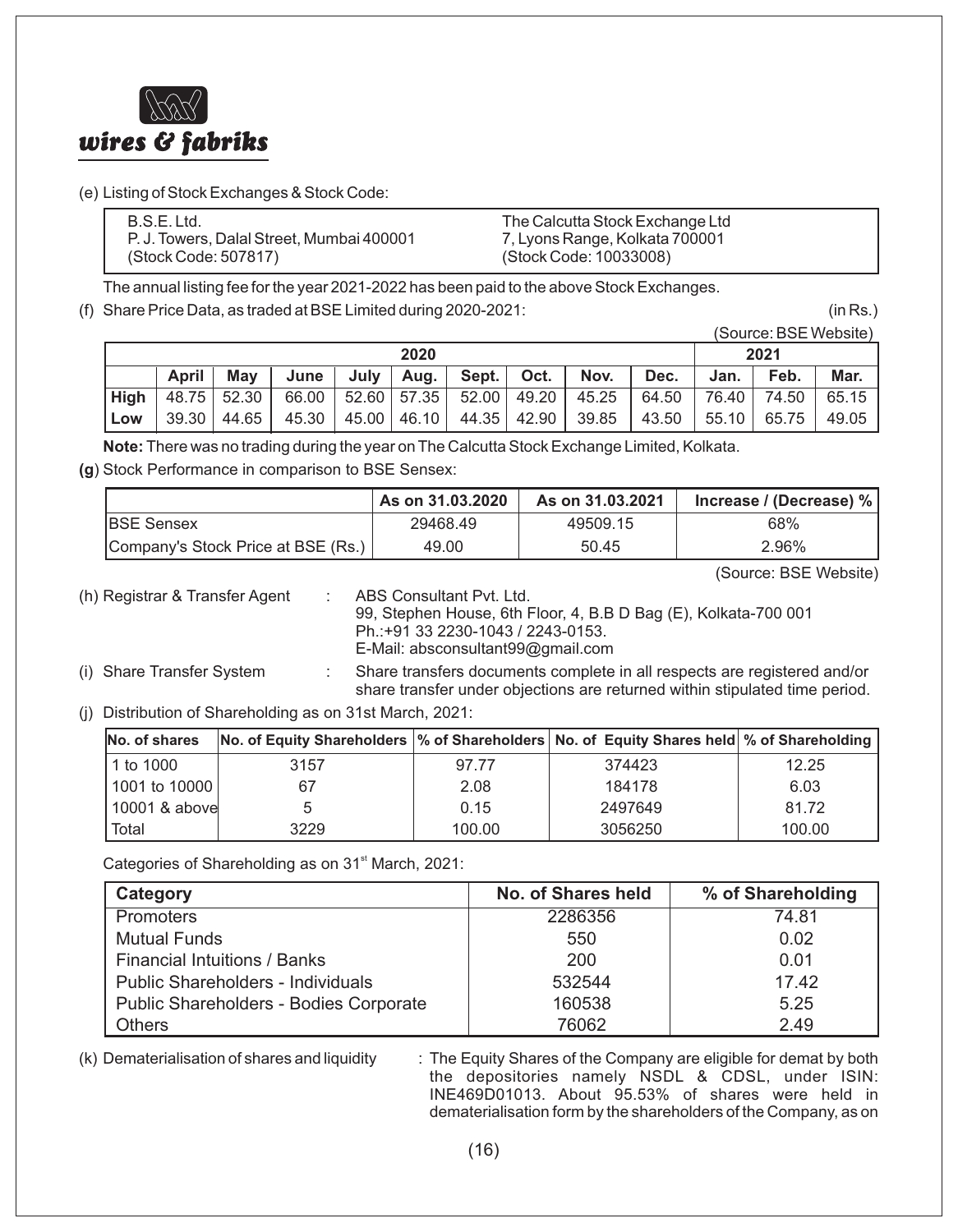(e) Listing of Stock Exchanges & Stock Code:

| B.S.E. Ltd.<br>P. J. Towers, Dalal Street, Mumbai 400001<br>(Stock Code: 507817) | The Calcutta Stock Exchange Ltd<br>7, Lyons Range, Kolkata 700001<br>(Stock Code: 10033008) |
|---|---|

The annual listing fee for the year 2021-2022 has been paid to the above Stock Exchanges.

(f) Share Price Data, as traded at BSE Limited during 2020-2021: (in Rs.)

(Source: BSE Website)

| | 2020 | | | | | | | | | 2021 | | |
|---|---|---|---|---|---|---|---|---|---|---|---|---|
| | April | May | June | July | Aug. | Sept. | Oct. | Nov. | Dec. | Jan. | Feb. | Mar. |
| High | 48.75 | 52.30 | 66.00 | 52.60 | 57.35 | 52.00 | 49.20 | 45.25 | 64.50 | 76.40 | 74.50 | 65.15 |
| Low | 39.30 | 44.65 | 45.30 | 45.00 | 46.10 | 44.35 | 42.90 | 39.85 | 43.50 | 55.10 | 65.75 | 49.05 |

**Note:** There was no trading during the year on The Calcutta Stock Exchange Limited, Kolkata.

**(g)** Stock Performance in comparison to BSE Sensex:

| | As on 31.03.2020 | As on 31.03.2021 | Increase / (Decrease) % |
|---|---|---|---|
| BSE Sensex | 29468.49 | 49509.15 | 68% |
| Company's Stock Price at BSE (Rs.) | 49.00 | 50.45 | 2.96% |

(Source: BSE Website)

(h) Registrar & Transfer Agent : ABS Consultant Pvt. Ltd.
99, Stephen House, 6th Floor, 4, B.B D Bag (E), Kolkata-700 001
Ph.:+91 33 2230-1043 / 2243-0153.
E-Mail: absconsultant99@gmail.com

(i) Share Transfer System : Share transfers documents complete in all respects are registered and/or share transfer under objections are returned within stipulated time period.

(j) Distribution of Shareholding as on 31st March, 2021:

| No. of shares | No. of Equity Shareholders | % of Shareholders | No. of Equity Shares held | % of Shareholding |
|---|---|---|---|---|
| 1 to 1000 | 3157 | 97.77 | 374423 | 12.25 |
| 1001 to 10000 | 67 | 2.08 | 184178 | 6.03 |
| 10001 & above | 5 | 0.15 | 2497649 | 81.72 |
| Total | 3229 | 100.00 | 3056250 | 100.00 |

Categories of Shareholding as on 31st March, 2021:

| Category | No. of Shares held | % of Shareholding |
|---|---|---|
| Promoters | 2286356 | 74.81 |
| Mutual Funds | 550 | 0.02 |
| Financial Intuitions / Banks | 200 | 0.01 |
| Public Shareholders - Individuals | 532544 | 17.42 |
| Public Shareholders - Bodies Corporate | 160538 | 5.25 |
| Others | 76062 | 2.49 |

(k) Dematerialisation of shares and liquidity : The Equity Shares of the Company are eligible for demat by both the depositories namely NSDL & CDSL, under ISIN: INE469D01013. About 95.53% of shares were held in dematerialisation form by the shareholders of the Company, as on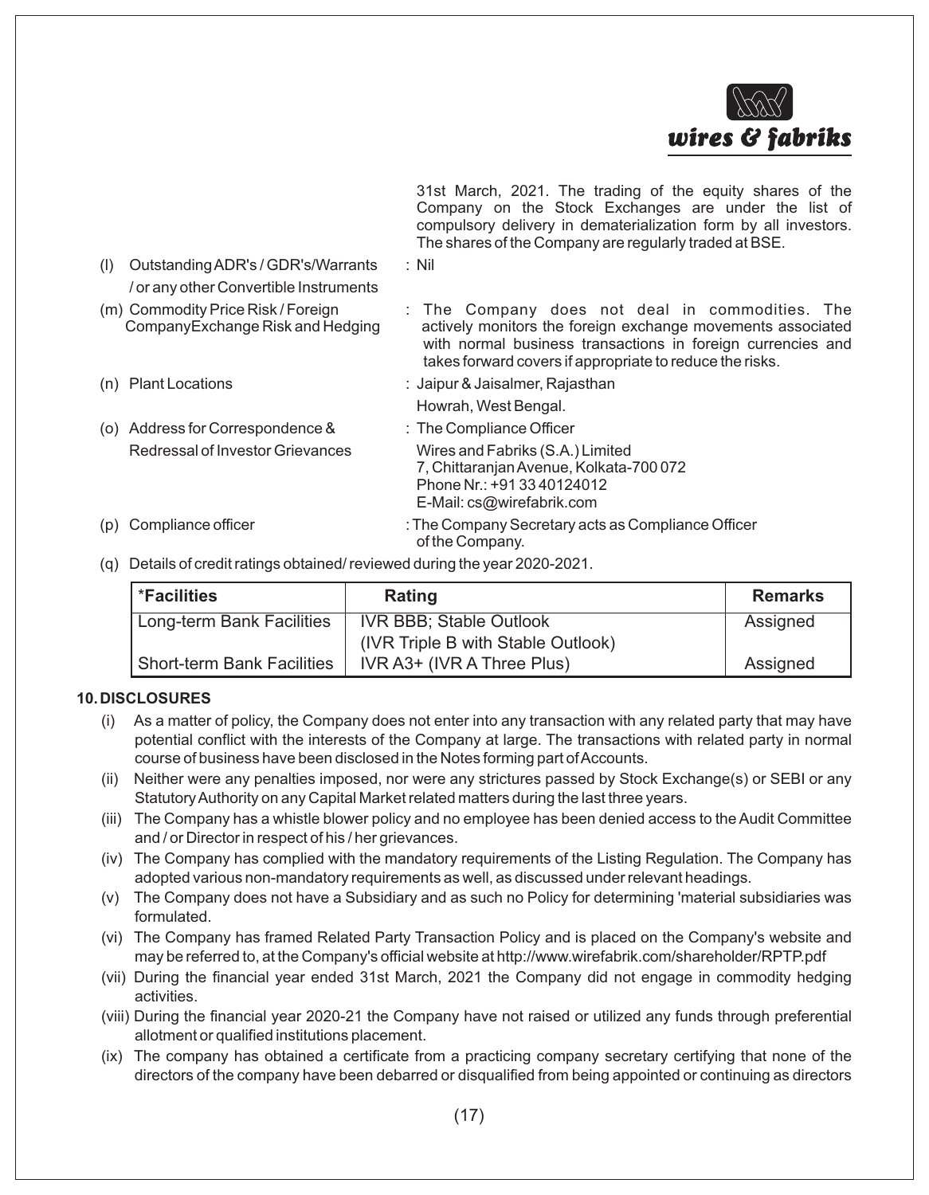31st March, 2021. The trading of the equity shares of the Company on the Stock Exchanges are under the list of compulsory delivery in dematerialization form by all investors. The shares of the Company are regularly traded at BSE.

(l) Outstanding ADR's / GDR's/Warrants / or any other Convertible Instruments : Nil

(m) Commodity Price Risk / Foreign CompanyExchange Risk and Hedging : The Company does not deal in commodities. The actively monitors the foreign exchange movements associated with normal business transactions in foreign currencies and takes forward covers if appropriate to reduce the risks.

(n) Plant Locations : Jaipur & Jaisalmer, Rajasthan
Howrah, West Bengal.

(o) Address for Correspondence & Redressal of Investor Grievances : The Compliance Officer
Wires and Fabriks (S.A.) Limited
7, Chittaranjan Avenue, Kolkata-700 072
Phone Nr.: +91 33 40124012
E-Mail: cs@wirefabrik.com

(p) Compliance officer : The Company Secretary acts as Compliance Officer of the Company.

(q) Details of credit ratings obtained/ reviewed during the year 2020-2021.

| *Facilities | Rating | Remarks |
|---|---|---|
| Long-term Bank Facilities | IVR BBB; Stable Outlook (IVR Triple B with Stable Outlook) | Assigned |
| Short-term Bank Facilities | IVR A3+ (IVR A Three Plus) | Assigned |

**10. DISCLOSURES**

(i) As a matter of policy, the Company does not enter into any transaction with any related party that may have potential conflict with the interests of the Company at large. The transactions with related party in normal course of business have been disclosed in the Notes forming part of Accounts.

(ii) Neither were any penalties imposed, nor were any strictures passed by Stock Exchange(s) or SEBI or any Statutory Authority on any Capital Market related matters during the last three years.

(iii) The Company has a whistle blower policy and no employee has been denied access to the Audit Committee and / or Director in respect of his / her grievances.

(iv) The Company has complied with the mandatory requirements of the Listing Regulation. The Company has adopted various non-mandatory requirements as well, as discussed under relevant headings.

(v) The Company does not have a Subsidiary and as such no Policy for determining 'material subsidiaries was formulated.

(vi) The Company has framed Related Party Transaction Policy and is placed on the Company's website and may be referred to, at the Company's official website at http://www.wirefabrik.com/shareholder/RPTP.pdf

(vii) During the financial year ended 31st March, 2021 the Company did not engage in commodity hedging activities.

(viii) During the financial year 2020-21 the Company have not raised or utilized any funds through preferential allotment or qualified institutions placement.

(ix) The company has obtained a certificate from a practicing company secretary certifying that none of the directors of the company have been debarred or disqualified from being appointed or continuing as directors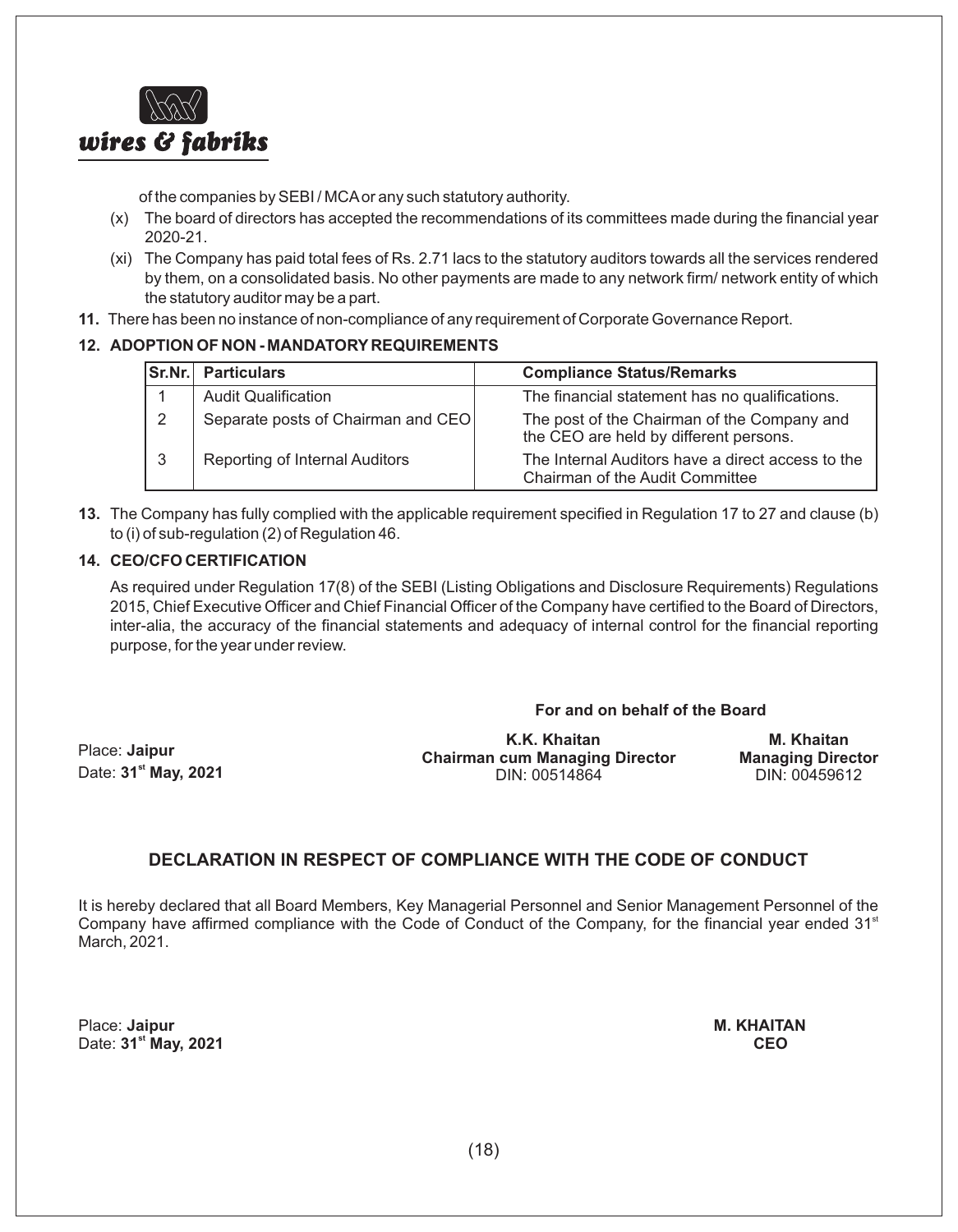of the companies by SEBI / MCA or any such statutory authority.

(x) The board of directors has accepted the recommendations of its committees made during the financial year 2020-21.

(xi) The Company has paid total fees of Rs. 2.71 lacs to the statutory auditors towards all the services rendered by them, on a consolidated basis. No other payments are made to any network firm/ network entity of which the statutory auditor may be a part.

**11.** There has been no instance of non-compliance of any requirement of Corporate Governance Report.

**12. ADOPTION OF NON - MANDATORY REQUIREMENTS**

| Sr.Nr. | Particulars | Compliance Status/Remarks |
|---|---|---|
| 1 | Audit Qualification | The financial statement has no qualifications. |
| 2 | Separate posts of Chairman and CEO | The post of the Chairman of the Company and the CEO are held by different persons. |
| 3 | Reporting of Internal Auditors | The Internal Auditors have a direct access to the Chairman of the Audit Committee |

**13.** The Company has fully complied with the applicable requirement specified in Regulation 17 to 27 and clause (b) to (i) of sub-regulation (2) of Regulation 46.

**14. CEO/CFO CERTIFICATION**

As required under Regulation 17(8) of the SEBI (Listing Obligations and Disclosure Requirements) Regulations 2015, Chief Executive Officer and Chief Financial Officer of the Company have certified to the Board of Directors, inter-alia, the accuracy of the financial statements and adequacy of internal control for the financial reporting purpose, for the year under review.

**For and on behalf of the Board**

Place: **Jaipur**
Date: **31st May, 2021**

**K.K. Khaitan**
**Chairman cum Managing Director**
DIN: 00514864

**M. Khaitan**
**Managing Director**
DIN: 00459612

## DECLARATION IN RESPECT OF COMPLIANCE WITH THE CODE OF CONDUCT

It is hereby declared that all Board Members, Key Managerial Personnel and Senior Management Personnel of the Company have affirmed compliance with the Code of Conduct of the Company, for the financial year ended 31st March, 2021.

Place: **Jaipur**
Date: **31st May, 2021**

**M. KHAITAN**
**CEO**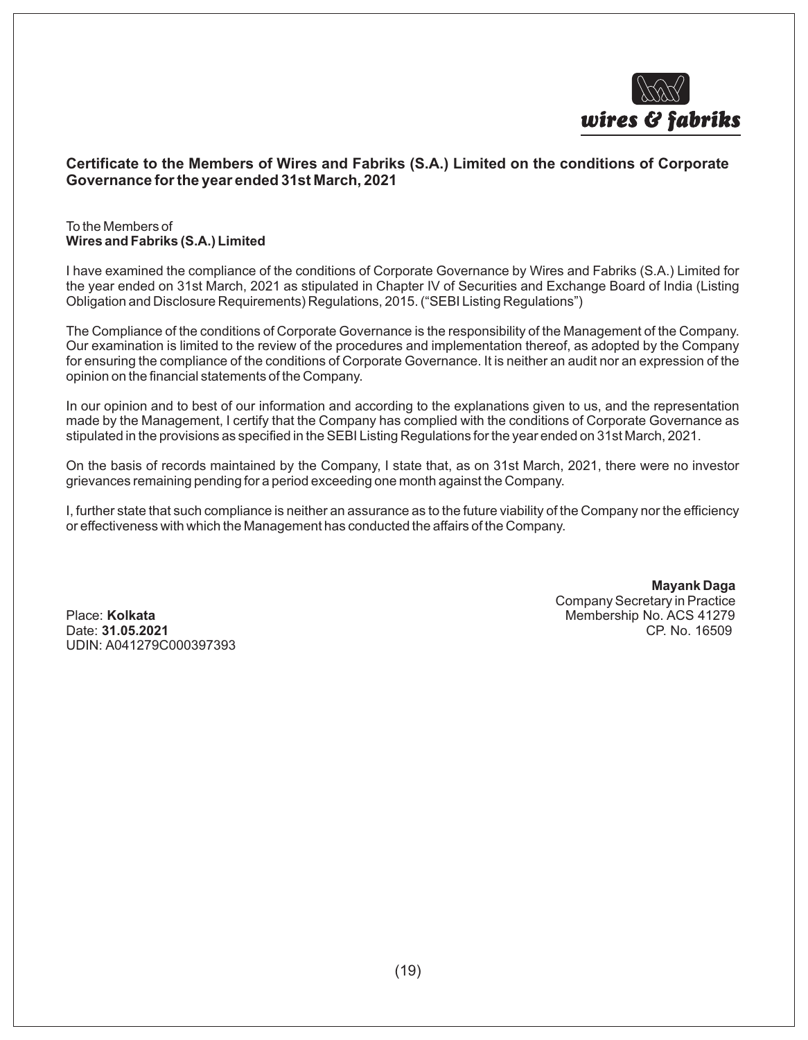## Certificate to the Members of Wires and Fabriks (S.A.) Limited on the conditions of Corporate Governance for the year ended 31st March, 2021

To the Members of
**Wires and Fabriks (S.A.) Limited**

I have examined the compliance of the conditions of Corporate Governance by Wires and Fabriks (S.A.) Limited for the year ended on 31st March, 2021 as stipulated in Chapter IV of Securities and Exchange Board of India (Listing Obligation and Disclosure Requirements) Regulations, 2015. ("SEBI Listing Regulations")

The Compliance of the conditions of Corporate Governance is the responsibility of the Management of the Company. Our examination is limited to the review of the procedures and implementation thereof, as adopted by the Company for ensuring the compliance of the conditions of Corporate Governance. It is neither an audit nor an expression of the opinion on the financial statements of the Company.

In our opinion and to best of our information and according to the explanations given to us, and the representation made by the Management, I certify that the Company has complied with the conditions of Corporate Governance as stipulated in the provisions as specified in the SEBI Listing Regulations for the year ended on 31st March, 2021.

On the basis of records maintained by the Company, I state that, as on 31st March, 2021, there were no investor grievances remaining pending for a period exceeding one month against the Company.

I, further state that such compliance is neither an assurance as to the future viability of the Company nor the efficiency or effectiveness with which the Management has conducted the affairs of the Company.

**Mayank Daga**
Company Secretary in Practice
Membership No. ACS 41279
CP. No. 16509

Place: **Kolkata**
Date: **31.05.2021**
UDIN: A041279C000397393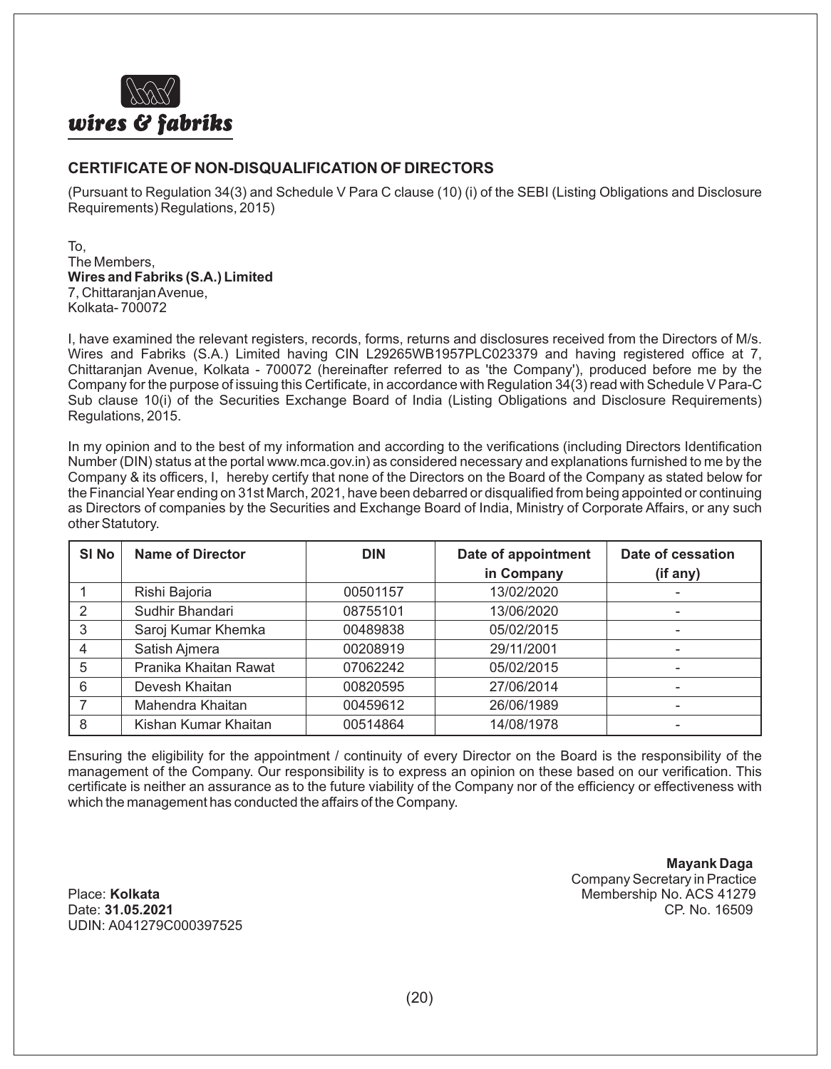wires & fabriks

## CERTIFICATE OF NON-DISQUALIFICATION OF DIRECTORS

(Pursuant to Regulation 34(3) and Schedule V Para C clause (10) (i) of the SEBI (Listing Obligations and Disclosure Requirements) Regulations, 2015)

To,
The Members,
**Wires and Fabriks (S.A.) Limited**
7, Chittaranjan Avenue,
Kolkata- 700072

I, have examined the relevant registers, records, forms, returns and disclosures received from the Directors of M/s. Wires and Fabriks (S.A.) Limited having CIN L29265WB1957PLC023379 and having registered office at 7, Chittaranjan Avenue, Kolkata - 700072 (hereinafter referred to as 'the Company'), produced before me by the Company for the purpose of issuing this Certificate, in accordance with Regulation 34(3) read with Schedule V Para-C Sub clause 10(i) of the Securities Exchange Board of India (Listing Obligations and Disclosure Requirements) Regulations, 2015.

In my opinion and to the best of my information and according to the verifications (including Directors Identification Number (DIN) status at the portal www.mca.gov.in) as considered necessary and explanations furnished to me by the Company & its officers, I, hereby certify that none of the Directors on the Board of the Company as stated below for the Financial Year ending on 31st March, 2021, have been debarred or disqualified from being appointed or continuing as Directors of companies by the Securities and Exchange Board of India, Ministry of Corporate Affairs, or any such other Statutory.

| Sl No | Name of Director | DIN | Date of appointment in Company | Date of cessation (if any) |
|---|---|---|---|---|
| 1 | Rishi Bajoria | 00501157 | 13/02/2020 | - |
| 2 | Sudhir Bhandari | 08755101 | 13/06/2020 | - |
| 3 | Saroj Kumar Khemka | 00489838 | 05/02/2015 | - |
| 4 | Satish Ajmera | 00208919 | 29/11/2001 | - |
| 5 | Pranika Khaitan Rawat | 07062242 | 05/02/2015 | - |
| 6 | Devesh Khaitan | 00820595 | 27/06/2014 | - |
| 7 | Mahendra Khaitan | 00459612 | 26/06/1989 | - |
| 8 | Kishan Kumar Khaitan | 00514864 | 14/08/1978 | - |

Ensuring the eligibility for the appointment / continuity of every Director on the Board is the responsibility of the management of the Company. Our responsibility is to express an opinion on these based on our verification. This certificate is neither an assurance as to the future viability of the Company nor of the efficiency or effectiveness with which the management has conducted the affairs of the Company.

**Mayank Daga**
Company Secretary in Practice
Membership No. ACS 41279
CP. No. 16509

Place: **Kolkata**
Date: **31.05.2021**
UDIN: A041279C000397525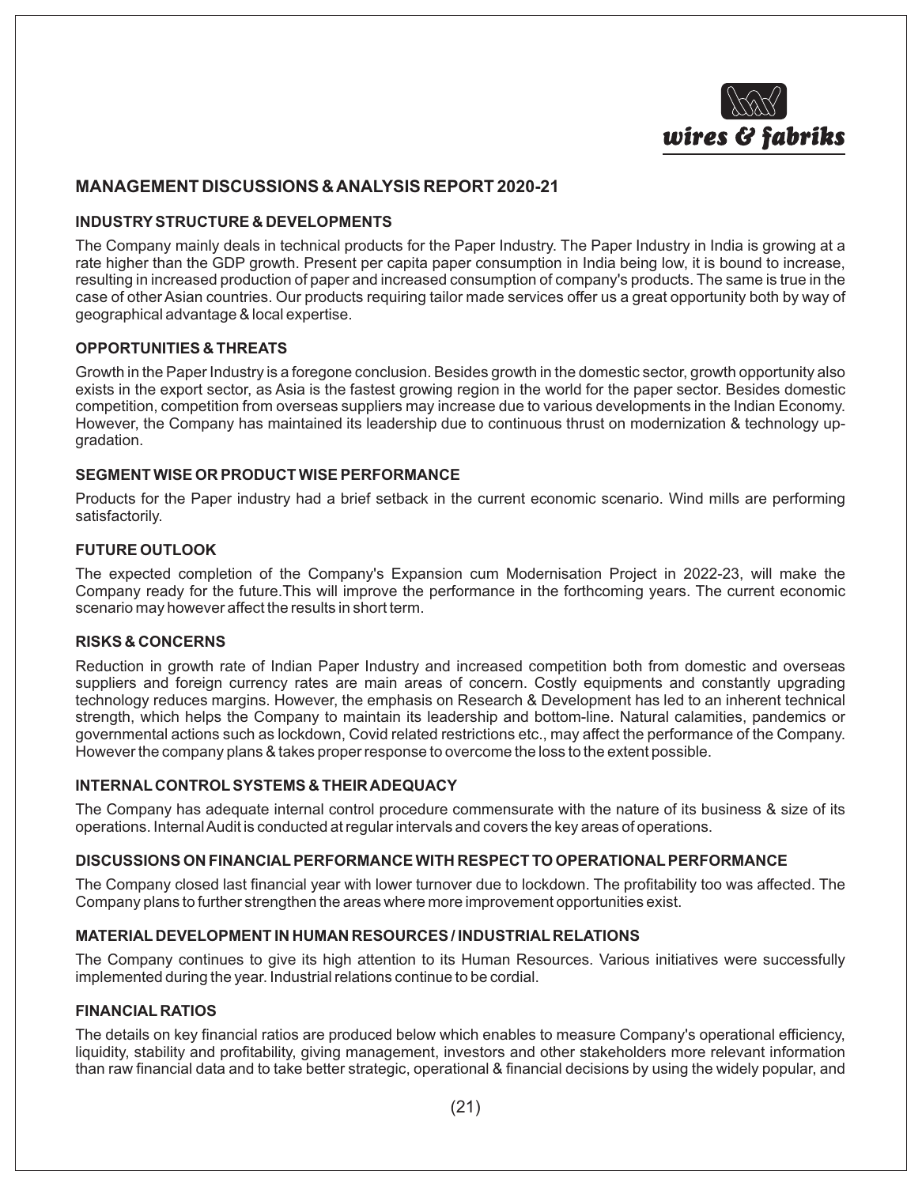## MANAGEMENT DISCUSSIONS & ANALYSIS REPORT 2020-21

### INDUSTRY STRUCTURE & DEVELOPMENTS

The Company mainly deals in technical products for the Paper Industry. The Paper Industry in India is growing at a rate higher than the GDP growth. Present per capita paper consumption in India being low, it is bound to increase, resulting in increased production of paper and increased consumption of company's products. The same is true in the case of other Asian countries. Our products requiring tailor made services offer us a great opportunity both by way of geographical advantage & local expertise.

### OPPORTUNITIES & THREATS

Growth in the Paper Industry is a foregone conclusion. Besides growth in the domestic sector, growth opportunity also exists in the export sector, as Asia is the fastest growing region in the world for the paper sector. Besides domestic competition, competition from overseas suppliers may increase due to various developments in the Indian Economy. However, the Company has maintained its leadership due to continuous thrust on modernization & technology up-gradation.

### SEGMENT WISE OR PRODUCT WISE PERFORMANCE

Products for the Paper industry had a brief setback in the current economic scenario. Wind mills are performing satisfactorily.

### FUTURE OUTLOOK

The expected completion of the Company's Expansion cum Modernisation Project in 2022-23, will make the Company ready for the future.This will improve the performance in the forthcoming years. The current economic scenario may however affect the results in short term.

### RISKS & CONCERNS

Reduction in growth rate of Indian Paper Industry and increased competition both from domestic and overseas suppliers and foreign currency rates are main areas of concern. Costly equipments and constantly upgrading technology reduces margins. However, the emphasis on Research & Development has led to an inherent technical strength, which helps the Company to maintain its leadership and bottom-line. Natural calamities, pandemics or governmental actions such as lockdown, Covid related restrictions etc., may affect the performance of the Company. However the company plans & takes proper response to overcome the loss to the extent possible.

### INTERNAL CONTROL SYSTEMS & THEIR ADEQUACY

The Company has adequate internal control procedure commensurate with the nature of its business & size of its operations. Internal Audit is conducted at regular intervals and covers the key areas of operations.

### DISCUSSIONS ON FINANCIAL PERFORMANCE WITH RESPECT TO OPERATIONAL PERFORMANCE

The Company closed last financial year with lower turnover due to lockdown. The profitability too was affected. The Company plans to further strengthen the areas where more improvement opportunities exist.

### MATERIAL DEVELOPMENT IN HUMAN RESOURCES / INDUSTRIAL RELATIONS

The Company continues to give its high attention to its Human Resources. Various initiatives were successfully implemented during the year. Industrial relations continue to be cordial.

### FINANCIAL RATIOS

The details on key financial ratios are produced below which enables to measure Company's operational efficiency, liquidity, stability and profitability, giving management, investors and other stakeholders more relevant information than raw financial data and to take better strategic, operational & financial decisions by using the widely popular, and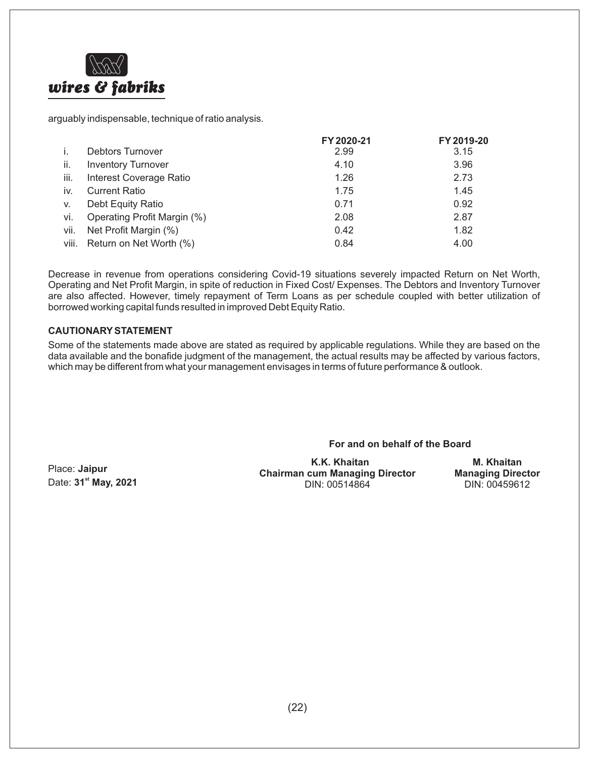arguably indispensable, technique of ratio analysis.

| | | FY 2020-21 | FY 2019-20 |
|---|---|---|---|
| i. | Debtors Turnover | 2.99 | 3.15 |
| ii. | Inventory Turnover | 4.10 | 3.96 |
| iii. | Interest Coverage Ratio | 1.26 | 2.73 |
| iv. | Current Ratio | 1.75 | 1.45 |
| v. | Debt Equity Ratio | 0.71 | 0.92 |
| vi. | Operating Profit Margin (%) | 2.08 | 2.87 |
| vii. | Net Profit Margin (%) | 0.42 | 1.82 |
| viii. | Return on Net Worth (%) | 0.84 | 4.00 |

Decrease in revenue from operations considering Covid-19 situations severely impacted Return on Net Worth, Operating and Net Profit Margin, in spite of reduction in Fixed Cost/ Expenses. The Debtors and Inventory Turnover are also affected. However, timely repayment of Term Loans as per schedule coupled with better utilization of borrowed working capital funds resulted in improved Debt Equity Ratio.

**CAUTIONARY STATEMENT**

Some of the statements made above are stated as required by applicable regulations. While they are based on the data available and the bonafide judgment of the management, the actual results may be affected by various factors, which may be different from what your management envisages in terms of future performance & outlook.

**For and on behalf of the Board**

Place: **Jaipur**
Date: **31st May, 2021**

**K.K. Khaitan**
**Chairman cum Managing Director**
DIN: 00514864

**M. Khaitan**
**Managing Director**
DIN: 00459612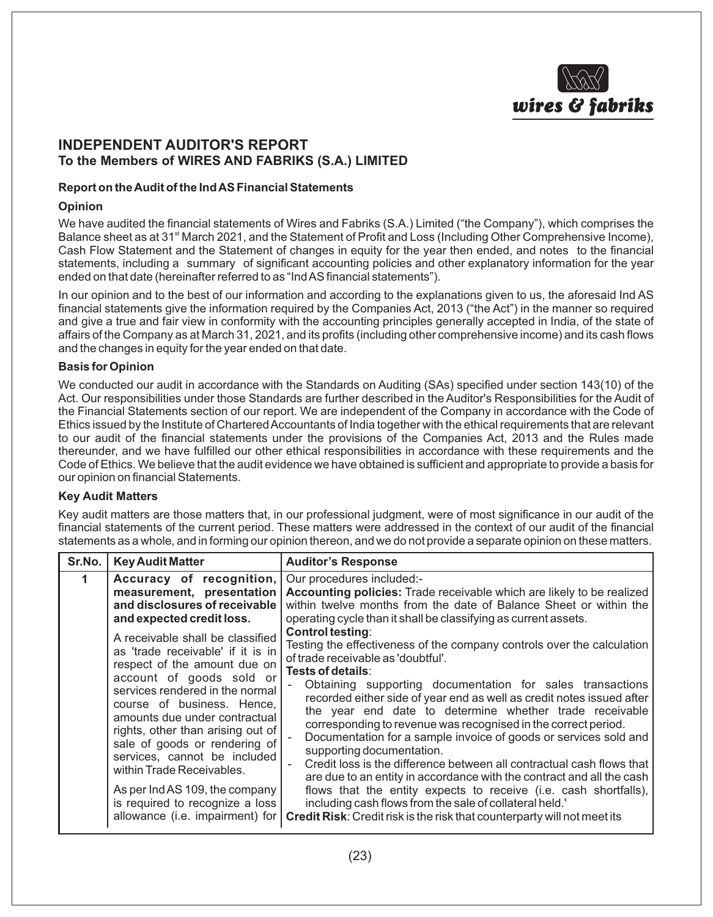# INDEPENDENT AUDITOR'S REPORT

## To the Members of WIRES AND FABRIKS (S.A.) LIMITED

### Report on the Audit of the Ind AS Financial Statements

#### Opinion

We have audited the financial statements of Wires and Fabriks (S.A.) Limited ("the Company"), which comprises the Balance sheet as at 31st March 2021, and the Statement of Profit and Loss (Including Other Comprehensive Income), Cash Flow Statement and the Statement of changes in equity for the year then ended, and notes to the financial statements, including a summary of significant accounting policies and other explanatory information for the year ended on that date (hereinafter referred to as "Ind AS financial statements").

In our opinion and to the best of our information and according to the explanations given to us, the aforesaid Ind AS financial statements give the information required by the Companies Act, 2013 ("the Act") in the manner so required and give a true and fair view in conformity with the accounting principles generally accepted in India, of the state of affairs of the Company as at March 31, 2021, and its profits (including other comprehensive income) and its cash flows and the changes in equity for the year ended on that date.

#### Basis for Opinion

We conducted our audit in accordance with the Standards on Auditing (SAs) specified under section 143(10) of the Act. Our responsibilities under those Standards are further described in the Auditor's Responsibilities for the Audit of the Financial Statements section of our report. We are independent of the Company in accordance with the Code of Ethics issued by the Institute of Chartered Accountants of India together with the ethical requirements that are relevant to our audit of the financial statements under the provisions of the Companies Act, 2013 and the Rules made thereunder, and we have fulfilled our other ethical responsibilities in accordance with these requirements and the Code of Ethics. We believe that the audit evidence we have obtained is sufficient and appropriate to provide a basis for our opinion on financial Statements.

#### Key Audit Matters

Key audit matters are those matters that, in our professional judgment, were of most significance in our audit of the financial statements of the current period. These matters were addressed in the context of our audit of the financial statements as a whole, and in forming our opinion thereon, and we do not provide a separate opinion on these matters.

| Sr.No. | Key Audit Matter | Auditor's Response |
|---|---|---|
| 1 | **Accuracy of recognition, measurement, presentation and disclosures of receivable and expected credit loss.**<br><br>A receivable shall be classified as 'trade receivable' if it is in respect of the amount due on account of goods sold or services rendered in the normal course of business. Hence, amounts due under contractual rights, other than arising out of sale of goods or rendering of services, cannot be included within Trade Receivables.<br><br>As per Ind AS 109, the company is required to recognize a loss allowance (i.e. impairment) for | Our procedures included:-<br>**Accounting policies:** Trade receivable which are likely to be realized within twelve months from the date of Balance Sheet or within the operating cycle than it shall be classifying as current assets.<br>**Control testing**:<br>Testing the effectiveness of the company controls over the calculation of trade receivable as 'doubtful'.<br>**Tests of details**:<br>- Obtaining supporting documentation for sales transactions recorded either side of year end as well as credit notes issued after the year end date to determine whether trade receivable corresponding to revenue was recognised in the correct period.<br>- Documentation for a sample invoice of goods or services sold and supporting documentation.<br>- Credit loss is the difference between all contractual cash flows that are due to an entity in accordance with the contract and all the cash flows that the entity expects to receive (i.e. cash shortfalls), including cash flows from the sale of collateral held.'<br>**Credit Risk**: Credit risk is the risk that counterparty will not meet its |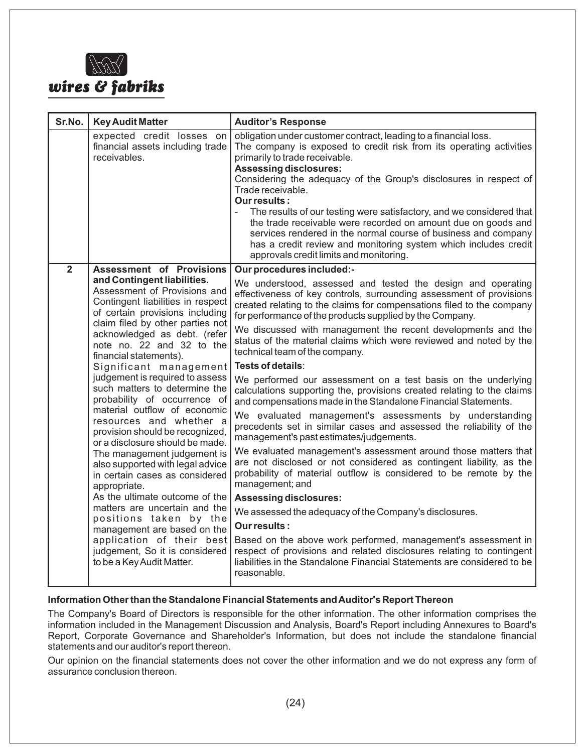| Sr.No. | Key Audit Matter | Auditor's Response |
|---|---|---|
| | expected credit losses on financial assets including trade receivables. | obligation under customer contract, leading to a financial loss.<br>The company is exposed to credit risk from its operating activities primarily to trade receivable.<br>**Assessing disclosures:**<br>Considering the adequacy of the Group's disclosures in respect of Trade receivable.<br>**Our results :**<br>- The results of our testing were satisfactory, and we considered that the trade receivable were recorded on amount due on goods and services rendered in the normal course of business and company has a credit review and monitoring system which includes credit approvals credit limits and monitoring. |
| **2** | **Assessment of Provisions and Contingent liabilities.**<br>Assessment of Provisions and Contingent liabilities in respect of certain provisions including claim filed by other parties not acknowledged as debt. (refer note no. 22 and 32 to the financial statements).<br>Significant management judgement is required to assess such matters to determine the probability of occurrence of material outflow of economic resources and whether a provision should be recognized, or a disclosure should be made. The management judgement is also supported with legal advice in certain cases as considered appropriate.<br>As the ultimate outcome of the matters are uncertain and the positions taken by the management are based on the application of their best judgement, So it is considered to be a Key Audit Matter. | **Our procedures included:-**<br>We understood, assessed and tested the design and operating effectiveness of key controls, surrounding assessment of provisions created relating to the claims for compensations filed to the company for performance of the products supplied by the Company.<br>We discussed with management the recent developments and the status of the material claims which were reviewed and noted by the technical team of the company.<br>**Tests of details**:<br>We performed our assessment on a test basis on the underlying calculations supporting the, provisions created relating to the claims and compensations made in the Standalone Financial Statements.<br>We evaluated management's assessments by understanding precedents set in similar cases and assessed the reliability of the management's past estimates/judgements.<br>We evaluated management's assessment around those matters that are not disclosed or not considered as contingent liability, as the probability of material outflow is considered to be remote by the management; and<br>**Assessing disclosures:**<br>We assessed the adequacy of the Company's disclosures.<br>**Our results :**<br>Based on the above work performed, management's assessment in respect of provisions and related disclosures relating to contingent liabilities in the Standalone Financial Statements are considered to be reasonable. |

**Information Other than the Standalone Financial Statements and Auditor's Report Thereon**

The Company's Board of Directors is responsible for the other information. The other information comprises the information included in the Management Discussion and Analysis, Board's Report including Annexures to Board's Report, Corporate Governance and Shareholder's Information, but does not include the standalone financial statements and our auditor's report thereon.

Our opinion on the financial statements does not cover the other information and we do not express any form of assurance conclusion thereon.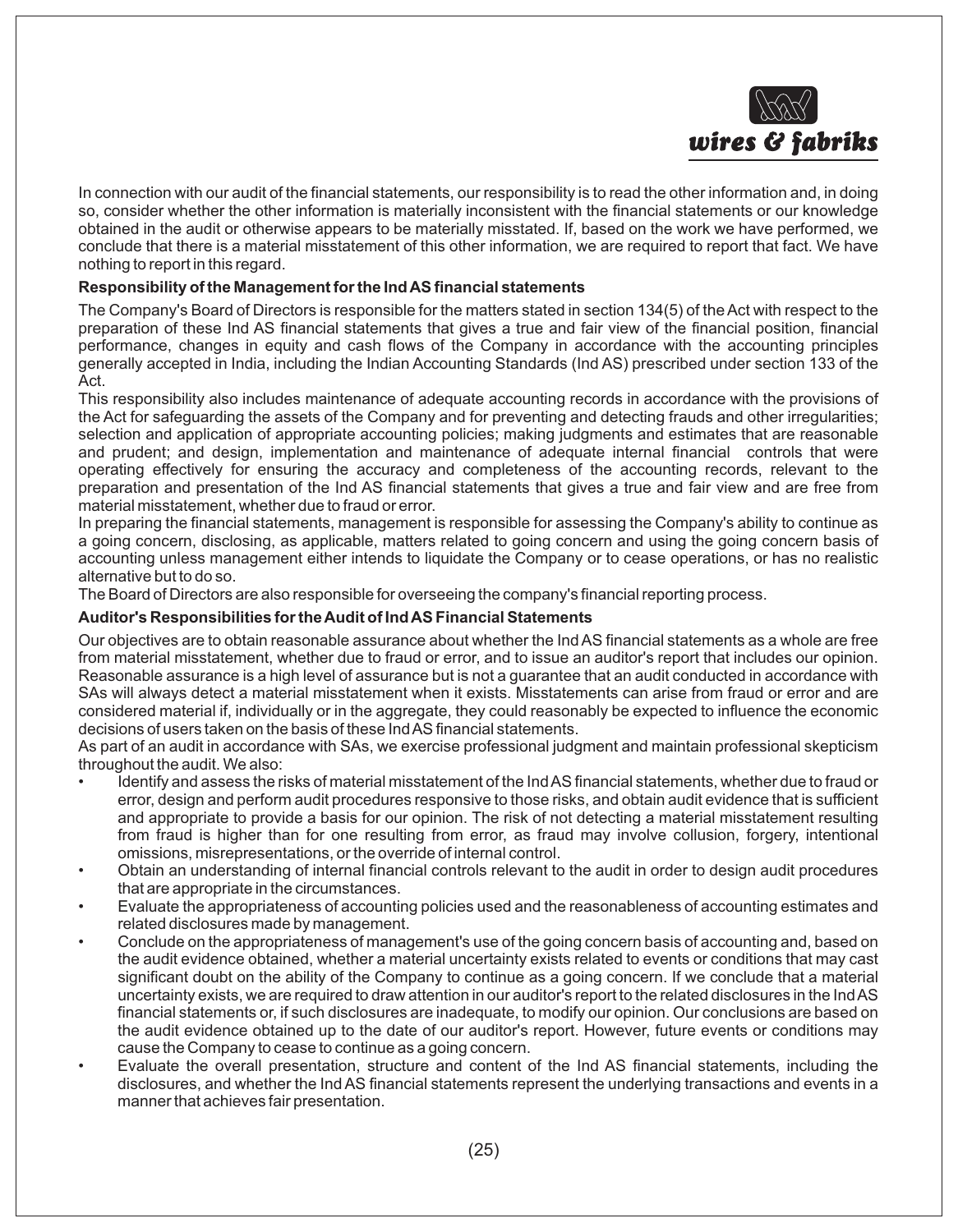In connection with our audit of the financial statements, our responsibility is to read the other information and, in doing so, consider whether the other information is materially inconsistent with the financial statements or our knowledge obtained in the audit or otherwise appears to be materially misstated. If, based on the work we have performed, we conclude that there is a material misstatement of this other information, we are required to report that fact. We have nothing to report in this regard.

**Responsibility of the Management for the Ind AS financial statements**

The Company's Board of Directors is responsible for the matters stated in section 134(5) of the Act with respect to the preparation of these Ind AS financial statements that gives a true and fair view of the financial position, financial performance, changes in equity and cash flows of the Company in accordance with the accounting principles generally accepted in India, including the Indian Accounting Standards (Ind AS) prescribed under section 133 of the Act.

This responsibility also includes maintenance of adequate accounting records in accordance with the provisions of the Act for safeguarding the assets of the Company and for preventing and detecting frauds and other irregularities; selection and application of appropriate accounting policies; making judgments and estimates that are reasonable and prudent; and design, implementation and maintenance of adequate internal financial controls that were operating effectively for ensuring the accuracy and completeness of the accounting records, relevant to the preparation and presentation of the Ind AS financial statements that gives a true and fair view and are free from material misstatement, whether due to fraud or error.

In preparing the financial statements, management is responsible for assessing the Company's ability to continue as a going concern, disclosing, as applicable, matters related to going concern and using the going concern basis of accounting unless management either intends to liquidate the Company or to cease operations, or has no realistic alternative but to do so.

The Board of Directors are also responsible for overseeing the company's financial reporting process.

**Auditor's Responsibilities for the Audit of Ind AS Financial Statements**

Our objectives are to obtain reasonable assurance about whether the Ind AS financial statements as a whole are free from material misstatement, whether due to fraud or error, and to issue an auditor's report that includes our opinion. Reasonable assurance is a high level of assurance but is not a guarantee that an audit conducted in accordance with SAs will always detect a material misstatement when it exists. Misstatements can arise from fraud or error and are considered material if, individually or in the aggregate, they could reasonably be expected to influence the economic decisions of users taken on the basis of these Ind AS financial statements.

As part of an audit in accordance with SAs, we exercise professional judgment and maintain professional skepticism throughout the audit. We also:

- Identify and assess the risks of material misstatement of the Ind AS financial statements, whether due to fraud or error, design and perform audit procedures responsive to those risks, and obtain audit evidence that is sufficient and appropriate to provide a basis for our opinion. The risk of not detecting a material misstatement resulting from fraud is higher than for one resulting from error, as fraud may involve collusion, forgery, intentional omissions, misrepresentations, or the override of internal control.
- Obtain an understanding of internal financial controls relevant to the audit in order to design audit procedures that are appropriate in the circumstances.
- Evaluate the appropriateness of accounting policies used and the reasonableness of accounting estimates and related disclosures made by management.
- Conclude on the appropriateness of management's use of the going concern basis of accounting and, based on the audit evidence obtained, whether a material uncertainty exists related to events or conditions that may cast significant doubt on the ability of the Company to continue as a going concern. If we conclude that a material uncertainty exists, we are required to draw attention in our auditor's report to the related disclosures in the Ind AS financial statements or, if such disclosures are inadequate, to modify our opinion. Our conclusions are based on the audit evidence obtained up to the date of our auditor's report. However, future events or conditions may cause the Company to cease to continue as a going concern.
- Evaluate the overall presentation, structure and content of the Ind AS financial statements, including the disclosures, and whether the Ind AS financial statements represent the underlying transactions and events in a manner that achieves fair presentation.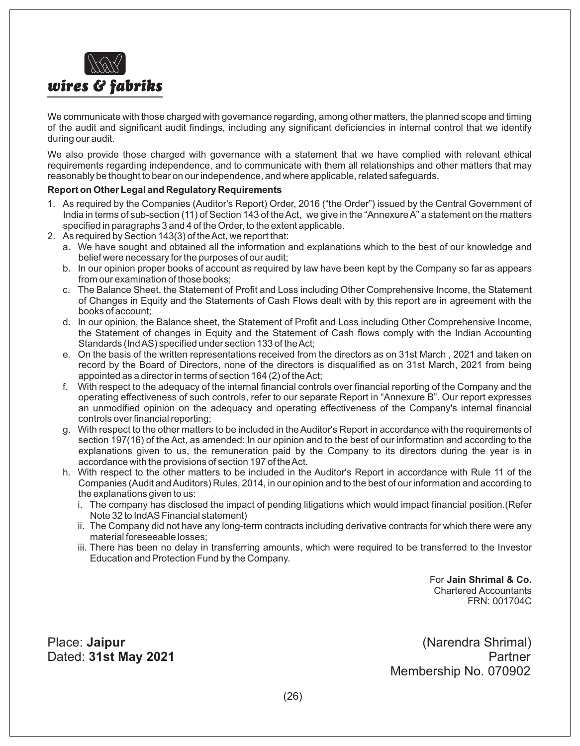We communicate with those charged with governance regarding, among other matters, the planned scope and timing of the audit and significant audit findings, including any significant deficiencies in internal control that we identify during our audit.

We also provide those charged with governance with a statement that we have complied with relevant ethical requirements regarding independence, and to communicate with them all relationships and other matters that may reasonably be thought to bear on our independence, and where applicable, related safeguards.

**Report on Other Legal and Regulatory Requirements**

1. As required by the Companies (Auditor's Report) Order, 2016 ("the Order") issued by the Central Government of India in terms of sub-section (11) of Section 143 of the Act, we give in the "Annexure A" a statement on the matters specified in paragraphs 3 and 4 of the Order, to the extent applicable.
2. As required by Section 143(3) of the Act, we report that:
   a. We have sought and obtained all the information and explanations which to the best of our knowledge and belief were necessary for the purposes of our audit;
   b. In our opinion proper books of account as required by law have been kept by the Company so far as appears from our examination of those books;
   c. The Balance Sheet, the Statement of Profit and Loss including Other Comprehensive Income, the Statement of Changes in Equity and the Statements of Cash Flows dealt with by this report are in agreement with the books of account;
   d. In our opinion, the Balance sheet, the Statement of Profit and Loss including Other Comprehensive Income, the Statement of changes in Equity and the Statement of Cash flows comply with the Indian Accounting Standards (Ind AS) specified under section 133 of the Act;
   e. On the basis of the written representations received from the directors as on 31st March , 2021 and taken on record by the Board of Directors, none of the directors is disqualified as on 31st March, 2021 from being appointed as a director in terms of section 164 (2) of the Act;
   f. With respect to the adequacy of the internal financial controls over financial reporting of the Company and the operating effectiveness of such controls, refer to our separate Report in "Annexure B". Our report expresses an unmodified opinion on the adequacy and operating effectiveness of the Company's internal financial controls over financial reporting;
   g. With respect to the other matters to be included in the Auditor's Report in accordance with the requirements of section 197(16) of the Act, as amended: In our opinion and to the best of our information and according to the explanations given to us, the remuneration paid by the Company to its directors during the year is in accordance with the provisions of section 197 of the Act.
   h. With respect to the other matters to be included in the Auditor's Report in accordance with Rule 11 of the Companies (Audit and Auditors) Rules, 2014, in our opinion and to the best of our information and according to the explanations given to us:
      i. The company has disclosed the impact of pending litigations which would impact financial position.(Refer Note 32 to IndAS Financial statement)
      ii. The Company did not have any long-term contracts including derivative contracts for which there were any material foreseeable losses;
      iii. There has been no delay in transferring amounts, which were required to be transferred to the Investor Education and Protection Fund by the Company.

For **Jain Shrimal & Co.**
Chartered Accountants
FRN: 001704C

Place: **Jaipur**
Dated: **31st May 2021**

(Narendra Shrimal)
Partner
Membership No. 070902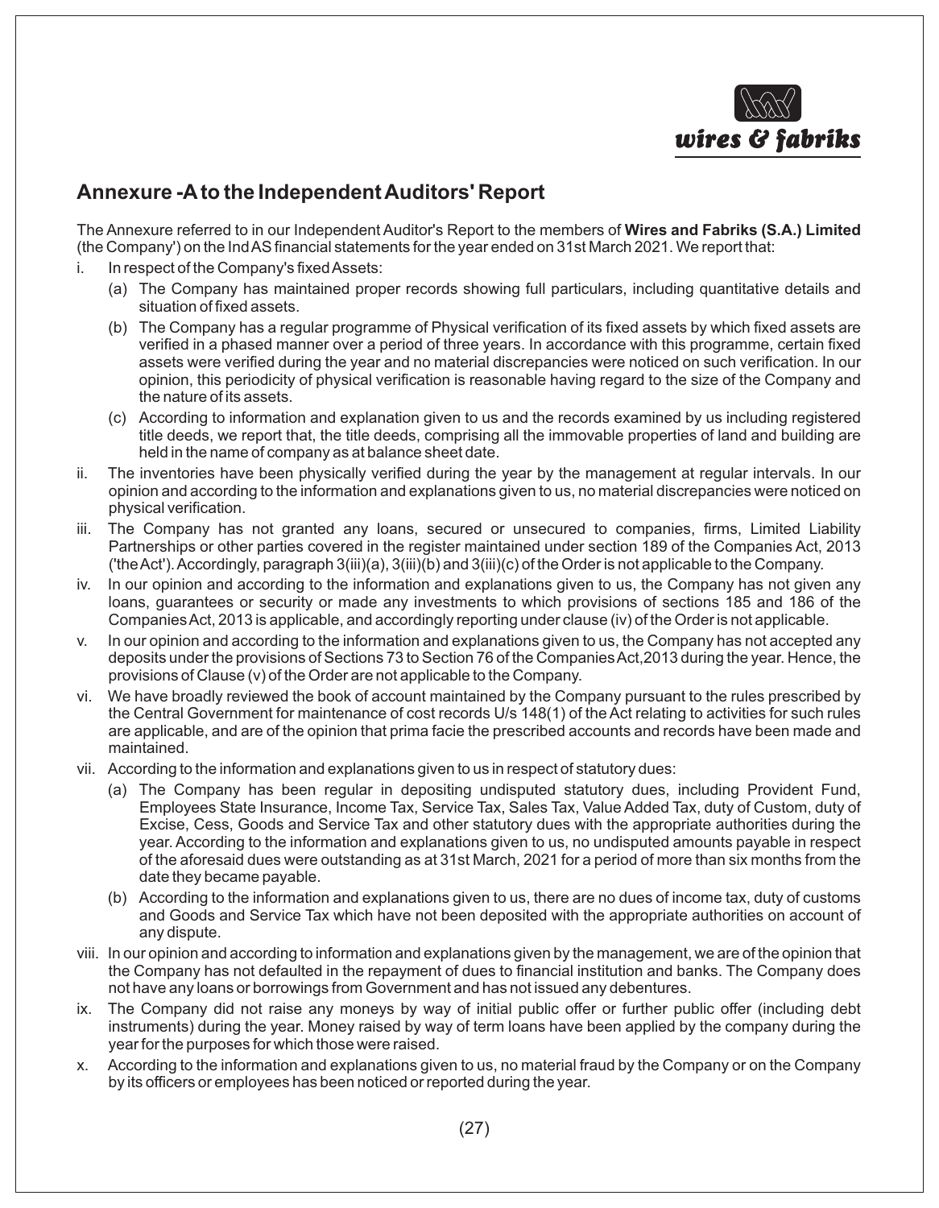## Annexure -A to the Independent Auditors' Report

The Annexure referred to in our Independent Auditor's Report to the members of **Wires and Fabriks (S.A.) Limited** (the Company') on the Ind AS financial statements for the year ended on 31st March 2021. We report that:

i. In respect of the Company's fixed Assets:
   (a) The Company has maintained proper records showing full particulars, including quantitative details and situation of fixed assets.
   (b) The Company has a regular programme of Physical verification of its fixed assets by which fixed assets are verified in a phased manner over a period of three years. In accordance with this programme, certain fixed assets were verified during the year and no material discrepancies were noticed on such verification. In our opinion, this periodicity of physical verification is reasonable having regard to the size of the Company and the nature of its assets.
   (c) According to information and explanation given to us and the records examined by us including registered title deeds, we report that, the title deeds, comprising all the immovable properties of land and building are held in the name of company as at balance sheet date.

ii. The inventories have been physically verified during the year by the management at regular intervals. In our opinion and according to the information and explanations given to us, no material discrepancies were noticed on physical verification.

iii. The Company has not granted any loans, secured or unsecured to companies, firms, Limited Liability Partnerships or other parties covered in the register maintained under section 189 of the Companies Act, 2013 ('the Act'). Accordingly, paragraph 3(iii)(a), 3(iii)(b) and 3(iii)(c) of the Order is not applicable to the Company.

iv. In our opinion and according to the information and explanations given to us, the Company has not given any loans, guarantees or security or made any investments to which provisions of sections 185 and 186 of the Companies Act, 2013 is applicable, and accordingly reporting under clause (iv) of the Order is not applicable.

v. In our opinion and according to the information and explanations given to us, the Company has not accepted any deposits under the provisions of Sections 73 to Section 76 of the Companies Act,2013 during the year. Hence, the provisions of Clause (v) of the Order are not applicable to the Company.

vi. We have broadly reviewed the book of account maintained by the Company pursuant to the rules prescribed by the Central Government for maintenance of cost records U/s 148(1) of the Act relating to activities for such rules are applicable, and are of the opinion that prima facie the prescribed accounts and records have been made and maintained.

vii. According to the information and explanations given to us in respect of statutory dues:
   (a) The Company has been regular in depositing undisputed statutory dues, including Provident Fund, Employees State Insurance, Income Tax, Service Tax, Sales Tax, Value Added Tax, duty of Custom, duty of Excise, Cess, Goods and Service Tax and other statutory dues with the appropriate authorities during the year. According to the information and explanations given to us, no undisputed amounts payable in respect of the aforesaid dues were outstanding as at 31st March, 2021 for a period of more than six months from the date they became payable.
   (b) According to the information and explanations given to us, there are no dues of income tax, duty of customs and Goods and Service Tax which have not been deposited with the appropriate authorities on account of any dispute.

viii. In our opinion and according to information and explanations given by the management, we are of the opinion that the Company has not defaulted in the repayment of dues to financial institution and banks. The Company does not have any loans or borrowings from Government and has not issued any debentures.

ix. The Company did not raise any moneys by way of initial public offer or further public offer (including debt instruments) during the year. Money raised by way of term loans have been applied by the company during the year for the purposes for which those were raised.

x. According to the information and explanations given to us, no material fraud by the Company or on the Company by its officers or employees has been noticed or reported during the year.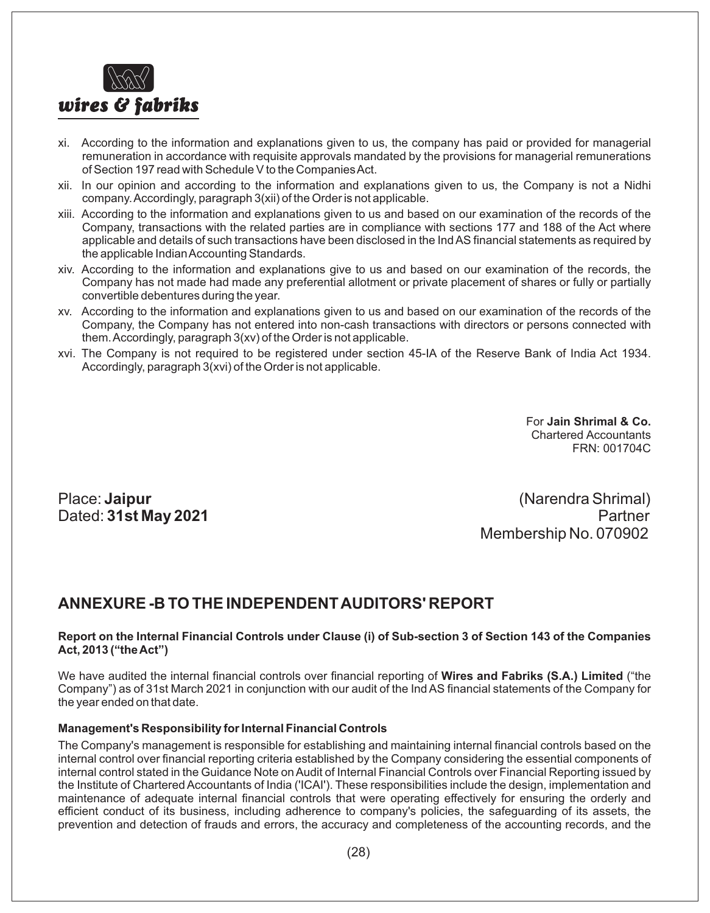xi. According to the information and explanations given to us, the company has paid or provided for managerial remuneration in accordance with requisite approvals mandated by the provisions for managerial remunerations of Section 197 read with Schedule V to the Companies Act.

xii. In our opinion and according to the information and explanations given to us, the Company is not a Nidhi company. Accordingly, paragraph 3(xii) of the Order is not applicable.

xiii. According to the information and explanations given to us and based on our examination of the records of the Company, transactions with the related parties are in compliance with sections 177 and 188 of the Act where applicable and details of such transactions have been disclosed in the Ind AS financial statements as required by the applicable Indian Accounting Standards.

xiv. According to the information and explanations give to us and based on our examination of the records, the Company has not made had made any preferential allotment or private placement of shares or fully or partially convertible debentures during the year.

xv. According to the information and explanations given to us and based on our examination of the records of the Company, the Company has not entered into non-cash transactions with directors or persons connected with them. Accordingly, paragraph 3(xv) of the Order is not applicable.

xvi. The Company is not required to be registered under section 45-IA of the Reserve Bank of India Act 1934. Accordingly, paragraph 3(xvi) of the Order is not applicable.

For **Jain Shrimal & Co.**
Chartered Accountants
FRN: 001704C

Place: **Jaipur**
Dated: **31st May 2021**

(Narendra Shrimal)
Partner
Membership No. 070902

## ANNEXURE -B TO THE INDEPENDENT AUDITORS' REPORT

**Report on the Internal Financial Controls under Clause (i) of Sub-section 3 of Section 143 of the Companies Act, 2013 ("the Act")**

We have audited the internal financial controls over financial reporting of **Wires and Fabriks (S.A.) Limited** ("the Company") as of 31st March 2021 in conjunction with our audit of the Ind AS financial statements of the Company for the year ended on that date.

**Management's Responsibility for Internal Financial Controls**

The Company's management is responsible for establishing and maintaining internal financial controls based on the internal control over financial reporting criteria established by the Company considering the essential components of internal control stated in the Guidance Note on Audit of Internal Financial Controls over Financial Reporting issued by the Institute of Chartered Accountants of India ('ICAI'). These responsibilities include the design, implementation and maintenance of adequate internal financial controls that were operating effectively for ensuring the orderly and efficient conduct of its business, including adherence to company's policies, the safeguarding of its assets, the prevention and detection of frauds and errors, the accuracy and completeness of the accounting records, and the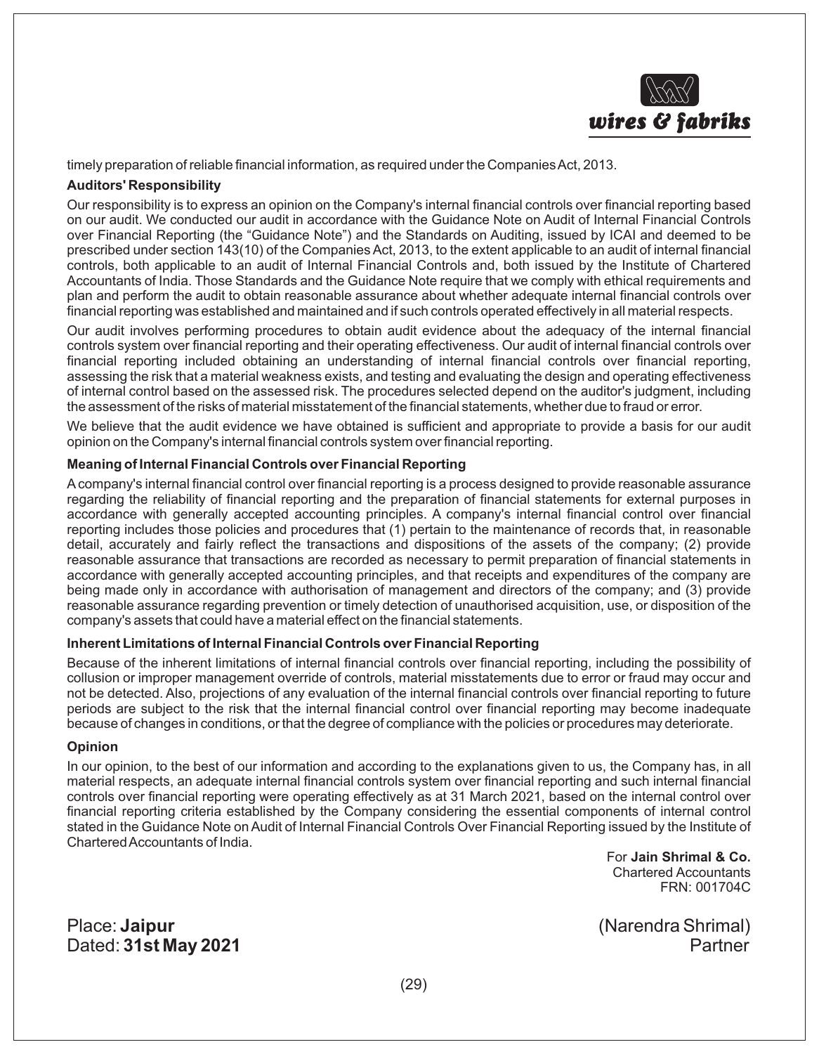timely preparation of reliable financial information, as required under the Companies Act, 2013.

**Auditors' Responsibility**

Our responsibility is to express an opinion on the Company's internal financial controls over financial reporting based on our audit. We conducted our audit in accordance with the Guidance Note on Audit of Internal Financial Controls over Financial Reporting (the "Guidance Note") and the Standards on Auditing, issued by ICAI and deemed to be prescribed under section 143(10) of the Companies Act, 2013, to the extent applicable to an audit of internal financial controls, both applicable to an audit of Internal Financial Controls and, both issued by the Institute of Chartered Accountants of India. Those Standards and the Guidance Note require that we comply with ethical requirements and plan and perform the audit to obtain reasonable assurance about whether adequate internal financial controls over financial reporting was established and maintained and if such controls operated effectively in all material respects.

Our audit involves performing procedures to obtain audit evidence about the adequacy of the internal financial controls system over financial reporting and their operating effectiveness. Our audit of internal financial controls over financial reporting included obtaining an understanding of internal financial controls over financial reporting, assessing the risk that a material weakness exists, and testing and evaluating the design and operating effectiveness of internal control based on the assessed risk. The procedures selected depend on the auditor's judgment, including the assessment of the risks of material misstatement of the financial statements, whether due to fraud or error.

We believe that the audit evidence we have obtained is sufficient and appropriate to provide a basis for our audit opinion on the Company's internal financial controls system over financial reporting.

**Meaning of Internal Financial Controls over Financial Reporting**

A company's internal financial control over financial reporting is a process designed to provide reasonable assurance regarding the reliability of financial reporting and the preparation of financial statements for external purposes in accordance with generally accepted accounting principles. A company's internal financial control over financial reporting includes those policies and procedures that (1) pertain to the maintenance of records that, in reasonable detail, accurately and fairly reflect the transactions and dispositions of the assets of the company; (2) provide reasonable assurance that transactions are recorded as necessary to permit preparation of financial statements in accordance with generally accepted accounting principles, and that receipts and expenditures of the company are being made only in accordance with authorisation of management and directors of the company; and (3) provide reasonable assurance regarding prevention or timely detection of unauthorised acquisition, use, or disposition of the company's assets that could have a material effect on the financial statements.

**Inherent Limitations of Internal Financial Controls over Financial Reporting**

Because of the inherent limitations of internal financial controls over financial reporting, including the possibility of collusion or improper management override of controls, material misstatements due to error or fraud may occur and not be detected. Also, projections of any evaluation of the internal financial controls over financial reporting to future periods are subject to the risk that the internal financial control over financial reporting may become inadequate because of changes in conditions, or that the degree of compliance with the policies or procedures may deteriorate.

**Opinion**

In our opinion, to the best of our information and according to the explanations given to us, the Company has, in all material respects, an adequate internal financial controls system over financial reporting and such internal financial controls over financial reporting were operating effectively as at 31 March 2021, based on the internal control over financial reporting criteria established by the Company considering the essential components of internal control stated in the Guidance Note on Audit of Internal Financial Controls Over Financial Reporting issued by the Institute of Chartered Accountants of India.

For **Jain Shrimal & Co.**
Chartered Accountants
FRN: 001704C

Place: **Jaipur**
Dated: **31st May 2021**

(Narendra Shrimal)
Partner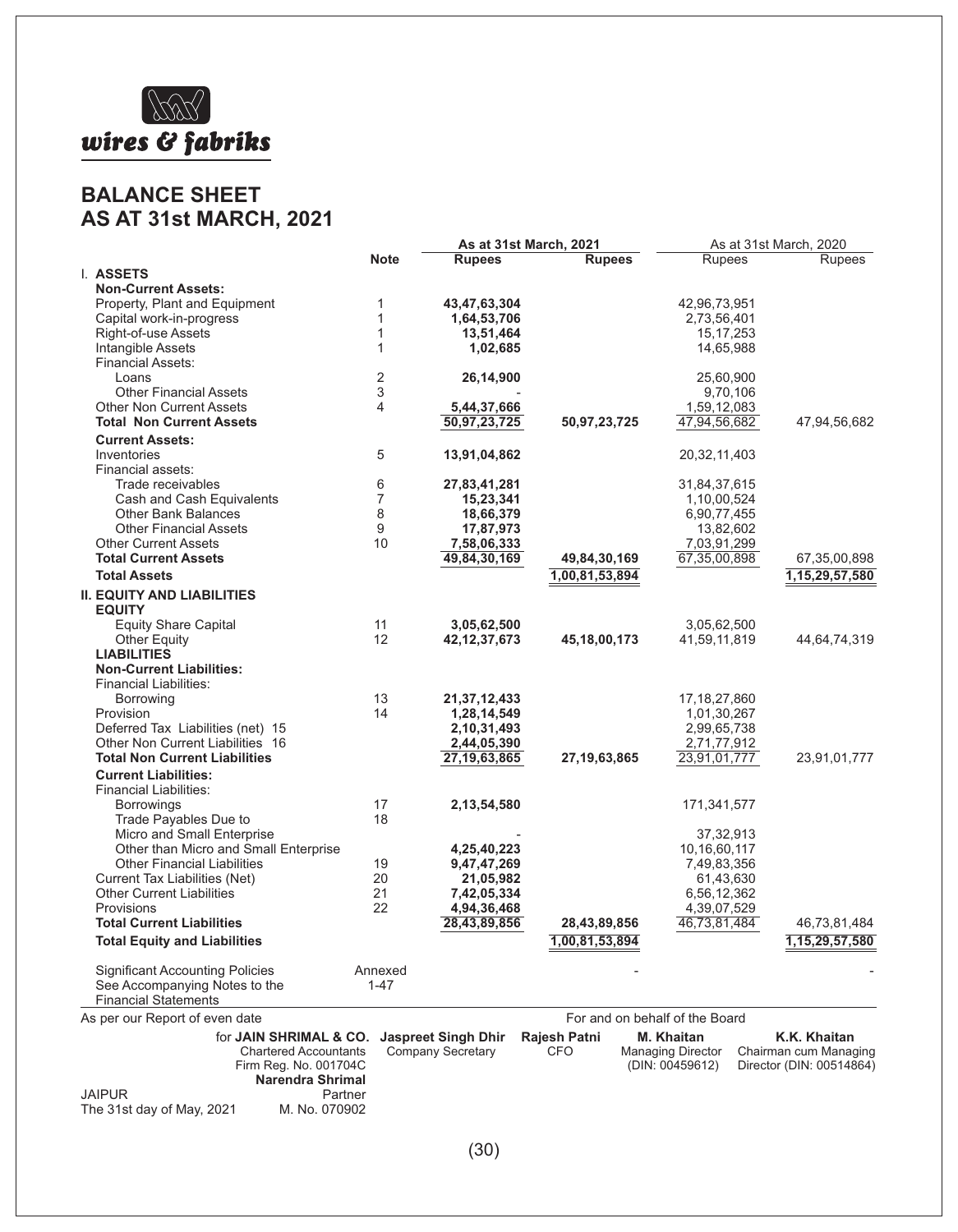wires & fabriks

# BALANCE SHEET
# AS AT 31st MARCH, 2021

| | Note | As at 31st March, 2021 Rupees | As at 31st March, 2021 Rupees | As at 31st March, 2020 Rupees | As at 31st March, 2020 Rupees |
|---|---|---|---|---|---|
| **I. ASSETS** | | | | | |
| **Non-Current Assets:** | | | | | |
| Property, Plant and Equipment | 1 | **43,47,63,304** | | 42,96,73,951 | |
| Capital work-in-progress | 1 | **1,64,53,706** | | 2,73,56,401 | |
| Right-of-use Assets | 1 | **13,51,464** | | 15,17,253 | |
| Intangible Assets | 1 | **1,02,685** | | 14,65,988 | |
| Financial Assets: | | | | | |
| Loans | 2 | **26,14,900** | | 25,60,900 | |
| Other Financial Assets | 3 | - | | 9,70,106 | |
| Other Non Current Assets | 4 | **5,44,37,666** | | 1,59,12,083 | |
| **Total Non Current Assets** | | **50,97,23,725** | **50,97,23,725** | 47,94,56,682 | 47,94,56,682 |
| **Current Assets:** | | | | | |
| Inventories | 5 | **13,91,04,862** | | 20,32,11,403 | |
| Financial assets: | | | | | |
| Trade receivables | 6 | **27,83,41,281** | | 31,84,37,615 | |
| Cash and Cash Equivalents | 7 | **15,23,341** | | 1,10,00,524 | |
| Other Bank Balances | 8 | **18,66,379** | | 6,90,77,455 | |
| Other Financial Assets | 9 | **17,87,973** | | 13,82,602 | |
| Other Current Assets | 10 | **7,58,06,333** | | 7,03,91,299 | |
| **Total Current Assets** | | **49,84,30,169** | **49,84,30,169** | 67,35,00,898 | 67,35,00,898 |
| **Total Assets** | | | **1,00,81,53,894** | | **1,15,29,57,580** |
| **II. EQUITY AND LIABILITIES** | | | | | |
| **EQUITY** | | | | | |
| Equity Share Capital | 11 | **3,05,62,500** | | 3,05,62,500 | |
| Other Equity | 12 | **42,12,37,673** | **45,18,00,173** | 41,59,11,819 | 44,64,74,319 |
| **LIABILITIES** | | | | | |
| **Non-Current Liabilities:** | | | | | |
| Financial Liabilities: | | | | | |
| Borrowing | 13 | **21,37,12,433** | | 17,18,27,860 | |
| Provision | 14 | **1,28,14,549** | | 1,01,30,267 | |
| Deferred Tax Liabilities (net) | 15 | **2,10,31,493** | | 2,99,65,738 | |
| Other Non Current Liabilities | 16 | **2,44,05,390** | | 2,71,77,912 | |
| **Total Non Current Liabilities** | | **27,19,63,865** | **27,19,63,865** | 23,91,01,777 | 23,91,01,777 |
| **Current Liabilities:** | | | | | |
| Financial Liabilities: | | | | | |
| Borrowings | 17 | **2,13,54,580** | | 171,341,577 | |
| Trade Payables Due to | 18 | | | | |
| Micro and Small Enterprise | | - | | 37,32,913 | |
| Other than Micro and Small Enterprise | | **4,25,40,223** | | 10,16,60,117 | |
| Other Financial Liabilities | 19 | **9,47,47,269** | | 7,49,83,356 | |
| Current Tax Liabilities (Net) | 20 | **21,05,982** | | 61,43,630 | |
| Other Current Liabilities | 21 | **7,42,05,334** | | 6,56,12,362 | |
| Provisions | 22 | **4,94,36,468** | | 4,39,07,529 | |
| **Total Current Liabilities** | | **28,43,89,856** | **28,43,89,856** | 46,73,81,484 | 46,73,81,484 |
| **Total Equity and Liabilities** | | | **1,00,81,53,894** | | **1,15,29,57,580** |
| Significant Accounting Policies | Annexed | | - | | - |
| See Accompanying Notes to the Financial Statements | 1-47 | | | | |

As per our Report of even date

for **JAIN SHRIMAL & CO.**
Chartered Accountants
Firm Reg. No. 001704C
**Narendra Shrimal**
Partner
M. No. 070902

JAIPUR
The 31st day of May, 2021

For and on behalf of the Board

**Jaspreet Singh Dhir** — Company Secretary
**Rajesh Patni** — CFO
**M. Khaitan** — Managing Director (DIN: 00459612)
**K.K. Khaitan** — Chairman cum Managing Director (DIN: 00514864)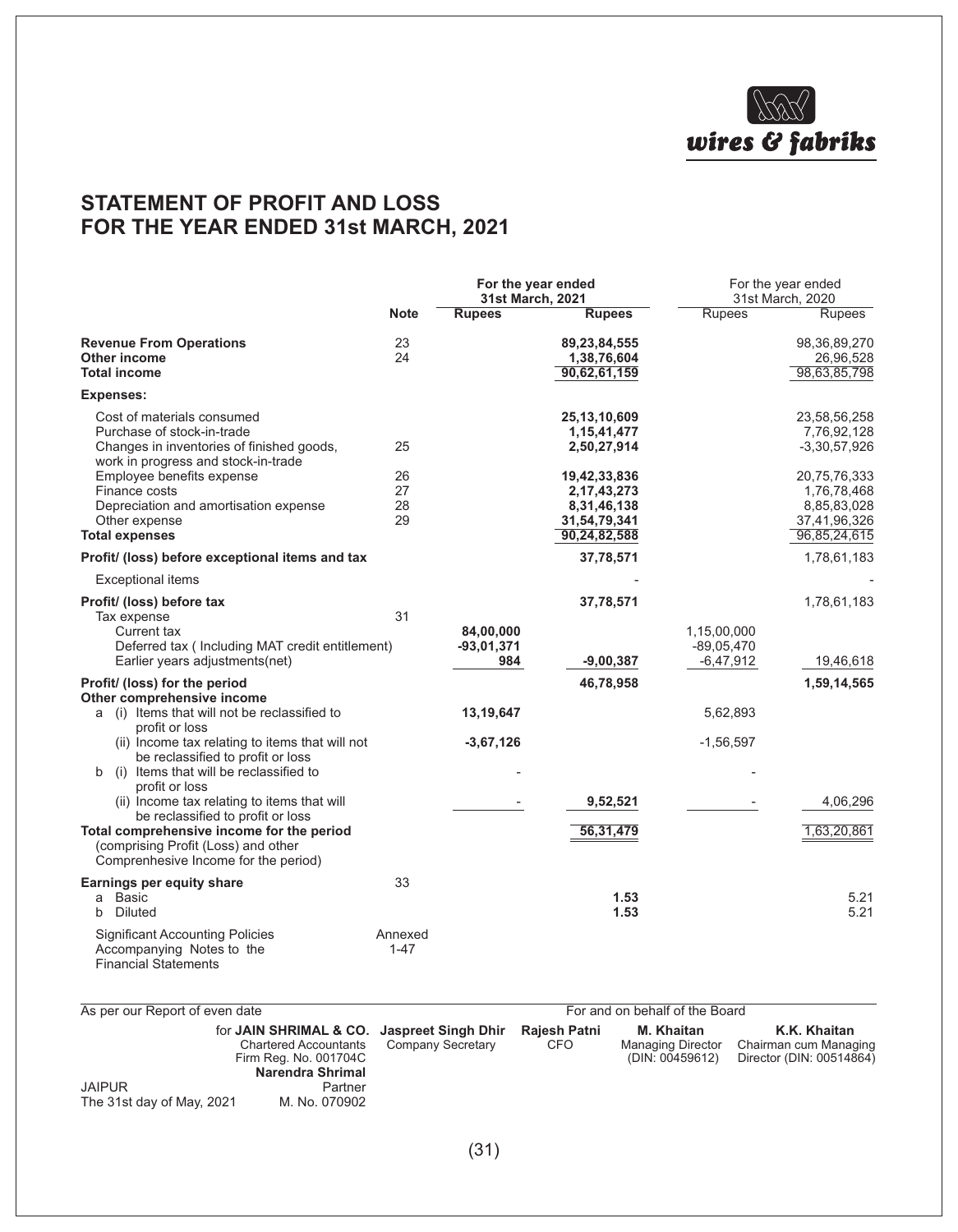wires & fabriks

# STATEMENT OF PROFIT AND LOSS FOR THE YEAR ENDED 31st MARCH, 2021

| | Note | For the year ended 31st March, 2021 | | For the year ended 31st March, 2020 | |
|---|---|---|---|---|---|
| | | Rupees | Rupees | Rupees | Rupees |
| **Revenue From Operations** | 23 | | **89,23,84,555** | | 98,36,89,270 |
| **Other income** | 24 | | **1,38,76,604** | | 26,96,528 |
| **Total income** | | | **90,62,61,159** | | 98,63,85,798 |
| **Expenses:** | | | | | |
| Cost of materials consumed | | | **25,13,10,609** | | 23,58,56,258 |
| Purchase of stock-in-trade | | | **1,15,41,477** | | 7,76,92,128 |
| Changes in inventories of finished goods, work in progress and stock-in-trade | 25 | | **2,50,27,914** | | -3,30,57,926 |
| Employee benefits expense | 26 | | **19,42,33,836** | | 20,75,76,333 |
| Finance costs | 27 | | **2,17,43,273** | | 1,76,78,468 |
| Depreciation and amortisation expense | 28 | | **8,31,46,138** | | 8,85,83,028 |
| Other expense | 29 | | **31,54,79,341** | | 37,41,96,326 |
| **Total expenses** | | | **90,24,82,588** | | 96,85,24,615 |
| **Profit/ (loss) before exceptional items and tax** | | | **37,78,571** | | 1,78,61,183 |
| Exceptional items | | | - | | - |
| **Profit/ (loss) before tax** | | | **37,78,571** | | 1,78,61,183 |
| Tax expense | 31 | | | | |
| Current tax | | **84,00,000** | | 1,15,00,000 | |
| Deferred tax ( Including MAT credit entitlement) | | **-93,01,371** | | -89,05,470 | |
| Earlier years adjustments(net) | | **984** | **-9,00,387** | -6,47,912 | 19,46,618 |
| **Profit/ (loss) for the period** | | | **46,78,958** | | **1,59,14,565** |
| **Other comprehensive income** | | | | | |
| a (i) Items that will not be reclassified to profit or loss | | **13,19,647** | | 5,62,893 | |
| (ii) Income tax relating to items that will not be reclassified to profit or loss | | **-3,67,126** | | -1,56,597 | |
| b (i) Items that will be reclassified to profit or loss | | - | | - | |
| (ii) Income tax relating to items that will be reclassified to profit or loss | | - | **9,52,521** | - | 4,06,296 |
| **Total comprehensive income for the period** (comprising Profit (Loss) and other Comprenhesive Income for the period) | | | **56,31,479** | | 1,63,20,861 |
| **Earnings per equity share** | 33 | | | | |
| a Basic | | | **1.53** | | 5.21 |
| b Diluted | | | **1.53** | | 5.21 |
| Significant Accounting Policies | Annexed | | | | |
| Accompanying Notes to the Financial Statements | 1-47 | | | | |

As per our Report of even date

for **JAIN SHRIMAL & CO.**
Chartered Accountants
Firm Reg. No. 001704C
**Narendra Shrimal**
Partner
M. No. 070902

JAIPUR
The 31st day of May, 2021

For and on behalf of the Board

**Jaspreet Singh Dhir**
Company Secretary

**Rajesh Patni**
CFO

**M. Khaitan**
Managing Director
(DIN: 00459612)

**K.K. Khaitan**
Chairman cum Managing Director (DIN: 00514864)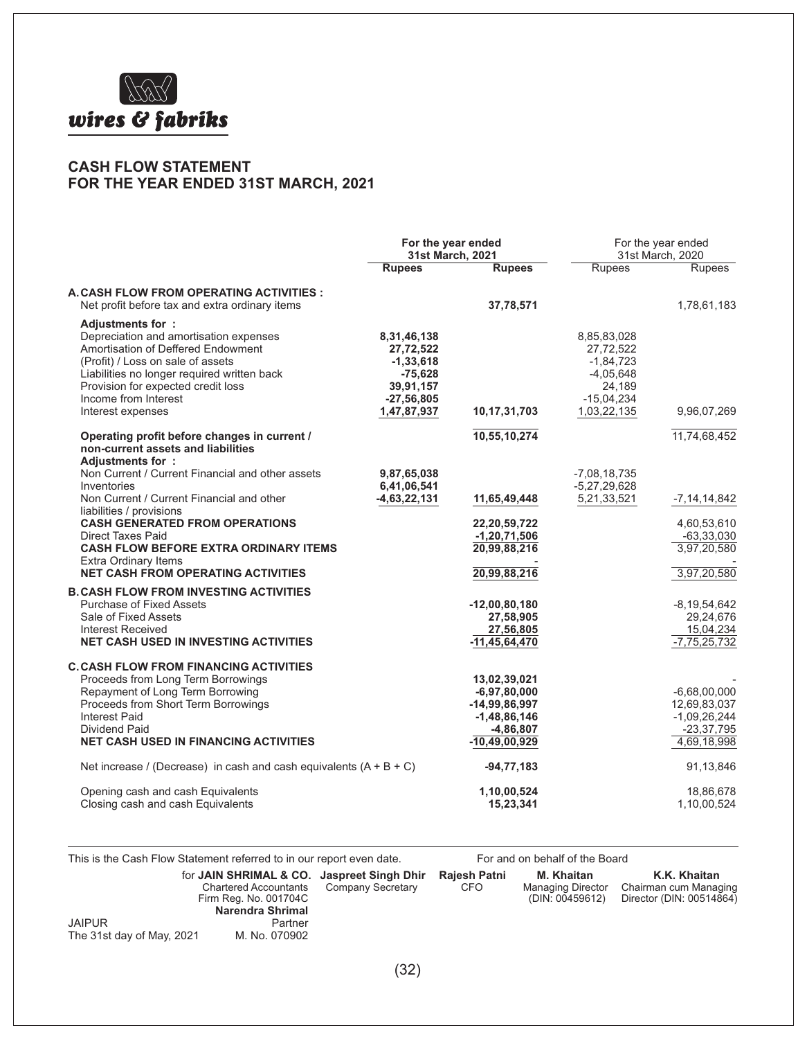wires & fabriks

# CASH FLOW STATEMENT
# FOR THE YEAR ENDED 31ST MARCH, 2021

| | For the year ended 31st March, 2021 | | For the year ended 31st March, 2020 | |
|---|---|---|---|---|
| | **Rupees** | **Rupees** | Rupees | Rupees |
| **A. CASH FLOW FROM OPERATING ACTIVITIES :** | | | | |
| Net profit before tax and extra ordinary items | | **37,78,571** | | 1,78,61,183 |
| **Adjustments for :** | | | | |
| Depreciation and amortisation expenses | **8,31,46,138** | | 8,85,83,028 | |
| Amortisation of Deffered Endowment | **27,72,522** | | 27,72,522 | |
| (Profit) / Loss on sale of assets | **-1,33,618** | | -1,84,723 | |
| Liabilities no longer required written back | **-75,628** | | -4,05,648 | |
| Provision for expected credit loss | **39,91,157** | | 24,189 | |
| Income from Interest | **-27,56,805** | | -15,04,234 | |
| Interest expenses | **1,47,87,937** | **10,17,31,703** | 1,03,22,135 | 9,96,07,269 |
| **Operating profit before changes in current / non-current assets and liabilities** | | **10,55,10,274** | | 11,74,68,452 |
| **Adjustments for :** | | | | |
| Non Current / Current Financial and other assets | **9,87,65,038** | | -7,08,18,735 | |
| Inventories | **6,41,06,541** | | -5,27,29,628 | |
| Non Current / Current Financial and other liabilities / provisions | **-4,63,22,131** | **11,65,49,448** | 5,21,33,521 | -7,14,14,842 |
| **CASH GENERATED FROM OPERATIONS** | | **22,20,59,722** | | 4,60,53,610 |
| Direct Taxes Paid | | **-1,20,71,506** | | -63,33,030 |
| **CASH FLOW BEFORE EXTRA ORDINARY ITEMS** | | **20,99,88,216** | | 3,97,20,580 |
| Extra Ordinary Items | | - | | - |
| **NET CASH FROM OPERATING ACTIVITIES** | | **20,99,88,216** | | 3,97,20,580 |
| **B. CASH FLOW FROM INVESTING ACTIVITIES** | | | | |
| Purchase of Fixed Assets | | **-12,00,80,180** | | -8,19,54,642 |
| Sale of Fixed Assets | | **27,58,905** | | 29,24,676 |
| Interest Received | | **27,56,805** | | 15,04,234 |
| **NET CASH USED IN INVESTING ACTIVITIES** | | **-11,45,64,470** | | -7,75,25,732 |
| **C. CASH FLOW FROM FINANCING ACTIVITIES** | | | | |
| Proceeds from Long Term Borrowings | | **13,02,39,021** | | - |
| Repayment of Long Term Borrowing | | **-6,97,80,000** | | -6,68,00,000 |
| Proceeds from Short Term Borrowings | | **-14,99,86,997** | | 12,69,83,037 |
| Interest Paid | | **-1,48,86,146** | | -1,09,26,244 |
| Dividend Paid | | **-4,86,807** | | -23,37,795 |
| **NET CASH USED IN FINANCING ACTIVITIES** | | **-10,49,00,929** | | 4,69,18,998 |
| Net increase / (Decrease) in cash and cash equivalents (A + B + C) | | **-94,77,183** | | 91,13,846 |
| Opening cash and cash Equivalents | | **1,10,00,524** | | 18,86,678 |
| Closing cash and cash Equivalents | | **15,23,341** | | 1,10,00,524 |

This is the Cash Flow Statement referred to in our report even date.

For and on behalf of the Board

for **JAIN SHRIMAL & CO.**
Chartered Accountants
Firm Reg. No. 001704C
**Narendra Shrimal**
Partner
M. No. 070902

JAIPUR
The 31st day of May, 2021

**Jaspreet Singh Dhir**
Company Secretary

**Rajesh Patni**
CFO

**M. Khaitan**
Managing Director
(DIN: 00459612)

**K.K. Khaitan**
Chairman cum Managing Director (DIN: 00514864)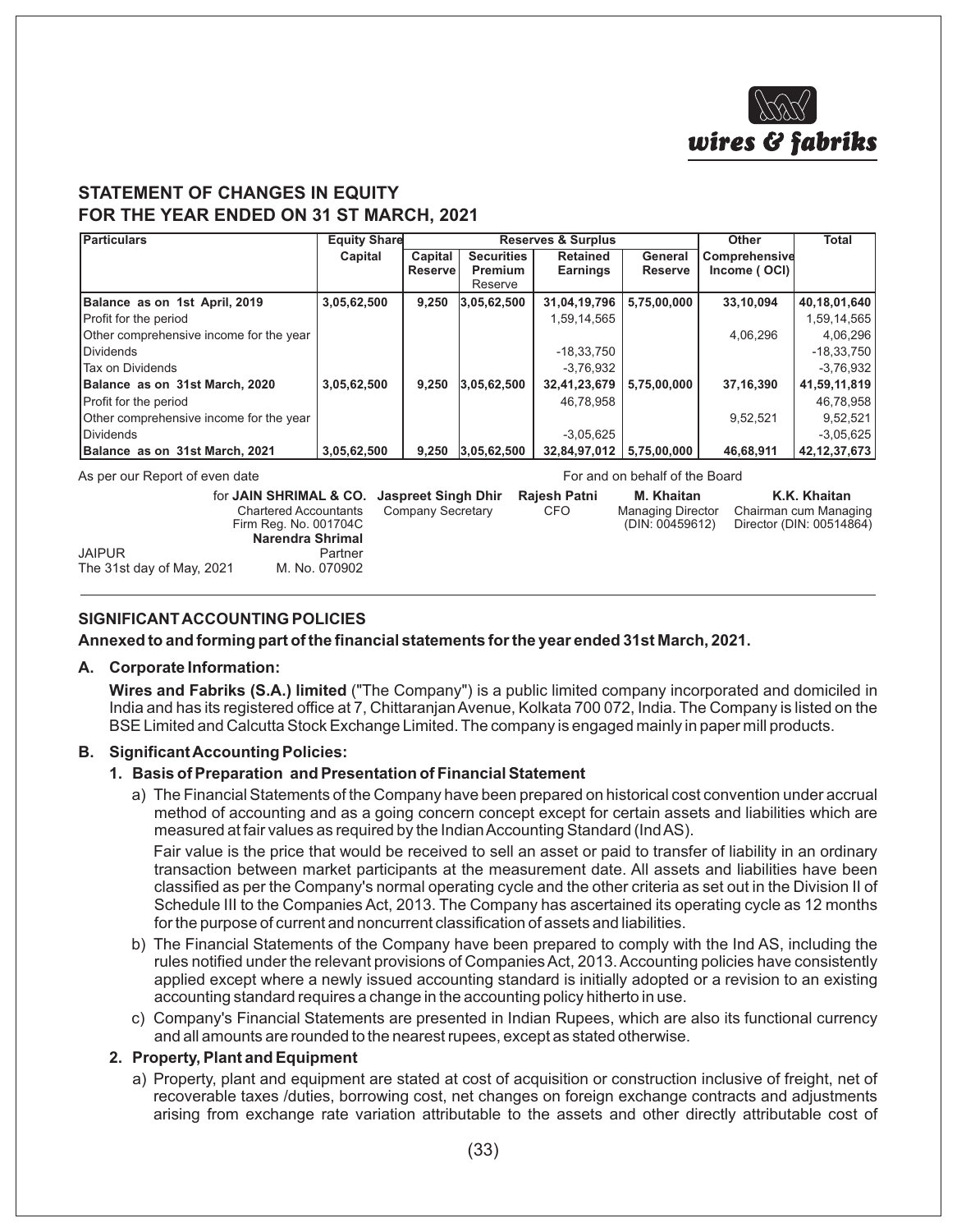## STATEMENT OF CHANGES IN EQUITY
## FOR THE YEAR ENDED ON 31 ST MARCH, 2021

| Particulars | Equity Share Capital | Reserves & Surplus | | | | Other Comprehensive Income ( OCI) | Total |
|---|---|---|---|---|---|---|---|
| | | Capital Reserve | Securities Premium Reserve | Retained Earnings | General Reserve | | |
| **Balance as on 1st April, 2019** | **3,05,62,500** | **9,250** | **3,05,62,500** | **31,04,19,796** | **5,75,00,000** | **33,10,094** | **40,18,01,640** |
| Profit for the period | | | | 1,59,14,565 | | | 1,59,14,565 |
| Other comprehensive income for the year | | | | | | 4,06,296 | 4,06,296 |
| Dividends | | | | -18,33,750 | | | -18,33,750 |
| Tax on Dividends | | | | -3,76,932 | | | -3,76,932 |
| **Balance as on 31st March, 2020** | **3,05,62,500** | **9,250** | **3,05,62,500** | **32,41,23,679** | **5,75,00,000** | **37,16,390** | **41,59,11,819** |
| Profit for the period | | | | 46,78,958 | | | 46,78,958 |
| Other comprehensive income for the year | | | | | | 9,52,521 | 9,52,521 |
| Dividends | | | | -3,05,625 | | | -3,05,625 |
| **Balance as on 31st March, 2021** | **3,05,62,500** | **9,250** | **3,05,62,500** | **32,84,97,012** | **5,75,00,000** | **46,68,911** | **42,12,37,673** |

As per our Report of even date

for **JAIN SHRIMAL & CO.**
Chartered Accountants
Firm Reg. No. 001704C
**Narendra Shrimal**
Partner
M. No. 070902

JAIPUR
The 31st day of May, 2021

For and on behalf of the Board

**Jaspreet Singh Dhir**
Company Secretary

**Rajesh Patni**
CFO

**M. Khaitan**
Managing Director
(DIN: 00459612)

**K.K. Khaitan**
Chairman cum Managing Director (DIN: 00514864)

---

## SIGNIFICANT ACCOUNTING POLICIES

**Annexed to and forming part of the financial statements for the year ended 31st March, 2021.**

### A. Corporate Information:

**Wires and Fabriks (S.A.) limited** ("The Company") is a public limited company incorporated and domiciled in India and has its registered office at 7, Chittaranjan Avenue, Kolkata 700 072, India. The Company is listed on the BSE Limited and Calcutta Stock Exchange Limited. The company is engaged mainly in paper mill products.

### B. Significant Accounting Policies:

#### 1. Basis of Preparation and Presentation of Financial Statement

a) The Financial Statements of the Company have been prepared on historical cost convention under accrual method of accounting and as a going concern concept except for certain assets and liabilities which are measured at fair values as required by the Indian Accounting Standard (Ind AS).

Fair value is the price that would be received to sell an asset or paid to transfer of liability in an ordinary transaction between market participants at the measurement date. All assets and liabilities have been classified as per the Company's normal operating cycle and the other criteria as set out in the Division II of Schedule III to the Companies Act, 2013. The Company has ascertained its operating cycle as 12 months for the purpose of current and noncurrent classification of assets and liabilities.

b) The Financial Statements of the Company have been prepared to comply with the Ind AS, including the rules notified under the relevant provisions of Companies Act, 2013. Accounting policies have consistently applied except where a newly issued accounting standard is initially adopted or a revision to an existing accounting standard requires a change in the accounting policy hitherto in use.

c) Company's Financial Statements are presented in Indian Rupees, which are also its functional currency and all amounts are rounded to the nearest rupees, except as stated otherwise.

#### 2. Property, Plant and Equipment

a) Property, plant and equipment are stated at cost of acquisition or construction inclusive of freight, net of recoverable taxes /duties, borrowing cost, net changes on foreign exchange contracts and adjustments arising from exchange rate variation attributable to the assets and other directly attributable cost of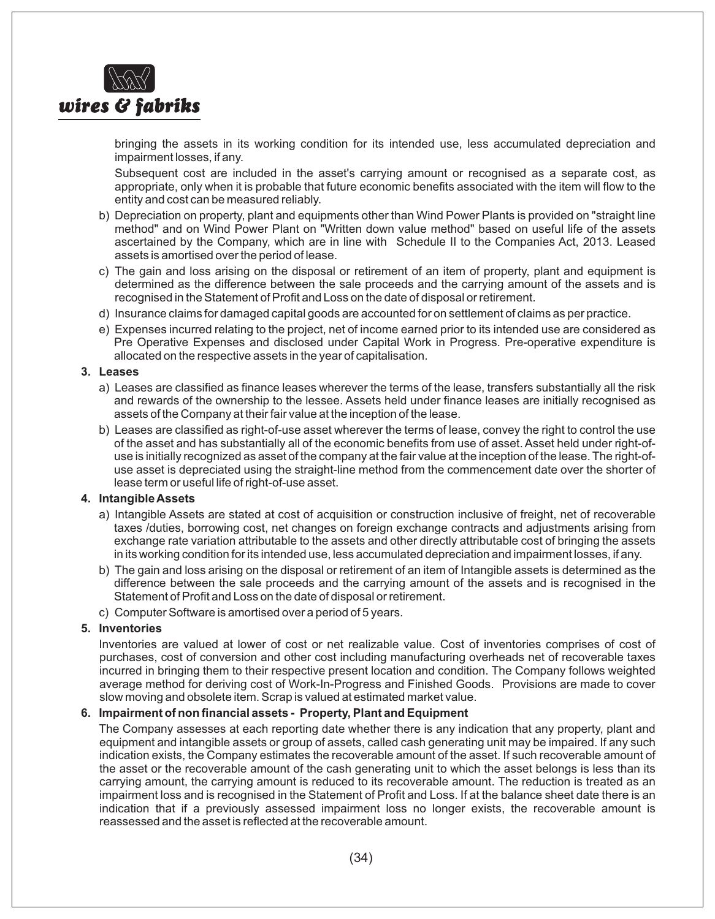bringing the assets in its working condition for its intended use, less accumulated depreciation and impairment losses, if any.

Subsequent cost are included in the asset's carrying amount or recognised as a separate cost, as appropriate, only when it is probable that future economic benefits associated with the item will flow to the entity and cost can be measured reliably.

b) Depreciation on property, plant and equipments other than Wind Power Plants is provided on "straight line method" and on Wind Power Plant on "Written down value method" based on useful life of the assets ascertained by the Company, which are in line with Schedule II to the Companies Act, 2013. Leased assets is amortised over the period of lease.

c) The gain and loss arising on the disposal or retirement of an item of property, plant and equipment is determined as the difference between the sale proceeds and the carrying amount of the assets and is recognised in the Statement of Profit and Loss on the date of disposal or retirement.

d) Insurance claims for damaged capital goods are accounted for on settlement of claims as per practice.

e) Expenses incurred relating to the project, net of income earned prior to its intended use are considered as Pre Operative Expenses and disclosed under Capital Work in Progress. Pre-operative expenditure is allocated on the respective assets in the year of capitalisation.

**3. Leases**

a) Leases are classified as finance leases wherever the terms of the lease, transfers substantially all the risk and rewards of the ownership to the lessee. Assets held under finance leases are initially recognised as assets of the Company at their fair value at the inception of the lease.

b) Leases are classified as right-of-use asset wherever the terms of lease, convey the right to control the use of the asset and has substantially all of the economic benefits from use of asset. Asset held under right-of-use is initially recognized as asset of the company at the fair value at the inception of the lease. The right-of-use asset is depreciated using the straight-line method from the commencement date over the shorter of lease term or useful life of right-of-use asset.

**4. Intangible Assets**

a) Intangible Assets are stated at cost of acquisition or construction inclusive of freight, net of recoverable taxes /duties, borrowing cost, net changes on foreign exchange contracts and adjustments arising from exchange rate variation attributable to the assets and other directly attributable cost of bringing the assets in its working condition for its intended use, less accumulated depreciation and impairment losses, if any.

b) The gain and loss arising on the disposal or retirement of an item of Intangible assets is determined as the difference between the sale proceeds and the carrying amount of the assets and is recognised in the Statement of Profit and Loss on the date of disposal or retirement.

c) Computer Software is amortised over a period of 5 years.

**5. Inventories**

Inventories are valued at lower of cost or net realizable value. Cost of inventories comprises of cost of purchases, cost of conversion and other cost including manufacturing overheads net of recoverable taxes incurred in bringing them to their respective present location and condition. The Company follows weighted average method for deriving cost of Work-In-Progress and Finished Goods. Provisions are made to cover slow moving and obsolete item. Scrap is valued at estimated market value.

**6. Impairment of non financial assets - Property, Plant and Equipment**

The Company assesses at each reporting date whether there is any indication that any property, plant and equipment and intangible assets or group of assets, called cash generating unit may be impaired. If any such indication exists, the Company estimates the recoverable amount of the asset. If such recoverable amount of the asset or the recoverable amount of the cash generating unit to which the asset belongs is less than its carrying amount, the carrying amount is reduced to its recoverable amount. The reduction is treated as an impairment loss and is recognised in the Statement of Profit and Loss. If at the balance sheet date there is an indication that if a previously assessed impairment loss no longer exists, the recoverable amount is reassessed and the asset is reflected at the recoverable amount.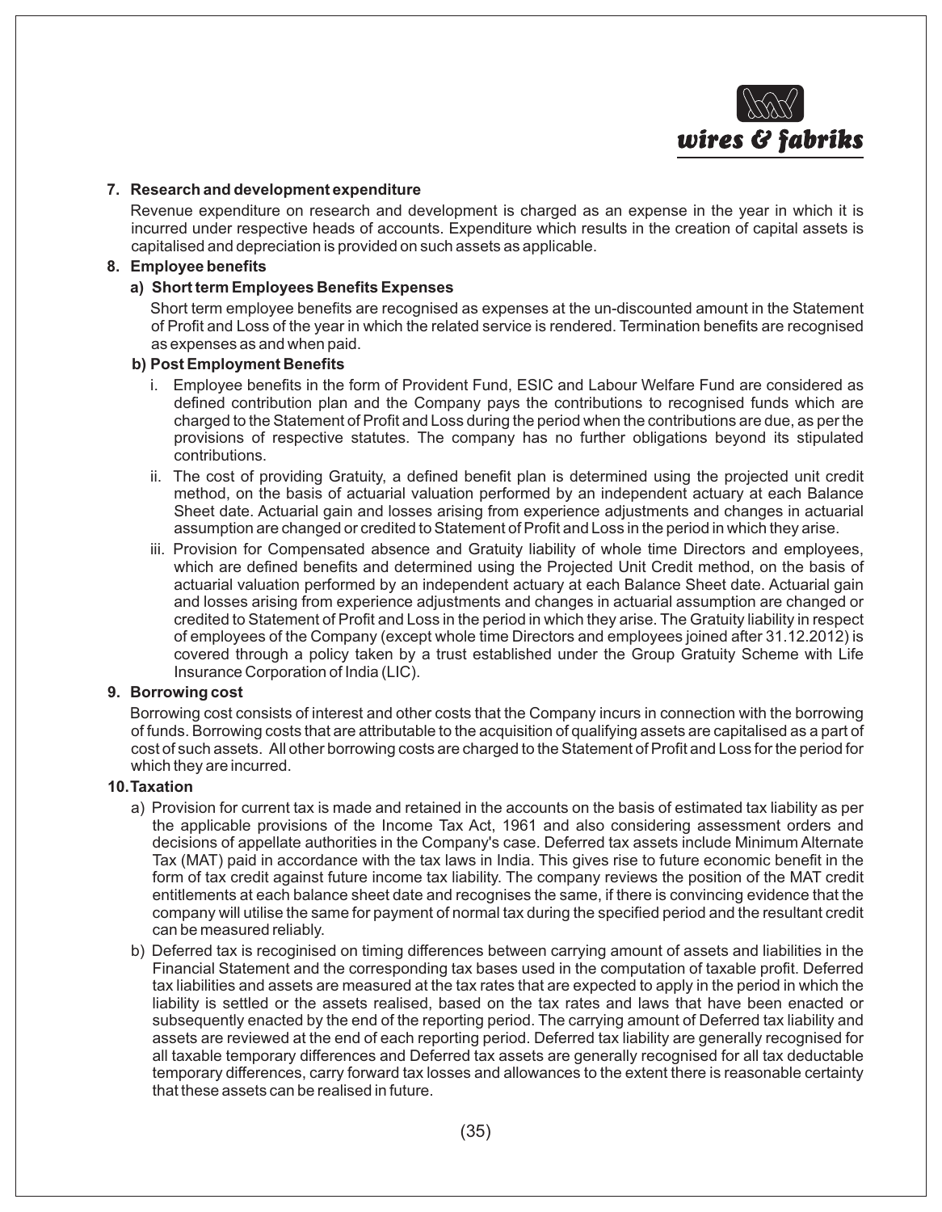**7. Research and development expenditure**

Revenue expenditure on research and development is charged as an expense in the year in which it is incurred under respective heads of accounts. Expenditure which results in the creation of capital assets is capitalised and depreciation is provided on such assets as applicable.

**8. Employee benefits**

**a) Short term Employees Benefits Expenses**

Short term employee benefits are recognised as expenses at the un-discounted amount in the Statement of Profit and Loss of the year in which the related service is rendered. Termination benefits are recognised as expenses as and when paid.

**b) Post Employment Benefits**

i. Employee benefits in the form of Provident Fund, ESIC and Labour Welfare Fund are considered as defined contribution plan and the Company pays the contributions to recognised funds which are charged to the Statement of Profit and Loss during the period when the contributions are due, as per the provisions of respective statutes. The company has no further obligations beyond its stipulated contributions.

ii. The cost of providing Gratuity, a defined benefit plan is determined using the projected unit credit method, on the basis of actuarial valuation performed by an independent actuary at each Balance Sheet date. Actuarial gain and losses arising from experience adjustments and changes in actuarial assumption are changed or credited to Statement of Profit and Loss in the period in which they arise.

iii. Provision for Compensated absence and Gratuity liability of whole time Directors and employees, which are defined benefits and determined using the Projected Unit Credit method, on the basis of actuarial valuation performed by an independent actuary at each Balance Sheet date. Actuarial gain and losses arising from experience adjustments and changes in actuarial assumption are changed or credited to Statement of Profit and Loss in the period in which they arise. The Gratuity liability in respect of employees of the Company (except whole time Directors and employees joined after 31.12.2012) is covered through a policy taken by a trust established under the Group Gratuity Scheme with Life Insurance Corporation of India (LIC).

**9. Borrowing cost**

Borrowing cost consists of interest and other costs that the Company incurs in connection with the borrowing of funds. Borrowing costs that are attributable to the acquisition of qualifying assets are capitalised as a part of cost of such assets. All other borrowing costs are charged to the Statement of Profit and Loss for the period for which they are incurred.

**10. Taxation**

a) Provision for current tax is made and retained in the accounts on the basis of estimated tax liability as per the applicable provisions of the Income Tax Act, 1961 and also considering assessment orders and decisions of appellate authorities in the Company's case. Deferred tax assets include Minimum Alternate Tax (MAT) paid in accordance with the tax laws in India. This gives rise to future economic benefit in the form of tax credit against future income tax liability. The company reviews the position of the MAT credit entitlements at each balance sheet date and recognises the same, if there is convincing evidence that the company will utilise the same for payment of normal tax during the specified period and the resultant credit can be measured reliably.

b) Deferred tax is recoginised on timing differences between carrying amount of assets and liabilities in the Financial Statement and the corresponding tax bases used in the computation of taxable profit. Deferred tax liabilities and assets are measured at the tax rates that are expected to apply in the period in which the liability is settled or the assets realised, based on the tax rates and laws that have been enacted or subsequently enacted by the end of the reporting period. The carrying amount of Deferred tax liability and assets are reviewed at the end of each reporting period. Deferred tax liability are generally recognised for all taxable temporary differences and Deferred tax assets are generally recognised for all tax deductable temporary differences, carry forward tax losses and allowances to the extent there is reasonable certainty that these assets can be realised in future.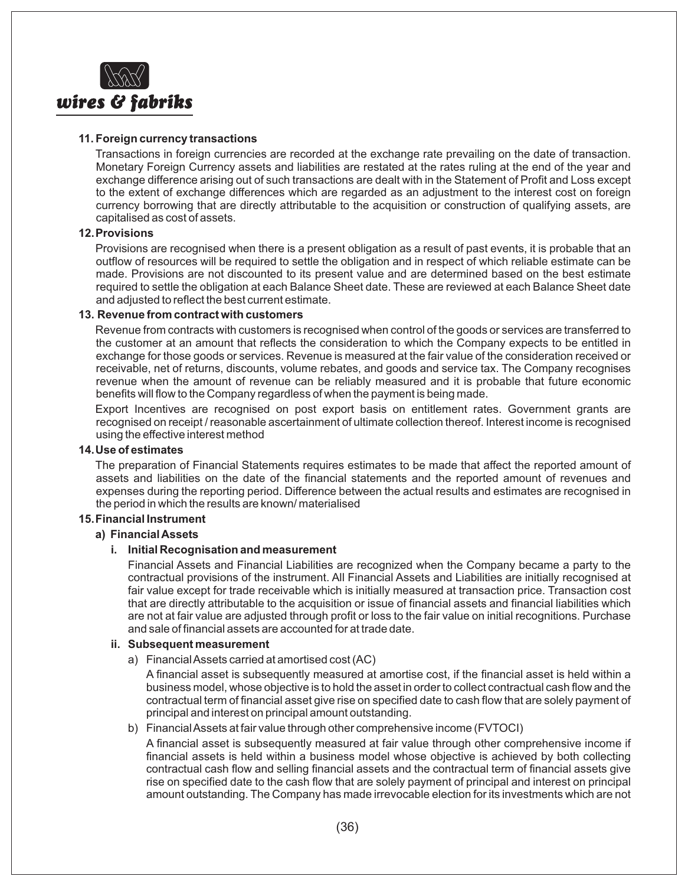**11. Foreign currency transactions**

Transactions in foreign currencies are recorded at the exchange rate prevailing on the date of transaction. Monetary Foreign Currency assets and liabilities are restated at the rates ruling at the end of the year and exchange difference arising out of such transactions are dealt with in the Statement of Profit and Loss except to the extent of exchange differences which are regarded as an adjustment to the interest cost on foreign currency borrowing that are directly attributable to the acquisition or construction of qualifying assets, are capitalised as cost of assets.

**12. Provisions**

Provisions are recognised when there is a present obligation as a result of past events, it is probable that an outflow of resources will be required to settle the obligation and in respect of which reliable estimate can be made. Provisions are not discounted to its present value and are determined based on the best estimate required to settle the obligation at each Balance Sheet date. These are reviewed at each Balance Sheet date and adjusted to reflect the best current estimate.

**13. Revenue from contract with customers**

Revenue from contracts with customers is recognised when control of the goods or services are transferred to the customer at an amount that reflects the consideration to which the Company expects to be entitled in exchange for those goods or services. Revenue is measured at the fair value of the consideration received or receivable, net of returns, discounts, volume rebates, and goods and service tax. The Company recognises revenue when the amount of revenue can be reliably measured and it is probable that future economic benefits will flow to the Company regardless of when the payment is being made.

Export Incentives are recognised on post export basis on entitlement rates. Government grants are recognised on receipt / reasonable ascertainment of ultimate collection thereof. Interest income is recognised using the effective interest method

**14. Use of estimates**

The preparation of Financial Statements requires estimates to be made that affect the reported amount of assets and liabilities on the date of the financial statements and the reported amount of revenues and expenses during the reporting period. Difference between the actual results and estimates are recognised in the period in which the results are known/ materialised

**15. Financial Instrument**

**a) Financial Assets**

**i. Initial Recognisation and measurement**

Financial Assets and Financial Liabilities are recognized when the Company became a party to the contractual provisions of the instrument. All Financial Assets and Liabilities are initially recognised at fair value except for trade receivable which is initially measured at transaction price. Transaction cost that are directly attributable to the acquisition or issue of financial assets and financial liabilities which are not at fair value are adjusted through profit or loss to the fair value on initial recognitions. Purchase and sale of financial assets are accounted for at trade date.

**ii. Subsequent measurement**

a) Financial Assets carried at amortised cost (AC)

A financial asset is subsequently measured at amortise cost, if the financial asset is held within a business model, whose objective is to hold the asset in order to collect contractual cash flow and the contractual term of financial asset give rise on specified date to cash flow that are solely payment of principal and interest on principal amount outstanding.

b) Financial Assets at fair value through other comprehensive income (FVTOCI)

A financial asset is subsequently measured at fair value through other comprehensive income if financial assets is held within a business model whose objective is achieved by both collecting contractual cash flow and selling financial assets and the contractual term of financial assets give rise on specified date to the cash flow that are solely payment of principal and interest on principal amount outstanding. The Company has made irrevocable election for its investments which are not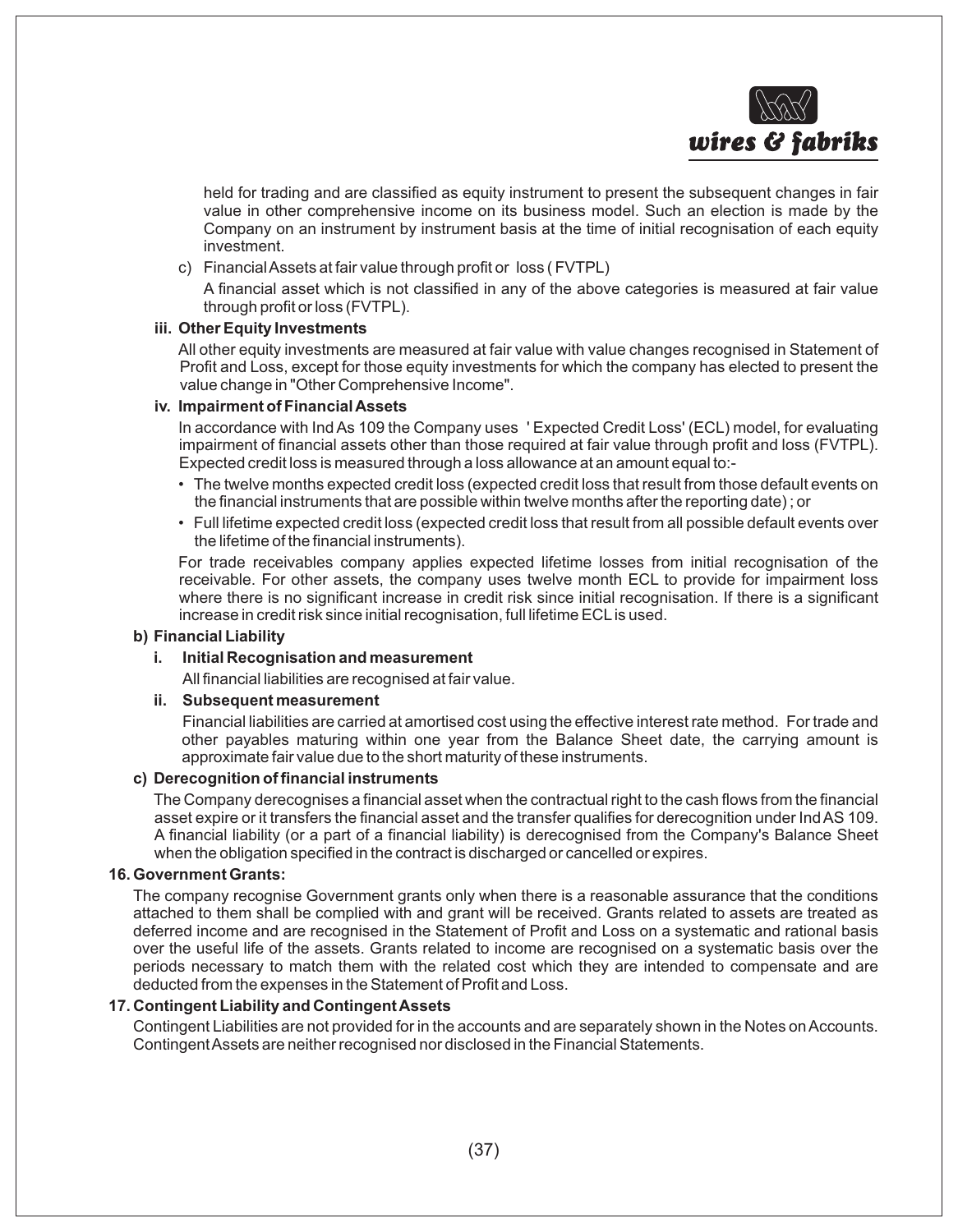held for trading and are classified as equity instrument to present the subsequent changes in fair value in other comprehensive income on its business model. Such an election is made by the Company on an instrument by instrument basis at the time of initial recognisation of each equity investment.

c) Financial Assets at fair value through profit or loss ( FVTPL)

A financial asset which is not classified in any of the above categories is measured at fair value through profit or loss (FVTPL).

**iii. Other Equity Investments**

All other equity investments are measured at fair value with value changes recognised in Statement of Profit and Loss, except for those equity investments for which the company has elected to present the value change in "Other Comprehensive Income".

**iv. Impairment of Financial Assets**

In accordance with Ind As 109 the Company uses ' Expected Credit Loss' (ECL) model, for evaluating impairment of financial assets other than those required at fair value through profit and loss (FVTPL). Expected credit loss is measured through a loss allowance at an amount equal to:-

- The twelve months expected credit loss (expected credit loss that result from those default events on the financial instruments that are possible within twelve months after the reporting date) ; or
- Full lifetime expected credit loss (expected credit loss that result from all possible default events over the lifetime of the financial instruments).

For trade receivables company applies expected lifetime losses from initial recognisation of the receivable. For other assets, the company uses twelve month ECL to provide for impairment loss where there is no significant increase in credit risk since initial recognisation. If there is a significant increase in credit risk since initial recognisation, full lifetime ECL is used.

**b) Financial Liability**

**i. Initial Recognisation and measurement**

All financial liabilities are recognised at fair value.

**ii. Subsequent measurement**

Financial liabilities are carried at amortised cost using the effective interest rate method. For trade and other payables maturing within one year from the Balance Sheet date, the carrying amount is approximate fair value due to the short maturity of these instruments.

**c) Derecognition of financial instruments**

The Company derecognises a financial asset when the contractual right to the cash flows from the financial asset expire or it transfers the financial asset and the transfer qualifies for derecognition under Ind AS 109. A financial liability (or a part of a financial liability) is derecognised from the Company's Balance Sheet when the obligation specified in the contract is discharged or cancelled or expires.

**16. Government Grants:**

The company recognise Government grants only when there is a reasonable assurance that the conditions attached to them shall be complied with and grant will be received. Grants related to assets are treated as deferred income and are recognised in the Statement of Profit and Loss on a systematic and rational basis over the useful life of the assets. Grants related to income are recognised on a systematic basis over the periods necessary to match them with the related cost which they are intended to compensate and are deducted from the expenses in the Statement of Profit and Loss.

**17. Contingent Liability and Contingent Assets**

Contingent Liabilities are not provided for in the accounts and are separately shown in the Notes on Accounts. Contingent Assets are neither recognised nor disclosed in the Financial Statements.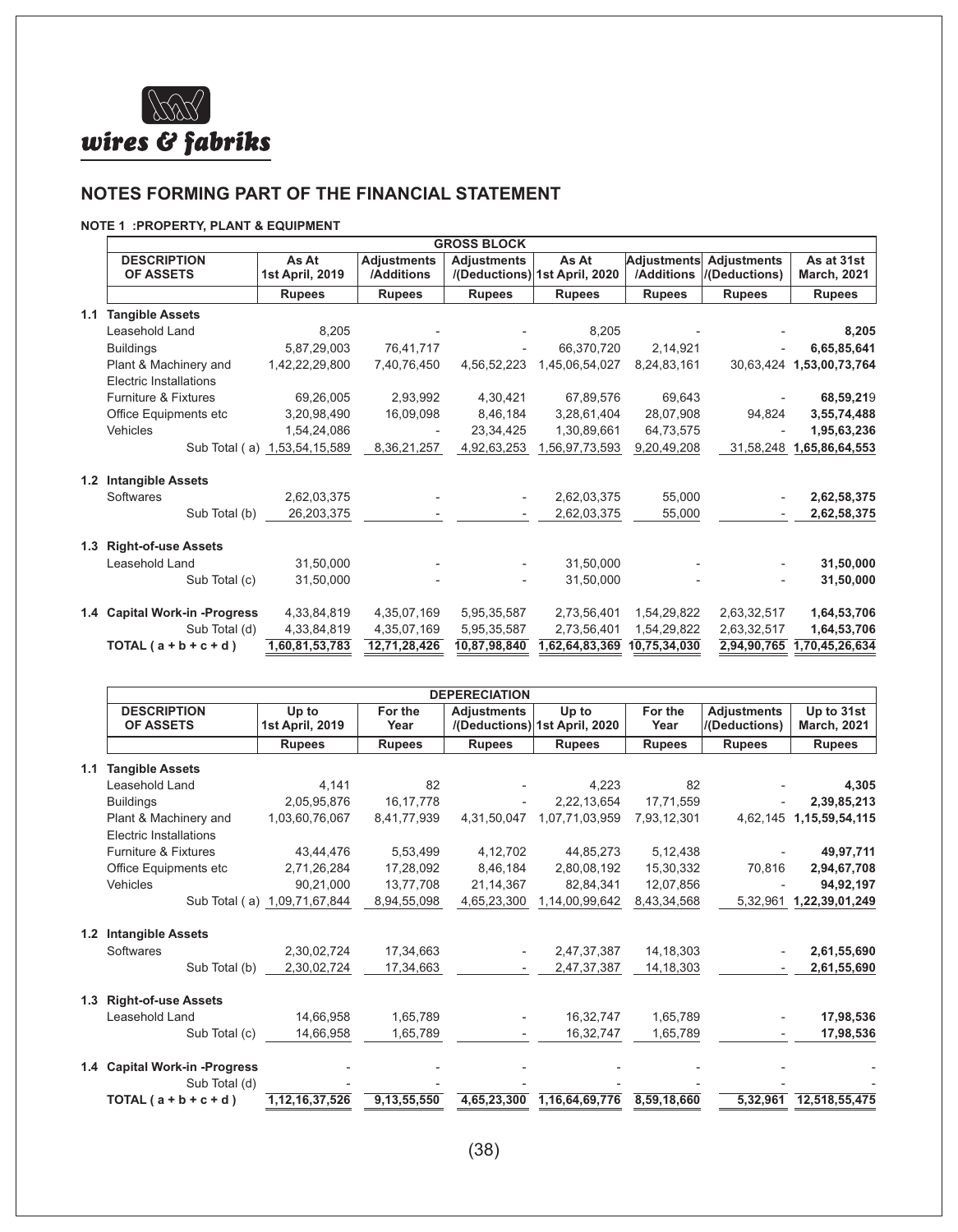wires & fabriks

## NOTES FORMING PART OF THE FINANCIAL STATEMENT

### NOTE 1 :PROPERTY, PLANT & EQUIPMENT

| | GROSS BLOCK | | | | | | | |
|---|---|---|---|---|---|---|---|---|
| | **DESCRIPTION OF ASSETS** | **As At 1st April, 2019** | **Adjustments /Additions** | **Adjustments /(Deductions)** | **As At 1st April, 2020** | **Adjustments /Additions** | **Adjustments /(Deductions)** | **As at 31st March, 2021** |
| | | **Rupees** | **Rupees** | **Rupees** | **Rupees** | **Rupees** | **Rupees** | **Rupees** |
| **1.1** | **Tangible Assets** | | | | | | | |
| | Leasehold Land | 8,205 | - | - | 8,205 | - | - | **8,205** |
| | Buildings | 5,87,29,003 | 76,41,717 | - | 66,370,720 | 2,14,921 | - | **6,65,85,641** |
| | Plant & Machinery and Electric Installations | 1,42,22,29,800 | 7,40,76,450 | 4,56,52,223 | 1,45,06,54,027 | 8,24,83,161 | 30,63,424 | **1,53,00,73,764** |
| | Furniture & Fixtures | 69,26,005 | 2,93,992 | 4,30,421 | 67,89,576 | 69,643 | - | **68,59,21**9 |
| | Office Equipments etc | 3,20,98,490 | 16,09,098 | 8,46,184 | 3,28,61,404 | 28,07,908 | 94,824 | **3,55,74,488** |
| | Vehicles | 1,54,24,086 | - | 23,34,425 | 1,30,89,661 | 64,73,575 | - | **1,95,63,236** |
| | Sub Total ( a) | 1,53,54,15,589 | 8,36,21,257 | 4,92,63,253 | 1,56,97,73,593 | 9,20,49,208 | 31,58,248 | **1,65,86,64,553** |
| **1.2** | **Intangible Assets** | | | | | | | |
| | Softwares | 2,62,03,375 | - | - | 2,62,03,375 | 55,000 | - | **2,62,58,375** |
| | Sub Total (b) | 26,203,375 | - | - | 2,62,03,375 | 55,000 | - | **2,62,58,375** |
| **1.3** | **Right-of-use Assets** | | | | | | | |
| | Leasehold Land | 31,50,000 | - | - | 31,50,000 | - | - | **31,50,000** |
| | Sub Total (c) | 31,50,000 | - | - | 31,50,000 | - | - | **31,50,000** |
| **1.4** | **Capital Work-in -Progress** | 4,33,84,819 | 4,35,07,169 | 5,95,35,587 | 2,73,56,401 | 1,54,29,822 | 2,63,32,517 | **1,64,53,706** |
| | Sub Total (d) | 4,33,84,819 | 4,35,07,169 | 5,95,35,587 | 2,73,56,401 | 1,54,29,822 | 2,63,32,517 | **1,64,53,706** |
| | **TOTAL ( a + b + c + d )** | **1,60,81,53,783** | **12,71,28,426** | **10,87,98,840** | **1,62,64,83,369** | **10,75,34,030** | **2,94,90,765** | **1,70,45,26,634** |

| | DEPERECIATION | | | | | | | |
|---|---|---|---|---|---|---|---|---|
| | **DESCRIPTION OF ASSETS** | **Up to 1st April, 2019** | **For the Year** | **Adjustments /(Deductions)** | **Up to 1st April, 2020** | **For the Year** | **Adjustments /(Deductions)** | **Up to 31st March, 2021** |
| | | **Rupees** | **Rupees** | **Rupees** | **Rupees** | **Rupees** | **Rupees** | **Rupees** |
| **1.1** | **Tangible Assets** | | | | | | | |
| | Leasehold Land | 4,141 | 82 | - | 4,223 | 82 | - | **4,305** |
| | Buildings | 2,05,95,876 | 16,17,778 | - | 2,22,13,654 | 17,71,559 | - | **2,39,85,213** |
| | Plant & Machinery and Electric Installations | 1,03,60,76,067 | 8,41,77,939 | 4,31,50,047 | 1,07,71,03,959 | 7,93,12,301 | 4,62,145 | **1,15,59,54,115** |
| | Furniture & Fixtures | 43,44,476 | 5,53,499 | 4,12,702 | 44,85,273 | 5,12,438 | - | **49,97,711** |
| | Office Equipments etc | 2,71,26,284 | 17,28,092 | 8,46,184 | 2,80,08,192 | 15,30,332 | 70,816 | **2,94,67,708** |
| | Vehicles | 90,21,000 | 13,77,708 | 21,14,367 | 82,84,341 | 12,07,856 | - | **94,92,197** |
| | Sub Total ( a) | 1,09,71,67,844 | 8,94,55,098 | 4,65,23,300 | 1,14,00,99,642 | 8,43,34,568 | 5,32,961 | **1,22,39,01,249** |
| **1.2** | **Intangible Assets** | | | | | | | |
| | Softwares | 2,30,02,724 | 17,34,663 | - | 2,47,37,387 | 14,18,303 | - | **2,61,55,690** |
| | Sub Total (b) | 2,30,02,724 | 17,34,663 | - | 2,47,37,387 | 14,18,303 | - | **2,61,55,690** |
| **1.3** | **Right-of-use Assets** | | | | | | | |
| | Leasehold Land | 14,66,958 | 1,65,789 | - | 16,32,747 | 1,65,789 | - | **17,98,536** |
| | Sub Total (c) | 14,66,958 | 1,65,789 | - | 16,32,747 | 1,65,789 | - | **17,98,536** |
| **1.4** | **Capital Work-in -Progress** | - | - | - | - | - | - | - |
| | Sub Total (d) | - | - | - | - | - | - | - |
| | **TOTAL ( a + b + c + d )** | **1,12,16,37,526** | **9,13,55,550** | **4,65,23,300** | **1,16,64,69,776** | **8,59,18,660** | **5,32,961** | **12,518,55,475** |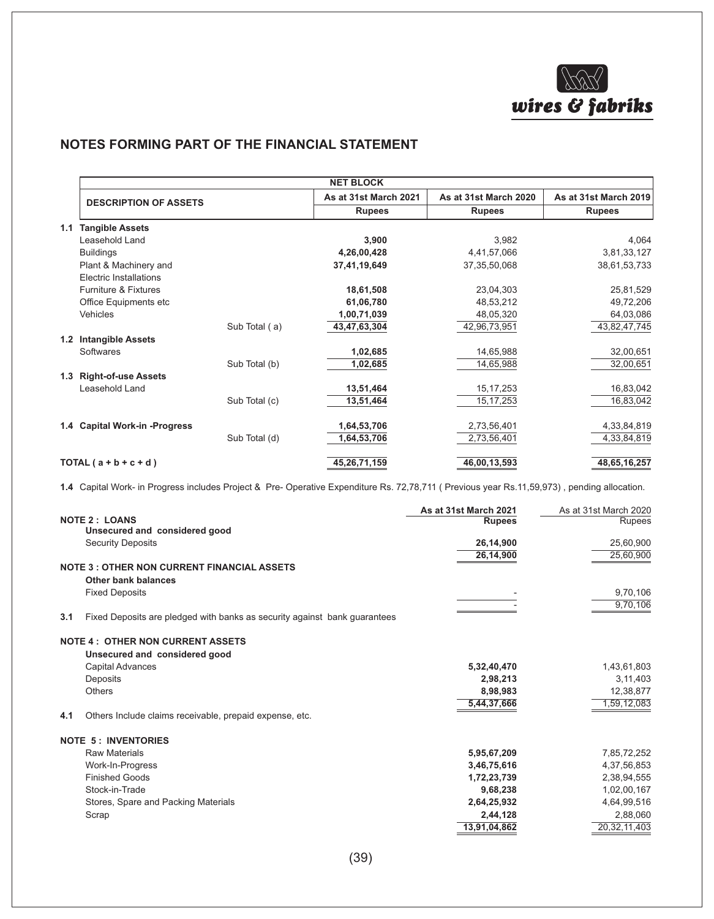## NOTES FORMING PART OF THE FINANCIAL STATEMENT

| | DESCRIPTION OF ASSETS | | NET BLOCK | | |
|---|---|---|---|---|---|
| | | | As at 31st March 2021 | As at 31st March 2020 | As at 31st March 2019 |
| | | | Rupees | Rupees | Rupees |
| 1.1 | **Tangible Assets** | | | | |
| | Leasehold Land | | **3,900** | 3,982 | 4,064 |
| | Buildings | | **4,26,00,428** | 4,41,57,066 | 3,81,33,127 |
| | Plant & Machinery and Electric Installations | | **37,41,19,649** | 37,35,50,068 | 38,61,53,733 |
| | Furniture & Fixtures | | **18,61,508** | 23,04,303 | 25,81,529 |
| | Office Equipments etc | | **61,06,780** | 48,53,212 | 49,72,206 |
| | Vehicles | | **1,00,71,039** | 48,05,320 | 64,03,086 |
| | | Sub Total ( a) | **43,47,63,304** | 42,96,73,951 | 43,82,47,745 |
| 1.2 | **Intangible Assets** | | | | |
| | Softwares | | **1,02,685** | 14,65,988 | 32,00,651 |
| | | Sub Total (b) | **1,02,685** | 14,65,988 | 32,00,651 |
| 1.3 | **Right-of-use Assets** | | | | |
| | Leasehold Land | | **13,51,464** | 15,17,253 | 16,83,042 |
| | | Sub Total (c) | **13,51,464** | 15,17,253 | 16,83,042 |
| 1.4 | **Capital Work-in -Progress** | | **1,64,53,706** | 2,73,56,401 | 4,33,84,819 |
| | | Sub Total (d) | **1,64,53,706** | 2,73,56,401 | 4,33,84,819 |
| | **TOTAL ( a + b + c + d )** | | **45,26,71,159** | **46,00,13,593** | **48,65,16,257** |

**1.4** Capital Work- in Progress includes Project & Pre- Operative Expenditure Rs. 72,78,711 ( Previous year Rs.11,59,973) , pending allocation.

| | | As at 31st March 2021 | As at 31st March 2020 |
|---|---|---|---|
| | | **Rupees** | Rupees |
| | **NOTE 2 : LOANS** | | |
| | **Unsecured and considered good** | | |
| | Security Deposits | **26,14,900** | 25,60,900 |
| | | **26,14,900** | 25,60,900 |
| | **NOTE 3 : OTHER NON CURRENT FINANCIAL ASSETS** | | |
| | **Other bank balances** | | |
| | Fixed Deposits | - | 9,70,106 |
| | | - | 9,70,106 |
| 3.1 | Fixed Deposits are pledged with banks as security against bank guarantees | | |
| | **NOTE 4 : OTHER NON CURRENT ASSETS** | | |
| | **Unsecured and considered good** | | |
| | Capital Advances | **5,32,40,470** | 1,43,61,803 |
| | Deposits | **2,98,213** | 3,11,403 |
| | Others | **8,98,983** | 12,38,877 |
| | | **5,44,37,666** | 1,59,12,083 |
| 4.1 | Others Include claims receivable, prepaid expense, etc. | | |
| | **NOTE 5 : INVENTORIES** | | |
| | Raw Materials | **5,95,67,209** | 7,85,72,252 |
| | Work-In-Progress | **3,46,75,616** | 4,37,56,853 |
| | Finished Goods | **1,72,23,739** | 2,38,94,555 |
| | Stock-in-Trade | **9,68,238** | 1,02,00,167 |
| | Stores, Spare and Packing Materials | **2,64,25,932** | 4,64,99,516 |
| | Scrap | **2,44,128** | 2,88,060 |
| | | **13,91,04,862** | 20,32,11,403 |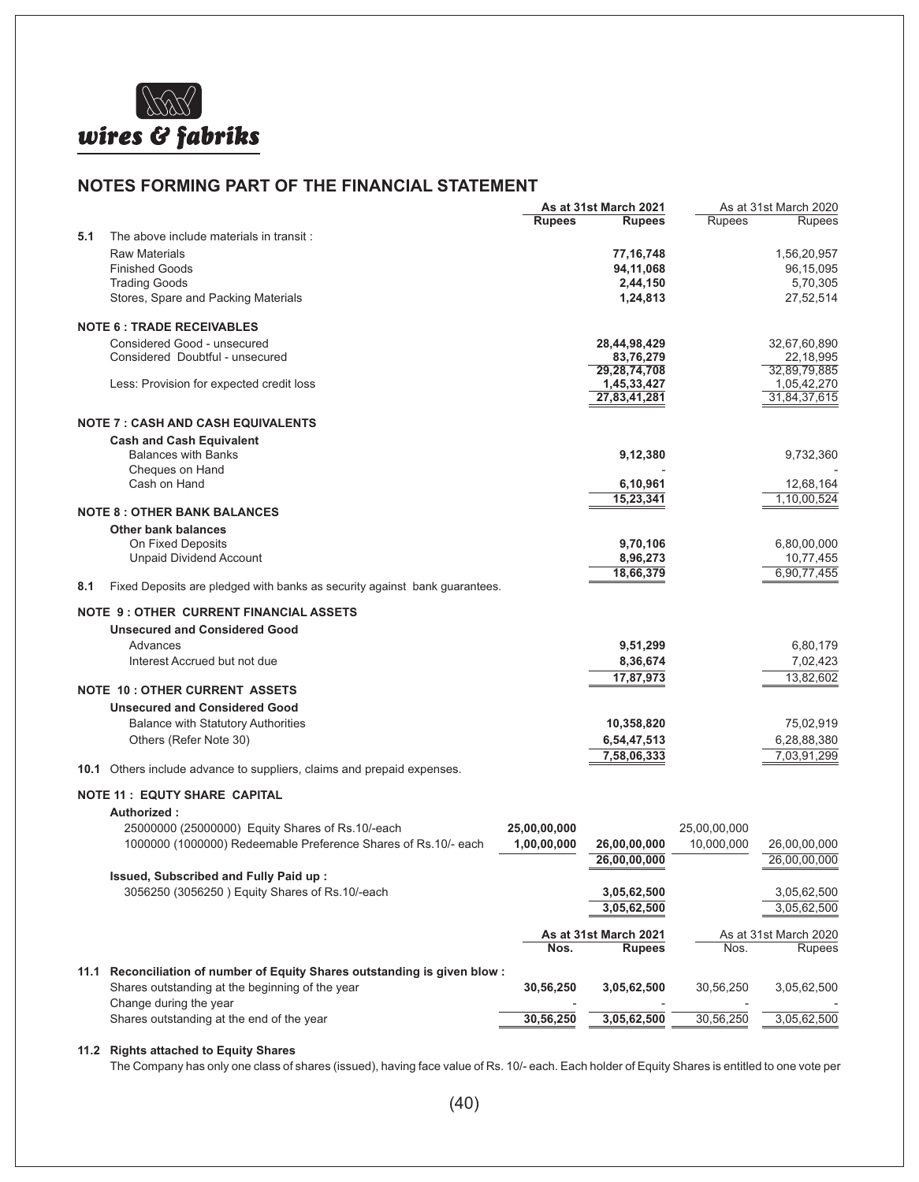## NOTES FORMING PART OF THE FINANCIAL STATEMENT

| | | As at 31st March 2021 | | As at 31st March 2020 | |
|---|---|---|---|---|---|
| | | **Rupees** | **Rupees** | Rupees | Rupees |
| **5.1** | The above include materials in transit : | | | | |
| | Raw Materials | | **77,16,748** | | 1,56,20,957 |
| | Finished Goods | | **94,11,068** | | 96,15,095 |
| | Trading Goods | | **2,44,150** | | 5,70,305 |
| | Stores, Spare and Packing Materials | | **1,24,813** | | 27,52,514 |
| | **NOTE 6 : TRADE RECEIVABLES** | | | | |
| | Considered Good - unsecured | | **28,44,98,429** | | 32,67,60,890 |
| | Considered Doubtful - unsecured | | **83,76,279** | | 22,18,995 |
| | | | **29,28,74,708** | | 32,89,79,885 |
| | Less: Provision for expected credit loss | | **1,45,33,427** | | 1,05,42,270 |
| | | | **27,83,41,281** | | 31,84,37,615 |
| | **NOTE 7 : CASH AND CASH EQUIVALENTS** | | | | |
| | **Cash and Cash Equivalent** | | | | |
| | Balances with Banks | | **9,12,380** | | 9,732,360 |
| | Cheques on Hand | | - | | - |
| | Cash on Hand | | **6,10,961** | | 12,68,164 |
| | | | **15,23,341** | | 1,10,00,524 |
| | **NOTE 8 : OTHER BANK BALANCES** | | | | |
| | **Other bank balances** | | | | |
| | On Fixed Deposits | | **9,70,106** | | 6,80,00,000 |
| | Unpaid Dividend Account | | **8,96,273** | | 10,77,455 |
| | | | **18,66,379** | | 6,90,77,455 |
| **8.1** | Fixed Deposits are pledged with banks as security against bank guarantees. | | | | |
| | **NOTE 9 : OTHER CURRENT FINANCIAL ASSETS** | | | | |
| | **Unsecured and Considered Good** | | | | |
| | Advances | | **9,51,299** | | 6,80,179 |
| | Interest Accrued but not due | | **8,36,674** | | 7,02,423 |
| | | | **17,87,973** | | 13,82,602 |
| | **NOTE 10 : OTHER CURRENT ASSETS** | | | | |
| | **Unsecured and Considered Good** | | | | |
| | Balance with Statutory Authorities | | **10,358,820** | | 75,02,919 |
| | Others (Refer Note 30) | | **6,54,47,513** | | 6,28,88,380 |
| | | | **7,58,06,333** | | 7,03,91,299 |
| **10.1** | Others include advance to suppliers, claims and prepaid expenses. | | | | |
| | **NOTE 11 : EQUTY SHARE CAPITAL** | | | | |
| | **Authorized :** | | | | |
| | 25000000 (25000000) Equity Shares of Rs.10/-each | **25,00,00,000** | | 25,00,00,000 | |
| | 1000000 (1000000) Redeemable Preference Shares of Rs.10/- each | **1,00,00,000** | **26,00,00,000** | 10,000,000 | 26,00,00,000 |
| | | | **26,00,00,000** | | 26,00,00,000 |
| | **Issued, Subscribed and Fully Paid up :** | | | | |
| | 3056250 (3056250 ) Equity Shares of Rs.10/-each | | **3,05,62,500** | | 3,05,62,500 |
| | | | **3,05,62,500** | | 3,05,62,500 |

| | | As at 31st March 2021 | | As at 31st March 2020 | |
|---|---|---|---|---|---|
| | | **Nos.** | **Rupees** | Nos. | Rupees |
| **11.1** | **Reconciliation of number of Equity Shares outstanding is given blow :** | | | | |
| | Shares outstanding at the beginning of the year | **30,56,250** | **3,05,62,500** | 30,56,250 | 3,05,62,500 |
| | Change during the year | - | - | - | - |
| | Shares outstanding at the end of the year | **30,56,250** | **3,05,62,500** | 30,56,250 | 3,05,62,500 |

**11.2 Rights attached to Equity Shares**

The Company has only one class of shares (issued), having face value of Rs. 10/- each. Each holder of Equity Shares is entitled to one vote per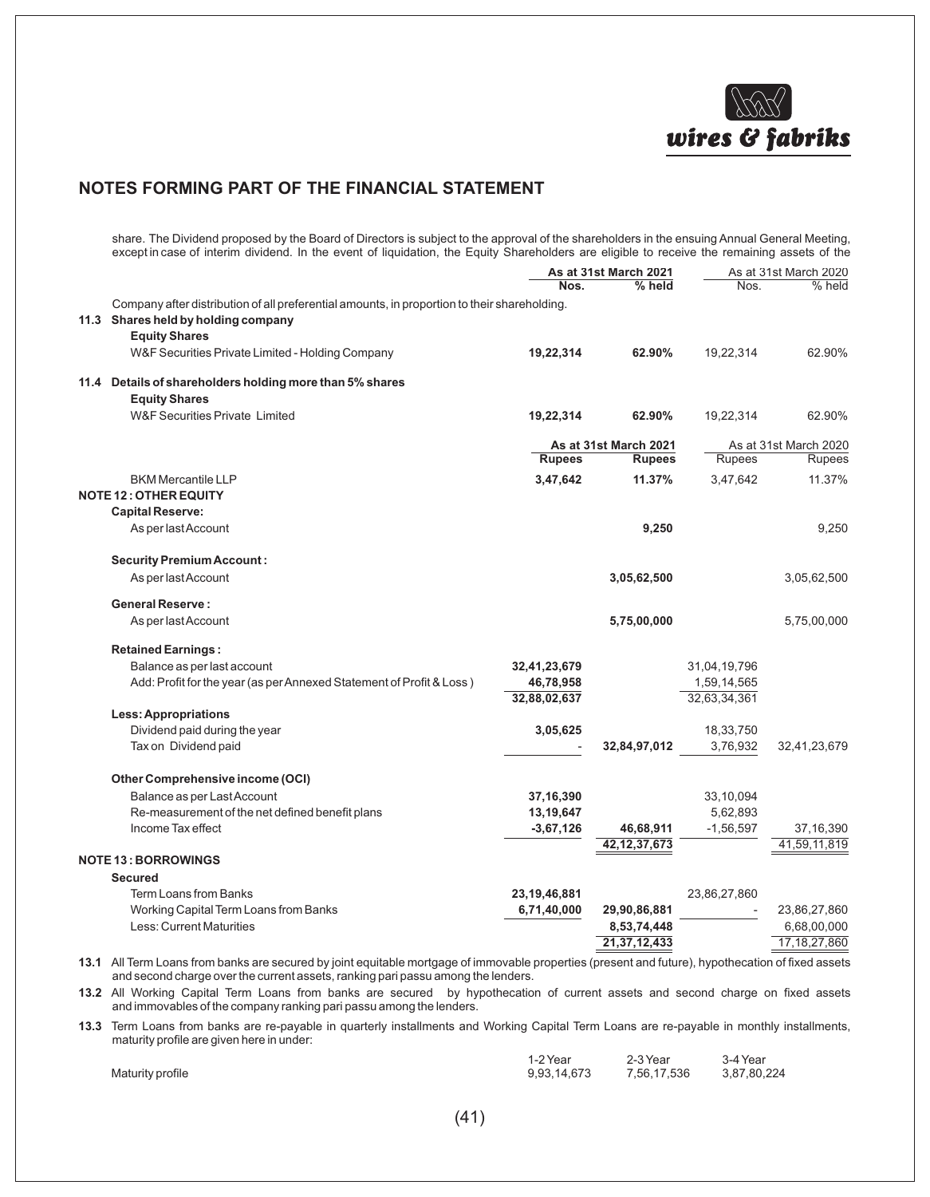## NOTES FORMING PART OF THE FINANCIAL STATEMENT

share. The Dividend proposed by the Board of Directors is subject to the approval of the shareholders in the ensuing Annual General Meeting, except in case of interim dividend. In the event of liquidation, the Equity Shareholders are eligible to receive the remaining assets of the Company after distribution of all preferential amounts, in proportion to their shareholding.

| | As at 31st March 2021 | | As at 31st March 2020 | |
|---|---|---|---|---|
| | **Nos.** | **% held** | Nos. | % held |
| **11.3 Shares held by holding company** | | | | |
| **Equity Shares** | | | | |
| W&F Securities Private Limited - Holding Company | **19,22,314** | **62.90%** | 19,22,314 | 62.90% |
| **11.4 Details of shareholders holding more than 5% shares** | | | | |
| **Equity Shares** | | | | |
| W&F Securities Private Limited | **19,22,314** | **62.90%** | 19,22,314 | 62.90% |
| | **As at 31st March 2021** | | As at 31st March 2020 | |
| | **Rupees** | **Rupees** | Rupees | Rupees |
| BKM Mercantile LLP | **3,47,642** | **11.37%** | 3,47,642 | 11.37% |
| **NOTE 12 : OTHER EQUITY** | | | | |
| **Capital Reserve:** | | | | |
| As per last Account | | **9,250** | | 9,250 |
| **Security Premium Account :** | | | | |
| As per last Account | | **3,05,62,500** | | 3,05,62,500 |
| **General Reserve :** | | | | |
| As per last Account | | **5,75,00,000** | | 5,75,00,000 |
| **Retained Earnings :** | | | | |
| Balance as per last account | **32,41,23,679** | | 31,04,19,796 | |
| Add: Profit for the year (as per Annexed Statement of Profit & Loss ) | **46,78,958** | | 1,59,14,565 | |
| | **32,88,02,637** | | 32,63,34,361 | |
| **Less: Appropriations** | | | | |
| Dividend paid during the year | **3,05,625** | | 18,33,750 | |
| Tax on Dividend paid | - | **32,84,97,012** | 3,76,932 | 32,41,23,679 |
| **Other Comprehensive income (OCI)** | | | | |
| Balance as per Last Account | **37,16,390** | | 33,10,094 | |
| Re-measurement of the net defined benefit plans | **13,19,647** | | 5,62,893 | |
| Income Tax effect | **-3,67,126** | **46,68,911** | -1,56,597 | 37,16,390 |
| | | **42,12,37,673** | | 41,59,11,819 |
| **NOTE 13 : BORROWINGS** | | | | |
| **Secured** | | | | |
| Term Loans from Banks | **23,19,46,881** | | 23,86,27,860 | |
| Working Capital Term Loans from Banks | **6,71,40,000** | **29,90,86,881** | - | 23,86,27,860 |
| Less: Current Maturities | | **8,53,74,448** | | 6,68,00,000 |
| | | **21,37,12,433** | | 17,18,27,860 |

**13.1** All Term Loans from banks are secured by joint equitable mortgage of immovable properties (present and future), hypothecation of fixed assets and second charge over the current assets, ranking pari passu among the lenders.

**13.2** All Working Capital Term Loans from banks are secured by hypothecation of current assets and second charge on fixed assets and immovables of the company ranking pari passu among the lenders.

**13.3** Term Loans from banks are re-payable in quarterly installments and Working Capital Term Loans are re-payable in monthly installments, maturity profile are given here in under:

| | 1-2 Year | 2-3 Year | 3-4 Year |
|---|---|---|---|
| Maturity profile | 9,93,14,673 | 7,56,17,536 | 3,87,80,224 |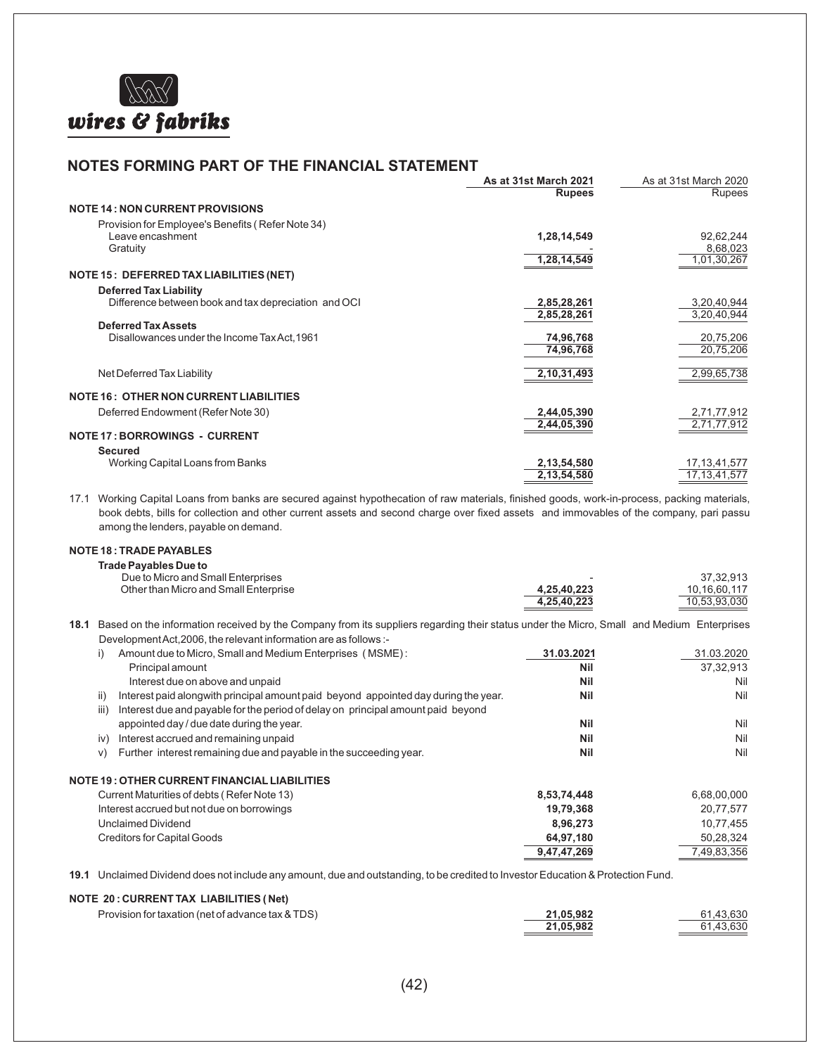# NOTES FORMING PART OF THE FINANCIAL STATEMENT

| | As at 31st March 2021 Rupees | As at 31st March 2020 Rupees |
|---|---|---|
| **NOTE 14 : NON CURRENT PROVISIONS** | | |
| Provision for Employee's Benefits ( Refer Note 34) | | |
| Leave encashment | **1,28,14,549** | 92,62,244 |
| Gratuity | - | 8,68,023 |
| | **1,28,14,549** | 1,01,30,267 |
| **NOTE 15 : DEFERRED TAX LIABILITIES (NET)** | | |
| **Deferred Tax Liability** | | |
| Difference between book and tax depreciation and OCI | **2,85,28,261** | 3,20,40,944 |
| | **2,85,28,261** | 3,20,40,944 |
| **Deferred Tax Assets** | | |
| Disallowances under the Income Tax Act,1961 | **74,96,768** | 20,75,206 |
| | **74,96,768** | 20,75,206 |
| Net Deferred Tax Liability | **2,10,31,493** | 2,99,65,738 |
| **NOTE 16 : OTHER NON CURRENT LIABILITIES** | | |
| Deferred Endowment (Refer Note 30) | **2,44,05,390** | 2,71,77,912 |
| | **2,44,05,390** | 2,71,77,912 |
| **NOTE 17 : BORROWINGS - CURRENT** | | |
| **Secured** | | |
| Working Capital Loans from Banks | **2,13,54,580** | 17,13,41,577 |
| | **2,13,54,580** | 17,13,41,577 |

17.1 Working Capital Loans from banks are secured against hypothecation of raw materials, finished goods, work-in-process, packing materials, book debts, bills for collection and other current assets and second charge over fixed assets and immovables of the company, pari passu among the lenders, payable on demand.

| | | |
|---|---|---|
| **NOTE 18 : TRADE PAYABLES** | | |
| **Trade Payables Due to** | | |
| Due to Micro and Small Enterprises | - | 37,32,913 |
| Other than Micro and Small Enterprise | **4,25,40,223** | 10,16,60,117 |
| | **4,25,40,223** | 10,53,93,030 |

**18.1** Based on the information received by the Company from its suppliers regarding their status under the Micro, Small and Medium Enterprises Development Act,2006, the relevant information are as follows :-

| | 31.03.2021 | 31.03.2020 |
|---|---|---|
| i) Amount due to Micro, Small and Medium Enterprises (MSME) : | | |
| Principal amount | **Nil** | 37,32,913 |
| Interest due on above and unpaid | **Nil** | Nil |
| ii) Interest paid alongwith principal amount paid beyond appointed day during the year. | **Nil** | Nil |
| iii) Interest due and payable for the period of delay on principal amount paid beyond appointed day / due date during the year. | **Nil** | Nil |
| iv) Interest accrued and remaining unpaid | **Nil** | Nil |
| v) Further interest remaining due and payable in the succeeding year. | **Nil** | Nil |

| | | |
|---|---|---|
| **NOTE 19 : OTHER CURRENT FINANCIAL LIABILITIES** | | |
| Current Maturities of debts ( Refer Note 13) | **8,53,74,448** | 6,68,00,000 |
| Interest accrued but not due on borrowings | **19,79,368** | 20,77,577 |
| Unclaimed Dividend | **8,96,273** | 10,77,455 |
| Creditors for Capital Goods | **64,97,180** | 50,28,324 |
| | **9,47,47,269** | 7,49,83,356 |

**19.1** Unclaimed Dividend does not include any amount, due and outstanding, to be credited to Investor Education & Protection Fund.

| | | |
|---|---|---|
| **NOTE 20 : CURRENT TAX LIABILITIES ( Net)** | | |
| Provision for taxation (net of advance tax & TDS) | **21,05,982** | 61,43,630 |
| | **21,05,982** | 61,43,630 |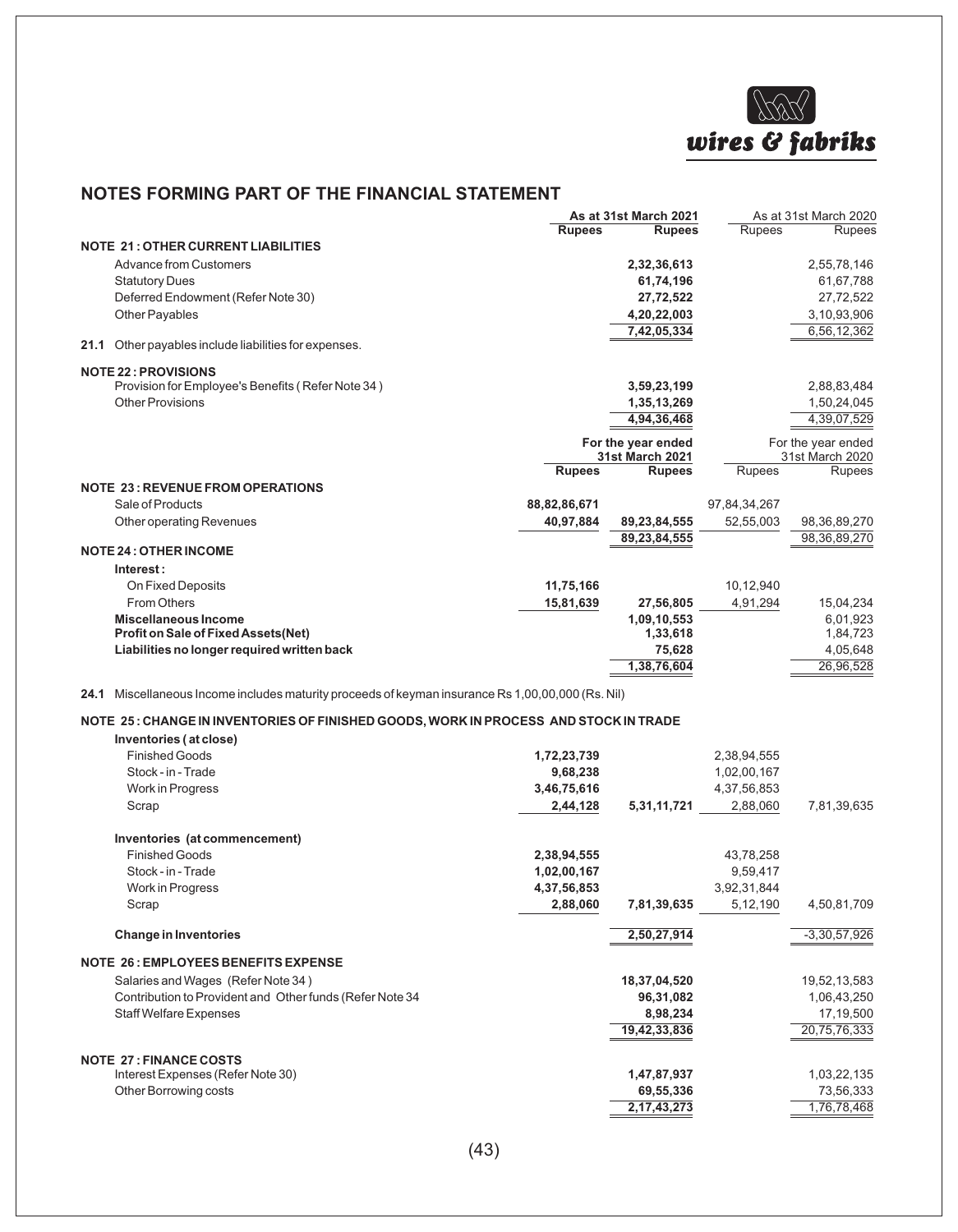## NOTES FORMING PART OF THE FINANCIAL STATEMENT

| | As at 31st March 2021 | | As at 31st March 2020 | |
|---|---|---|---|---|
| | Rupees | Rupees | Rupees | Rupees |
| **NOTE 21 : OTHER CURRENT LIABILITIES** | | | | |
| Advance from Customers | | 2,32,36,613 | | 2,55,78,146 |
| Statutory Dues | | 61,74,196 | | 61,67,788 |
| Deferred Endowment (Refer Note 30) | | 27,72,522 | | 27,72,522 |
| Other Payables | | 4,20,22,003 | | 3,10,93,906 |
| | | 7,42,05,334 | | 6,56,12,362 |

**21.1** Other payables include liabilities for expenses.

| | As at 31st March 2021 | | As at 31st March 2020 | |
|---|---|---|---|---|
| **NOTE 22 : PROVISIONS** | | | | |
| Provision for Employee's Benefits ( Refer Note 34 ) | | 3,59,23,199 | | 2,88,83,484 |
| Other Provisions | | 1,35,13,269 | | 1,50,24,045 |
| | | 4,94,36,468 | | 4,39,07,529 |

| | For the year ended 31st March 2021 | | For the year ended 31st March 2020 | |
|---|---|---|---|---|
| | Rupees | Rupees | Rupees | Rupees |
| **NOTE 23 : REVENUE FROM OPERATIONS** | | | | |
| Sale of Products | 88,82,86,671 | | 97,84,34,267 | |
| Other operating Revenues | 40,97,884 | 89,23,84,555 | 52,55,003 | 98,36,89,270 |
| | | 89,23,84,555 | | 98,36,89,270 |
| **NOTE 24 : OTHER INCOME** | | | | |
| **Interest :** | | | | |
| On Fixed Deposits | 11,75,166 | | 10,12,940 | |
| From Others | 15,81,639 | 27,56,805 | 4,91,294 | 15,04,234 |
| **Miscellaneous Income** | | 1,09,10,553 | | 6,01,923 |
| **Profit on Sale of Fixed Assets(Net)** | | 1,33,618 | | 1,84,723 |
| **Liabilities no longer required written back** | | 75,628 | | 4,05,648 |
| | | 1,38,76,604 | | 26,96,528 |

**24.1** Miscellaneous Income includes maturity proceeds of keyman insurance Rs 1,00,00,000 (Rs. Nil)

| | For the year ended 31st March 2021 | | For the year ended 31st March 2020 | |
|---|---|---|---|---|
| **NOTE 25 : CHANGE IN INVENTORIES OF FINISHED GOODS, WORK IN PROCESS AND STOCK IN TRADE** | | | | |
| **Inventories ( at close)** | | | | |
| Finished Goods | 1,72,23,739 | | 2,38,94,555 | |
| Stock - in - Trade | 9,68,238 | | 1,02,00,167 | |
| Work in Progress | 3,46,75,616 | | 4,37,56,853 | |
| Scrap | 2,44,128 | 5,31,11,721 | 2,88,060 | 7,81,39,635 |
| **Inventories (at commencement)** | | | | |
| Finished Goods | 2,38,94,555 | | 43,78,258 | |
| Stock - in - Trade | 1,02,00,167 | | 9,59,417 | |
| Work in Progress | 4,37,56,853 | | 3,92,31,844 | |
| Scrap | 2,88,060 | 7,81,39,635 | 5,12,190 | 4,50,81,709 |
| **Change in Inventories** | | 2,50,27,914 | | -3,30,57,926 |
| **NOTE 26 : EMPLOYEES BENEFITS EXPENSE** | | | | |
| Salaries and Wages (Refer Note 34 ) | | 18,37,04,520 | | 19,52,13,583 |
| Contribution to Provident and Other funds (Refer Note 34 | | 96,31,082 | | 1,06,43,250 |
| Staff Welfare Expenses | | 8,98,234 | | 17,19,500 |
| | | 19,42,33,836 | | 20,75,76,333 |
| **NOTE 27 : FINANCE COSTS** | | | | |
| Interest Expenses (Refer Note 30) | | 1,47,87,937 | | 1,03,22,135 |
| Other Borrowing costs | | 69,55,336 | | 73,56,333 |
| | | 2,17,43,273 | | 1,76,78,468 |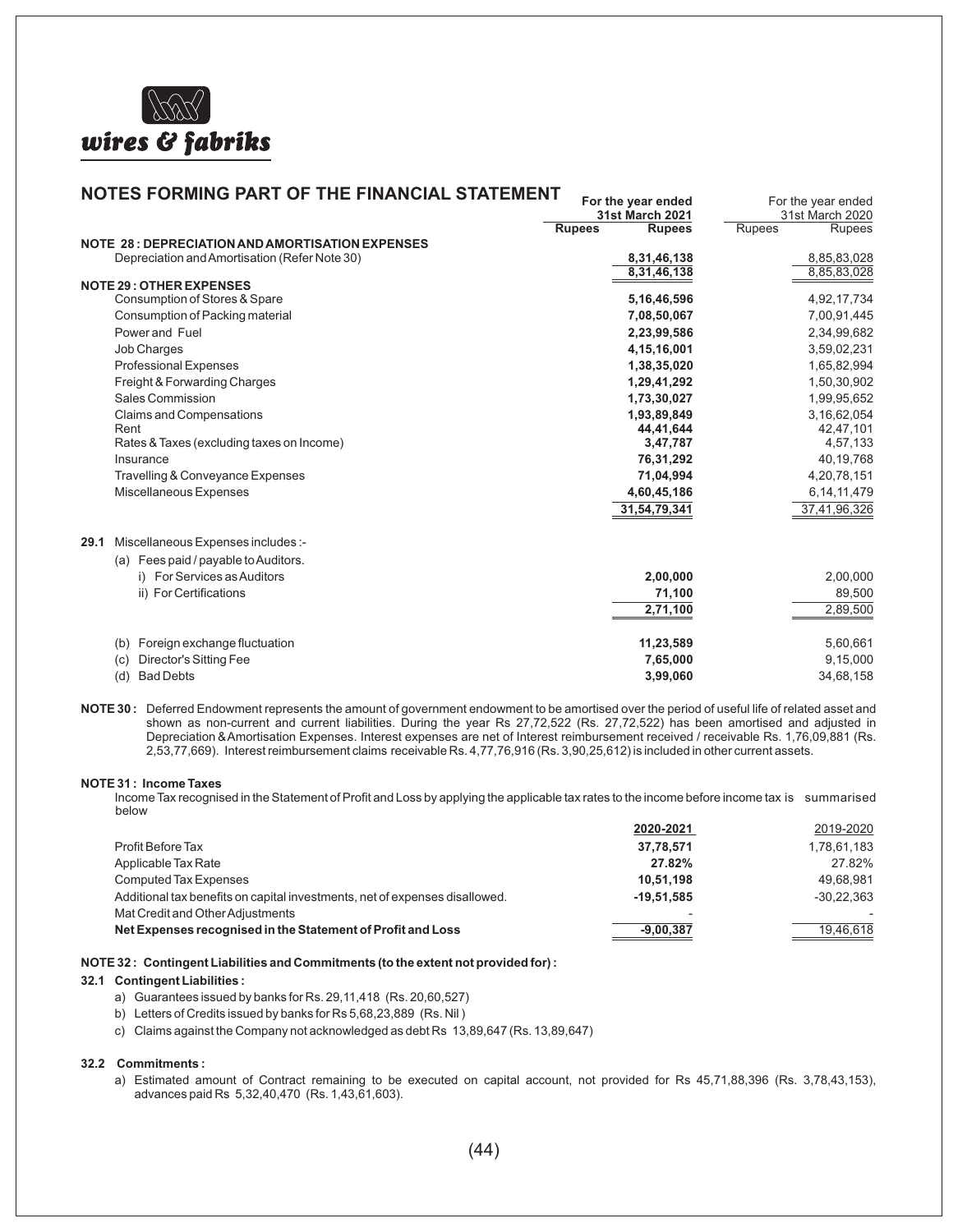## NOTES FORMING PART OF THE FINANCIAL STATEMENT

| | For the year ended 31st March 2021 | | For the year ended 31st March 2020 | |
|---|---|---|---|---|
| | Rupees | Rupees | Rupees | Rupees |
| **NOTE 28 : DEPRECIATION AND AMORTISATION EXPENSES** | | | | |
| Depreciation and Amortisation (Refer Note 30) | | **8,31,46,138** | | 8,85,83,028 |
| | | **8,31,46,138** | | 8,85,83,028 |
| **NOTE 29 : OTHER EXPENSES** | | | | |
| Consumption of Stores & Spare | | **5,16,46,596** | | 4,92,17,734 |
| Consumption of Packing material | | **7,08,50,067** | | 7,00,91,445 |
| Power and Fuel | | **2,23,99,586** | | 2,34,99,682 |
| Job Charges | | **4,15,16,001** | | 3,59,02,231 |
| Professional Expenses | | **1,38,35,020** | | 1,65,82,994 |
| Freight & Forwarding Charges | | **1,29,41,292** | | 1,50,30,902 |
| Sales Commission | | **1,73,30,027** | | 1,99,95,652 |
| Claims and Compensations | | **1,93,89,849** | | 3,16,62,054 |
| Rent | | **44,41,644** | | 42,47,101 |
| Rates & Taxes (excluding taxes on Income) | | **3,47,787** | | 4,57,133 |
| Insurance | | **76,31,292** | | 40,19,768 |
| Travelling & Conveyance Expenses | | **71,04,994** | | 4,20,78,151 |
| Miscellaneous Expenses | | **4,60,45,186** | | 6,14,11,479 |
| | | **31,54,79,341** | | 37,41,96,326 |
| **29.1** Miscellaneous Expenses includes :- | | | | |
| (a) Fees paid / payable to Auditors. | | | | |
| i) For Services as Auditors | | **2,00,000** | | 2,00,000 |
| ii) For Certifications | | **71,100** | | 89,500 |
| | | **2,71,100** | | 2,89,500 |
| (b) Foreign exchange fluctuation | | **11,23,589** | | 5,60,661 |
| (c) Director's Sitting Fee | | **7,65,000** | | 9,15,000 |
| (d) Bad Debts | | **3,99,060** | | 34,68,158 |

**NOTE 30 :** Deferred Endowment represents the amount of government endowment to be amortised over the period of useful life of related asset and shown as non-current and current liabilities. During the year Rs 27,72,522 (Rs. 27,72,522) has been amortised and adjusted in Depreciation & Amortisation Expenses. Interest expenses are net of Interest reimbursement received / receivable Rs. 1,76,09,881 (Rs. 2,53,77,669). Interest reimbursement claims receivable Rs. 4,77,76,916 (Rs. 3,90,25,612) is included in other current assets.

**NOTE 31 : Income Taxes**

Income Tax recognised in the Statement of Profit and Loss by applying the applicable tax rates to the income before income tax is summarised below

| | 2020-2021 | 2019-2020 |
|---|---|---|
| Profit Before Tax | **37,78,571** | 1,78,61,183 |
| Applicable Tax Rate | **27.82%** | 27.82% |
| Computed Tax Expenses | **10,51,198** | 49,68,981 |
| Additional tax benefits on capital investments, net of expenses disallowed. | **-19,51,585** | -30,22,363 |
| Mat Credit and Other Adjustments | - | - |
| **Net Expenses recognised in the Statement of Profit and Loss** | **-9,00,387** | 19,46,618 |

**NOTE 32 : Contingent Liabilities and Commitments (to the extent not provided for) :**

**32.1 Contingent Liabilities :**

a) Guarantees issued by banks for Rs. 29,11,418 (Rs. 20,60,527)

b) Letters of Credits issued by banks for Rs 5,68,23,889 (Rs. Nil )

c) Claims against the Company not acknowledged as debt Rs 13,89,647 (Rs. 13,89,647)

**32.2 Commitments :**

a) Estimated amount of Contract remaining to be executed on capital account, not provided for Rs 45,71,88,396 (Rs. 3,78,43,153), advances paid Rs 5,32,40,470 (Rs. 1,43,61,603).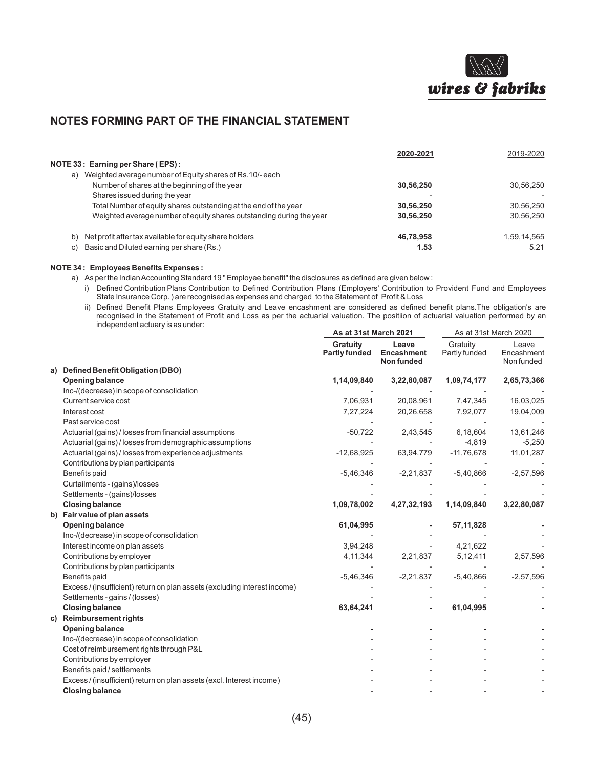## NOTES FORMING PART OF THE FINANCIAL STATEMENT

| | 2020-2021 | 2019-2020 |
|---|---|---|
| **NOTE 33 : Earning per Share ( EPS) :** | | |
| a) Weighted average number of Equity shares of Rs.10/- each | | |
| Number of shares at the beginning of the year | **30,56,250** | 30,56,250 |
| Shares issued during the year | - | - |
| Total Number of equity shares outstanding at the end of the year | **30,56,250** | 30,56,250 |
| Weighted average number of equity shares outstanding during the year | **30,56,250** | 30,56,250 |
| b) Net profit after tax available for equity share holders | **46,78,958** | 1,59,14,565 |
| c) Basic and Diluted earning per share (Rs.) | **1.53** | 5.21 |

**NOTE 34 : Employees Benefits Expenses :**

a) As per the Indian Accounting Standard 19 " Employee benefit" the disclosures as defined are given below :

i) Defined Contribution Plans Contribution to Defined Contribution Plans (Employers' Contribution to Provident Fund and Employees State Insurance Corp. ) are recognised as expenses and charged to the Statement of Profit & Loss

ii) Defined Benefit Plans Employees Gratuity and Leave encashment are considered as defined benefit plans.The obligation's are recognised in the Statement of Profit and Loss as per the actuarial valuation. The positiion of actuarial valuation performed by an independent actuary is as under:

| | As at 31st March 2021 | | As at 31st March 2020 | |
|---|---|---|---|---|
| | **Gratuity Partly funded** | **Leave Encashment Non funded** | Gratuity Partly funded | Leave Encashment Non funded |
| **a) Defined Benefit Obligation (DBO)** | | | | |
| **Opening balance** | **1,14,09,840** | **3,22,80,087** | **1,09,74,177** | **2,65,73,366** |
| Inc-/(decrease) in scope of consolidation | - | - | - | - |
| Current service cost | 7,06,931 | 20,08,961 | 7,47,345 | 16,03,025 |
| Interest cost | 7,27,224 | 20,26,658 | 7,92,077 | 19,04,009 |
| Past service cost | - | - | - | - |
| Actuarial (gains) / losses from financial assumptions | -50,722 | 2,43,545 | 6,18,604 | 13,61,246 |
| Actuarial (gains) / losses from demographic assumptions | - | - | -4,819 | -5,250 |
| Actuarial (gains) / losses from experience adjustments | -12,68,925 | 63,94,779 | -11,76,678 | 11,01,287 |
| Contributions by plan participants | - | - | - | - |
| Benefits paid | -5,46,346 | -2,21,837 | -5,40,866 | -2,57,596 |
| Curtailments - (gains)/losses | - | - | - | - |
| Settlements - (gains)/losses | - | - | - | - |
| **Closing balance** | **1,09,78,002** | **4,27,32,193** | **1,14,09,840** | **3,22,80,087** |
| **b) Fair value of plan assets** | | | | |
| **Opening balance** | **61,04,995** | **-** | **57,11,828** | **-** |
| Inc-/(decrease) in scope of consolidation | - | - | - | - |
| Interest income on plan assets | 3,94,248 | - | 4,21,622 | - |
| Contributions by employer | 4,11,344 | 2,21,837 | 5,12,411 | 2,57,596 |
| Contributions by plan participants | - | - | - | - |
| Benefits paid | -5,46,346 | -2,21,837 | -5,40,866 | -2,57,596 |
| Excess / (insufficient) return on plan assets (excluding interest income) | - | - | - | - |
| Settlements - gains / (losses) | - | - | - | - |
| **Closing balance** | **63,64,241** | **-** | **61,04,995** | **-** |
| **c) Reimbursement rights** | | | | |
| **Opening balance** | **-** | **-** | **-** | **-** |
| Inc-/(decrease) in scope of consolidation | - | - | - | - |
| Cost of reimbursement rights through P&L | - | - | - | - |
| Contributions by employer | - | - | - | - |
| Benefits paid / settlements | - | - | - | - |
| Excess / (insufficient) return on plan assets (excl. Interest income) | - | - | - | - |
| **Closing balance** | - | - | - | - |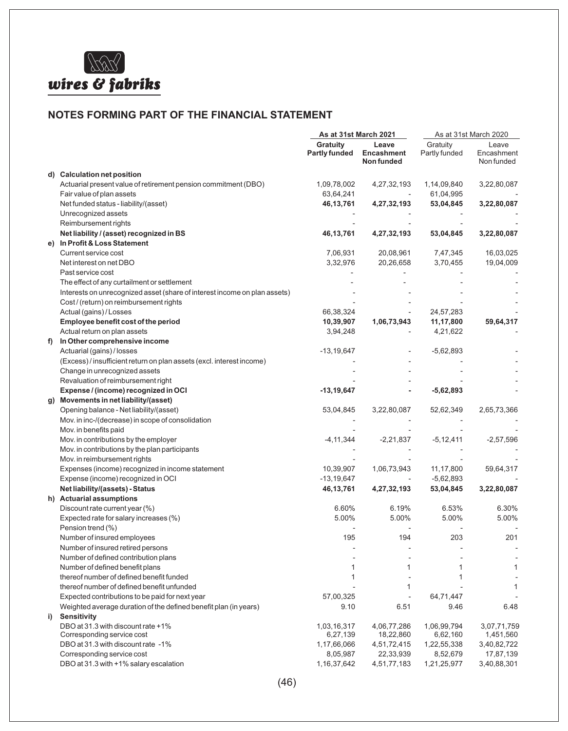## NOTES FORMING PART OF THE FINANCIAL STATEMENT

| | | As at 31st March 2021 | | As at 31st March 2020 | |
|---|---|---|---|---|---|
| | | **Gratuity Partly funded** | **Leave Encashment Non funded** | Gratuity Partly funded | Leave Encashment Non funded |
| **d)** | **Calculation net position** | | | | |
| | Actuarial present value of retirement pension commitment (DBO) | 1,09,78,002 | 4,27,32,193 | 1,14,09,840 | 3,22,80,087 |
| | Fair value of plan assets | 63,64,241 | - | 61,04,995 | - |
| | Net funded status - liability/(asset) | **46,13,761** | **4,27,32,193** | **53,04,845** | **3,22,80,087** |
| | Unrecognized assets | - | - | - | - |
| | Reimbursement rights | - | - | - | - |
| | **Net liability / (asset) recognized in BS** | **46,13,761** | **4,27,32,193** | **53,04,845** | **3,22,80,087** |
| **e)** | **In Profit & Loss Statement** | | | | |
| | Current service cost | 7,06,931 | 20,08,961 | 7,47,345 | 16,03,025 |
| | Net interest on net DBO | 3,32,976 | 20,26,658 | 3,70,455 | 19,04,009 |
| | Past service cost | - | - | - | - |
| | The effect of any curtailment or settlement | - | - | - | - |
| | Interests on unrecognized asset (share of interest income on plan assets) | - | - | - | - |
| | Cost / (return) on reimbursement rights | - | - | - | - |
| | Actual (gains) / Losses | 66,38,324 | - | 24,57,283 | - |
| | **Employee benefit cost of the period** | **10,39,907** | **1,06,73,943** | **11,17,800** | **59,64,317** |
| | Actual return on plan assets | 3,94,248 | - | 4,21,622 | - |
| **f)** | **In Other comprehensive income** | | | | |
| | Actuarial (gains) / losses | -13,19,647 | - | -5,62,893 | - |
| | (Excess) / insufficient return on plan assets (excl. interest income) | - | - | - | - |
| | Change in unrecognized assets | - | - | - | - |
| | Revaluation of reimbursement right | - | - | - | - |
| | **Expense / (income) recognized in OCI** | **-13,19,647** | **-** | **-5,62,893** | - |
| **g)** | **Movements in net liability/(asset)** | | | | |
| | Opening balance - Net liability/(asset) | 53,04,845 | 3,22,80,087 | 52,62,349 | 2,65,73,366 |
| | Mov. in inc-/(decrease) in scope of consolidation | - | - | - | - |
| | Mov. in benefits paid | - | - | - | - |
| | Mov. in contributions by the employer | -4,11,344 | -2,21,837 | -5,12,411 | -2,57,596 |
| | Mov. in contributions by the plan participants | - | - | - | - |
| | Mov. in reimbursement rights | - | - | - | - |
| | Expenses (income) recognized in income statement | 10,39,907 | 1,06,73,943 | 11,17,800 | 59,64,317 |
| | Expense (income) recognized in OCI | -13,19,647 | - | -5,62,893 | - |
| | **Net liability/(assets) - Status** | **46,13,761** | **4,27,32,193** | **53,04,845** | **3,22,80,087** |
| **h)** | **Actuarial assumptions** | | | | |
| | Discount rate current year (%) | 6.60% | 6.19% | 6.53% | 6.30% |
| | Expected rate for salary increases (%) | 5.00% | 5.00% | 5.00% | 5.00% |
| | Pension trend (%) | - | - | - | - |
| | Number of insured employees | 195 | 194 | 203 | 201 |
| | Number of insured retired persons | - | - | - | - |
| | Number of defined contribution plans | - | - | - | - |
| | Number of defined benefit plans | 1 | 1 | 1 | 1 |
| | thereof number of defined benefit funded | 1 | - | 1 | - |
| | thereof number of defined benefit unfunded | - | 1 | - | 1 |
| | Expected contributions to be paid for next year | 57,00,325 | - | 64,71,447 | - |
| | Weighted average duration of the defined benefit plan (in years) | 9.10 | 6.51 | 9.46 | 6.48 |
| **i)** | **Sensitivity** | | | | |
| | DBO at 31.3 with discount rate +1% | 1,03,16,317 | 4,06,77,286 | 1,06,99,794 | 3,07,71,759 |
| | Corresponding service cost | 6,27,139 | 18,22,860 | 6,62,160 | 1,451,560 |
| | DBO at 31.3 with discount rate -1% | 1,17,66,066 | 4,51,72,415 | 1,22,55,338 | 3,40,82,722 |
| | Corresponding service cost | 8,05,987 | 22,33,939 | 8,52,679 | 17,87,139 |
| | DBO at 31.3 with +1% salary escalation | 1,16,37,642 | 4,51,77,183 | 1,21,25,977 | 3,40,88,301 |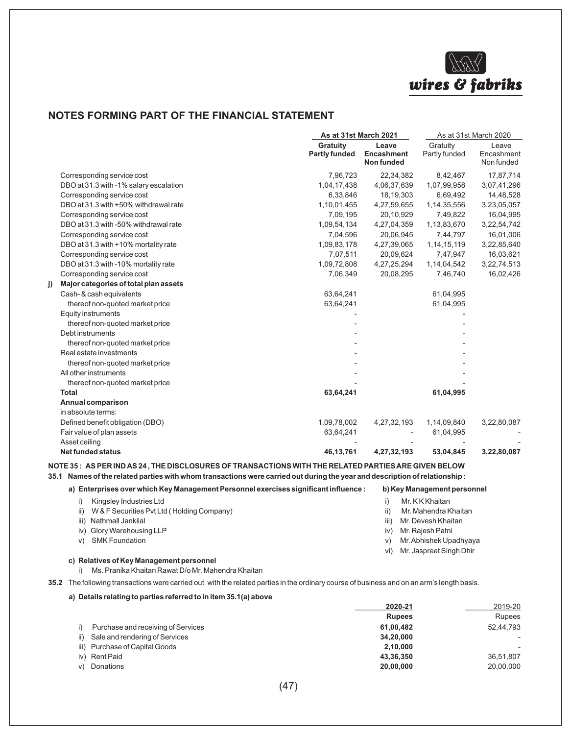## NOTES FORMING PART OF THE FINANCIAL STATEMENT

| | As at 31st March 2021 | | As at 31st March 2020 | |
|---|---|---|---|---|
| | Gratuity Partly funded | Leave Encashment Non funded | Gratuity Partly funded | Leave Encashment Non funded |
| Corresponding service cost | 7,96,723 | 22,34,382 | 8,42,467 | 17,87,714 |
| DBO at 31.3 with -1% salary escalation | 1,04,17,438 | 4,06,37,639 | 1,07,99,958 | 3,07,41,296 |
| Corresponding service cost | 6,33,846 | 18,19,303 | 6,69,492 | 14,48,528 |
| DBO at 31.3 with +50% withdrawal rate | 1,10,01,455 | 4,27,59,655 | 1,14,35,556 | 3,23,05,057 |
| Corresponding service cost | 7,09,195 | 20,10,929 | 7,49,822 | 16,04,995 |
| DBO at 31.3 with -50% withdrawal rate | 1,09,54,134 | 4,27,04,359 | 1,13,83,670 | 3,22,54,742 |
| Corresponding service cost | 7,04,596 | 20,06,945 | 7,44,797 | 16,01,006 |
| DBO at 31.3 with +10% mortality rate | 1,09,83,178 | 4,27,39,065 | 1,14,15,119 | 3,22,85,640 |
| Corresponding service cost | 7,07,511 | 20,09,624 | 7,47,947 | 16,03,621 |
| DBO at 31.3 with -10% mortality rate | 1,09,72,808 | 4,27,25,294 | 1,14,04,542 | 3,22,74,513 |
| Corresponding service cost | 7,06,349 | 20,08,295 | 7,46,740 | 16,02,426 |
| **j) Major categories of total plan assets** | | | | |
| Cash- & cash equivalents | 63,64,241 | | 61,04,995 | |
| thereof non-quoted market price | 63,64,241 | | 61,04,995 | |
| Equity instruments | - | | - | |
| thereof non-quoted market price | - | | - | |
| Debt instruments | - | | - | |
| thereof non-quoted market price | - | | - | |
| Real estate investments | - | | - | |
| thereof non-quoted market price | - | | - | |
| All other instruments | - | | - | |
| thereof non-quoted market price | - | | - | |
| **Total** | **63,64,241** | | **61,04,995** | |
| **Annual comparison** | | | | |
| in absolute terms: | | | | |
| Defined benefit obligation (DBO) | 1,09,78,002 | 4,27,32,193 | 1,14,09,840 | 3,22,80,087 |
| Fair value of plan assets | 63,64,241 | - | 61,04,995 | - |
| Asset ceiling | - | - | - | - |
| **Net funded status** | **46,13,761** | **4,27,32,193** | **53,04,845** | **3,22,80,087** |

### NOTE 35 : AS PER IND AS 24 , THE DISCLOSURES OF TRANSACTIONS WITH THE RELATED PARTIES ARE GIVEN BELOW

**35.1 Names of the related parties with whom transactions were carried out during the year and description of relationship :**

**a) Enterprises over which Key Management Personnel exercises significant influence :**

i) Kingsley Industries Ltd
ii) W & F Securities Pvt Ltd ( Holding Company)
iii) Nathmall Jankilal
iv) Glory Warehousing LLP
v) SMK Foundation

**b) Key Management personnel**

i) Mr. K K Khaitan
ii) Mr. Mahendra Khaitan
iii) Mr. Devesh Khaitan
iv) Mr. Rajesh Patni
v) Mr. Abhishek Upadhyaya
vi) Mr. Jaspreet Singh Dhir

**c) Relatives of Key Management personnel**

i) Ms. Pranika Khaitan Rawat D/o Mr. Mahendra Khaitan

**35.2** The following transactions were carried out with the related parties in the ordinary course of business and on an arm's length basis.

**a) Details relating to parties referred to in item 35.1(a) above**

| | 2020-21 | 2019-20 |
|---|---|---|
| | **Rupees** | Rupees |
| i) Purchase and receiving of Services | **61,00,482** | 52,44,793 |
| ii) Sale and rendering of Services | **34,20,000** | - |
| iii) Purchase of Capital Goods | **2,10,000** | - |
| iv) Rent Paid | **43,36,350** | 36,51,807 |
| v) Donations | **20,00,000** | 20,00,000 |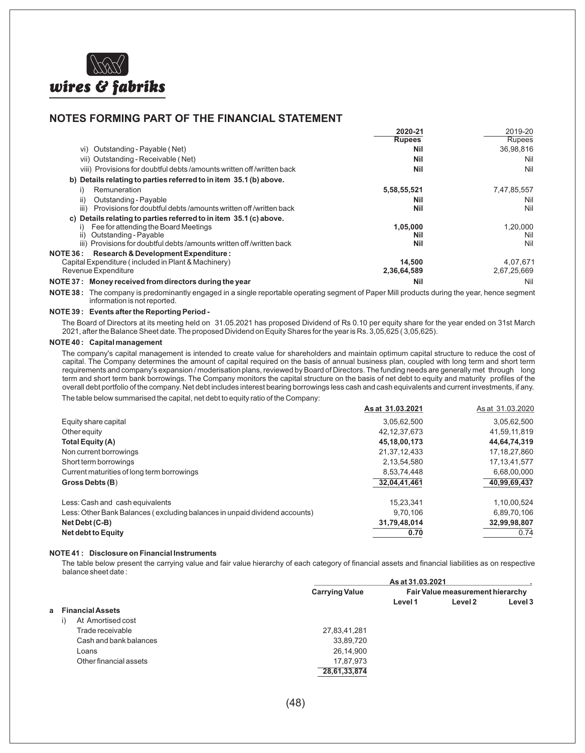## NOTES FORMING PART OF THE FINANCIAL STATEMENT

| | 2020-21 Rupees | 2019-20 Rupees |
|---|---|---|
| vi) Outstanding - Payable ( Net) | **Nil** | 36,98,816 |
| vii) Outstanding - Receivable ( Net) | **Nil** | Nil |
| viii) Provisions for doubtful debts /amounts written off /written back | **Nil** | Nil |
| **b) Details relating to parties referred to in item 35.1 (b) above.** | | |
| i) Remuneration | **5,58,55,521** | 7,47,85,557 |
| ii) Outstanding - Payable | **Nil** | Nil |
| iii) Provisions for doubtful debts /amounts written off /written back | **Nil** | Nil |
| **c) Details relating to parties referred to in item 35.1 (c) above.** | | |
| i) Fee for attending the Board Meetings | **1,05,000** | 1,20,000 |
| ii) Outstanding - Payable | **Nil** | Nil |
| iii) Provisions for doubtful debts /amounts written off /written back | **Nil** | Nil |
| **NOTE 36 : Research & Development Expenditure :** | | |
| Capital Expenditure ( included in Plant & Machinery) | **14,500** | 4,07,671 |
| Revenue Expenditure | **2,36,64,589** | 2,67,25,669 |
| **NOTE 37 : Money received from directors during the year** | **Nil** | Nil |

**NOTE 38 :** The company is predominantly engaged in a single reportable operating segment of Paper Mill products during the year, hence segment information is not reported.

**NOTE 39 : Events after the Reporting Period -**

The Board of Directors at its meeting held on 31.05.2021 has proposed Dividend of Rs 0.10 per equity share for the year ended on 31st March 2021, after the Balance Sheet date. The proposed Dividend on Equity Shares for the year is Rs. 3,05,625 ( 3,05,625).

**NOTE 40 : Capital management**

The company's capital management is intended to create value for shareholders and maintain optimum capital structure to reduce the cost of capital. The Company determines the amount of capital required on the basis of annual business plan, coupled with long term and short term requirements and company's expansion / moderisation plans, reviewed by Board of Directors. The funding needs are generally met through long term and short term bank borrowings. The Company monitors the capital structure on the basis of net debt to equity and maturity profiles of the overall debt portfolio of the company. Net debt includes interest bearing borrowings less cash and cash equivalents and current investments, if any.

The table below summarised the capital, net debt to equity ratio of the Company:

| | As at 31.03.2021 | As at 31.03.2020 |
|---|---|---|
| Equity share capital | 3,05,62,500 | 3,05,62,500 |
| Other equity | 42,12,37,673 | 41,59,11,819 |
| **Total Equity (A)** | **45,18,00,173** | **44,64,74,319** |
| Non current borrowings | 21,37,12,433 | 17,18,27,860 |
| Short term borrowings | 2,13,54,580 | 17,13,41,577 |
| Current maturities of long term borrowings | 8,53,74,448 | 6,68,00,000 |
| **Gross Debts (B)** | **32,04,41,461** | **40,99,69,437** |
| Less: Cash and cash equivalents | 15,23,341 | 1,10,00,524 |
| Less: Other Bank Balances ( excluding balances in unpaid dividend accounts) | 9,70,106 | 6,89,70,106 |
| **Net Debt (C-B)** | **31,79,48,014** | **32,99,98,807** |
| **Net debt to Equity** | **0.70** | 0.74 |

**NOTE 41 : Disclosure on Financial Instruments**

The table below present the carrying value and fair value hierarchy of each category of financial assets and financial liabilities as on respective balance sheet date :

| | As at 31.03.2021 | | | |
|---|---|---|---|---|
| | **Carrying Value** | **Fair Value measurement hierarchy** | | |
| | | **Level 1** | **Level 2** | **Level 3** |
| **a Financial Assets** | | | | |
| i) At Amortised cost | | | | |
| Trade receivable | 27,83,41,281 | | | |
| Cash and bank balances | 33,89,720 | | | |
| Loans | 26,14,900 | | | |
| Other financial assets | 17,87,973 | | | |
| | **28,61,33,874** | | | |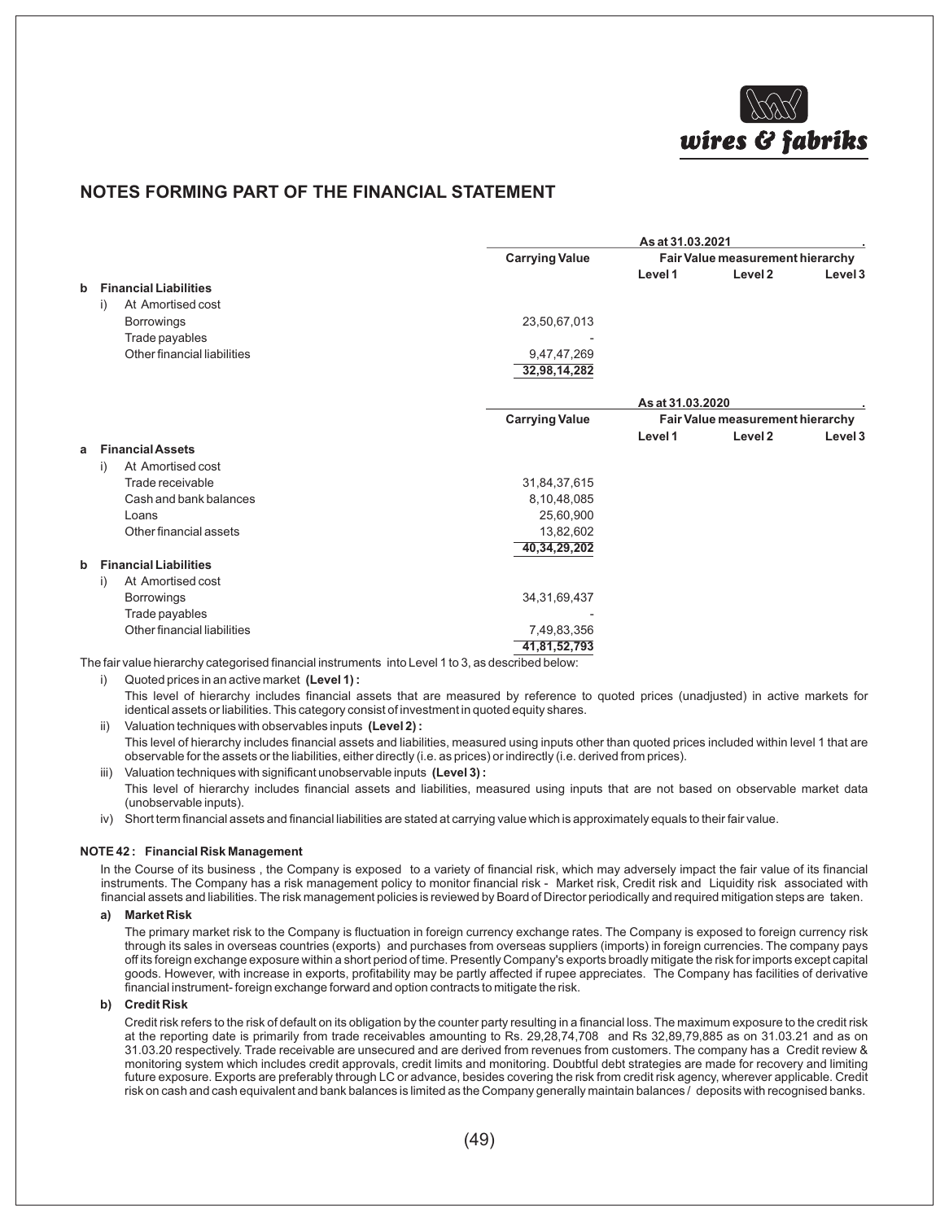## NOTES FORMING PART OF THE FINANCIAL STATEMENT

| | As at 31.03.2021 | | | |
|---|---|---|---|---|
| | Carrying Value | Fair Value measurement hierarchy | | |
| | | Level 1 | Level 2 | Level 3 |
| **b Financial Liabilities** | | | | |
| i) At Amortised cost | | | | |
| Borrowings | 23,50,67,013 | | | |
| Trade payables | - | | | |
| Other financial liabilities | 9,47,47,269 | | | |
| | 32,98,14,282 | | | |

| | As at 31.03.2020 | | | |
|---|---|---|---|---|
| | Carrying Value | Fair Value measurement hierarchy | | |
| | | Level 1 | Level 2 | Level 3 |
| **a Financial Assets** | | | | |
| i) At Amortised cost | | | | |
| Trade receivable | 31,84,37,615 | | | |
| Cash and bank balances | 8,10,48,085 | | | |
| Loans | 25,60,900 | | | |
| Other financial assets | 13,82,602 | | | |
| | 40,34,29,202 | | | |
| **b Financial Liabilities** | | | | |
| i) At Amortised cost | | | | |
| Borrowings | 34,31,69,437 | | | |
| Trade payables | - | | | |
| Other financial liabilities | 7,49,83,356 | | | |
| | 41,81,52,793 | | | |

The fair value hierarchy categorised financial instruments into Level 1 to 3, as described below:

i) Quoted prices in an active market **(Level 1) :**
This level of hierarchy includes financial assets that are measured by reference to quoted prices (unadjusted) in active markets for identical assets or liabilities. This category consist of investment in quoted equity shares.

ii) Valuation techniques with observables inputs **(Level 2) :**
This level of hierarchy includes financial assets and liabilities, measured using inputs other than quoted prices included within level 1 that are observable for the assets or the liabilities, either directly (i.e. as prices) or indirectly (i.e. derived from prices).

iii) Valuation techniques with significant unobservable inputs **(Level 3) :**
This level of hierarchy includes financial assets and liabilities, measured using inputs that are not based on observable market data (unobservable inputs).

iv) Short term financial assets and financial liabilities are stated at carrying value which is approximately equals to their fair value.

### NOTE 42 : Financial Risk Management

In the Course of its business , the Company is exposed to a variety of financial risk, which may adversely impact the fair value of its financial instruments. The Company has a risk management policy to monitor financial risk - Market risk, Credit risk and Liquidity risk associated with financial assets and liabilities. The risk management policies is reviewed by Board of Director periodically and required mitigation steps are taken.

**a) Market Risk**

The primary market risk to the Company is fluctuation in foreign currency exchange rates. The Company is exposed to foreign currency risk through its sales in overseas countries (exports) and purchases from overseas suppliers (imports) in foreign currencies. The company pays off its foreign exchange exposure within a short period of time. Presently Company's exports broadly mitigate the risk for imports except capital goods. However, with increase in exports, profitability may be partly affected if rupee appreciates. The Company has facilities of derivative financial instrument- foreign exchange forward and option contracts to mitigate the risk.

**b) Credit Risk**

Credit risk refers to the risk of default on its obligation by the counter party resulting in a financial loss. The maximum exposure to the credit risk at the reporting date is primarily from trade receivables amounting to Rs. 29,28,74,708 and Rs 32,89,79,885 as on 31.03.21 and as on 31.03.20 respectively. Trade receivable are unsecured and are derived from revenues from customers. The company has a Credit review & monitoring system which includes credit approvals, credit limits and monitoring. Doubtful debt strategies are made for recovery and limiting future exposure. Exports are preferably through LC or advance, besides covering the risk from credit risk agency, wherever applicable. Credit risk on cash and cash equivalent and bank balances is limited as the Company generally maintain balances / deposits with recognised banks.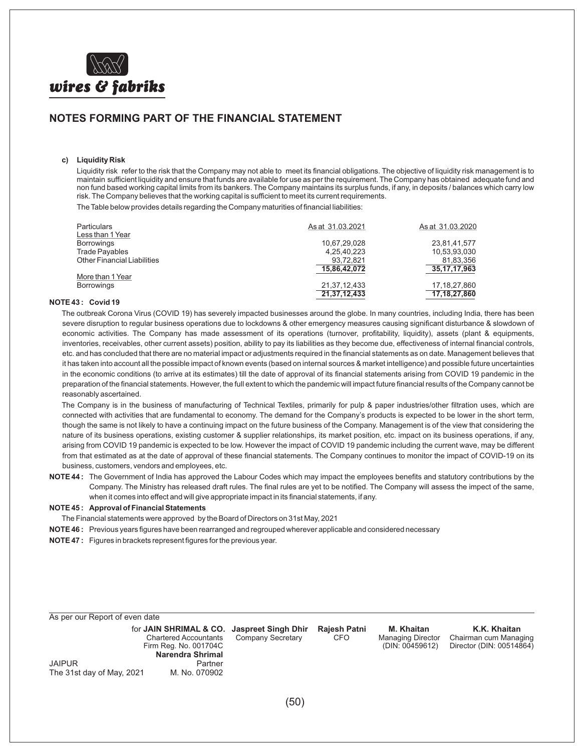## NOTES FORMING PART OF THE FINANCIAL STATEMENT

**c) Liquidity Risk**

Liquidity risk refer to the risk that the Company may not able to meet its financial obligations. The objective of liquidity risk management is to maintain sufficient liquidity and ensure that funds are available for use as per the requirement. The Company has obtained adequate fund and non fund based working capital limits from its bankers. The Company maintains its surplus funds, if any, in deposits / balances which carry low risk. The Company believes that the working capital is sufficient to meet its current requirements.

The Table below provides details regarding the Company maturities of financial liabilities:

| Particulars | As at 31.03.2021 | As at 31.03.2020 |
|---|---|---|
| Less than 1 Year | | |
| Borrowings | 10,67,29,028 | 23,81,41,577 |
| Trade Payables | 4,25,40,223 | 10,53,93,030 |
| Other Financial Liabilities | 93,72,821 | 81,83,356 |
| | **15,86,42,072** | **35,17,17,963** |
| More than 1 Year | | |
| Borrowings | 21,37,12,433 | 17,18,27,860 |
| | **21,37,12,433** | **17,18,27,860** |

**NOTE 43 : Covid 19**

The outbreak Corona Virus (COVID 19) has severely impacted businesses around the globe. In many countries, including India, there has been severe disruption to regular business operations due to lockdowns & other emergency measures causing significant disturbance & slowdown of economic activities. The Company has made assessment of its operations (turnover, profitability, liquidity), assets (plant & equipments, inventories, receivables, other current assets) position, ability to pay its liabilities as they become due, effectiveness of internal financial controls, etc. and has concluded that there are no material impact or adjustments required in the financial statements as on date. Management believes that it has taken into account all the possible impact of known events (based on internal sources & market intelligence) and possible future uncertainties in the economic conditions (to arrive at its estimates) till the date of approval of its financial statements arising from COVID 19 pandemic in the preparation of the financial statements. However, the full extent to which the pandemic will impact future financial results of the Company cannot be reasonably ascertained.

The Company is in the business of manufacturing of Technical Textiles, primarily for pulp & paper industries/other filtration uses, which are connected with activities that are fundamental to economy. The demand for the Company's products is expected to be lower in the short term, though the same is not likely to have a continuing impact on the future business of the Company. Management is of the view that considering the nature of its business operations, existing customer & supplier relationships, its market position, etc. impact on its business operations, if any, arising from COVID 19 pandemic is expected to be low. However the impact of COVID 19 pandemic including the current wave, may be different from that estimated as at the date of approval of these financial statements. The Company continues to monitor the impact of COVID-19 on its business, customers, vendors and employees, etc.

**NOTE 44 :** The Government of India has approved the Labour Codes which may impact the employees benefits and statutory contributions by the Company. The Ministry has released draft rules. The final rules are yet to be notified. The Company will assess the impect of the same, when it comes into effect and will give appropriate impact in its financial statements, if any.

**NOTE 45 : Approval of Financial Statements**

The Financial statements were approved by the Board of Directors on 31st May, 2021

**NOTE 46 :** Previous years figures have been rearranged and regrouped wherever applicable and considered necessary

**NOTE 47 :** Figures in brackets represent figures for the previous year.

As per our Report of even date

for **JAIN SHRIMAL & CO.**
Chartered Accountants
Firm Reg. No. 001704C
**Narendra Shrimal**
Partner
M. No. 070902

JAIPUR
The 31st day of May, 2021

**Jaspreet Singh Dhir**
Company Secretary

**Rajesh Patni**
CFO

**M. Khaitan**
Managing Director
(DIN: 00459612)

**K.K. Khaitan**
Chairman cum Managing Director (DIN: 00514864)